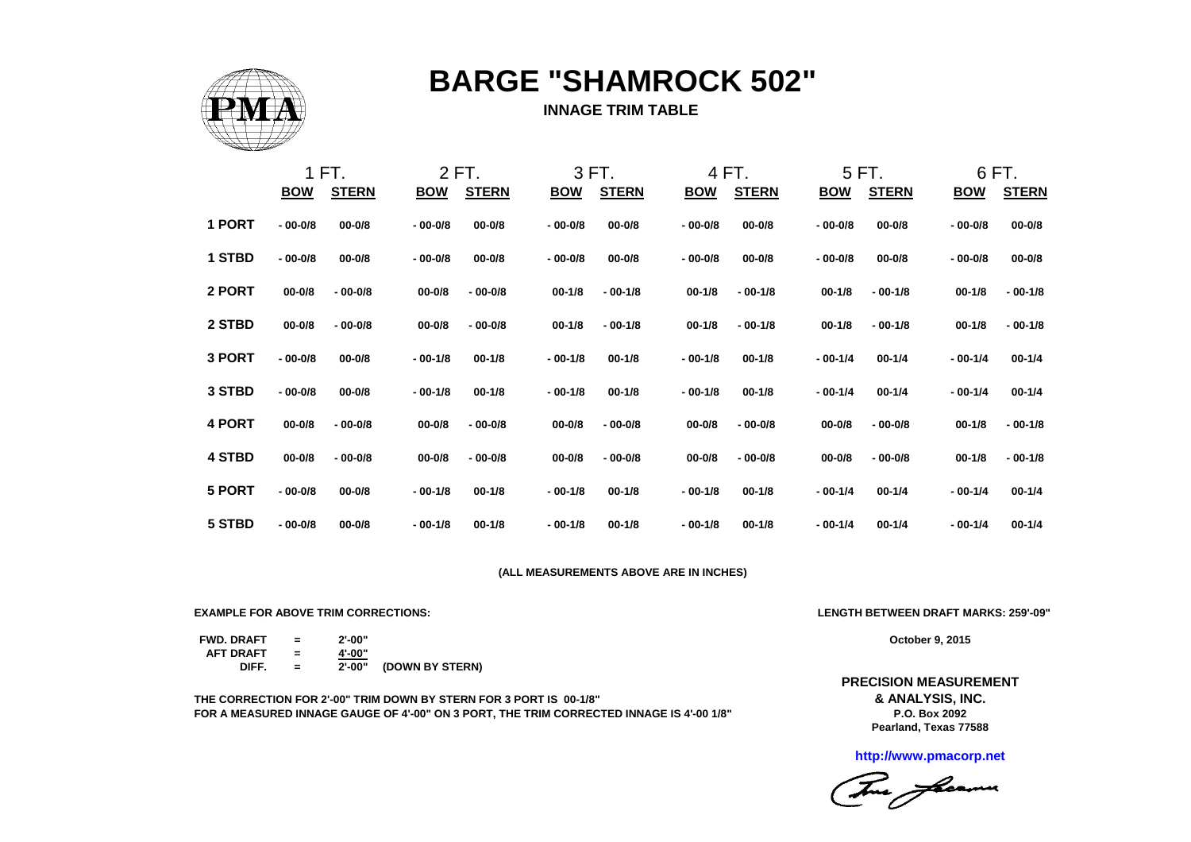# BARGE "SHAMROCK 502"

## INNAGE TRIM TABLE

| | 1 FT. | | 2 FT. | | 3 FT. | | 4 FT. | | 5 FT. | | 6 FT. | |
|---|---|---|---|---|---|---|---|---|---|---|---|---|
| | **BOW** | **STERN** | **BOW** | **STERN** | **BOW** | **STERN** | **BOW** | **STERN** | **BOW** | **STERN** | **BOW** | **STERN** |
| **1 PORT** | - 00-0/8 | 00-0/8 | - 00-0/8 | 00-0/8 | - 00-0/8 | 00-0/8 | - 00-0/8 | 00-0/8 | - 00-0/8 | 00-0/8 | - 00-0/8 | 00-0/8 |
| **1 STBD** | - 00-0/8 | 00-0/8 | - 00-0/8 | 00-0/8 | - 00-0/8 | 00-0/8 | - 00-0/8 | 00-0/8 | - 00-0/8 | 00-0/8 | - 00-0/8 | 00-0/8 |
| **2 PORT** | 00-0/8 | - 00-0/8 | 00-0/8 | - 00-0/8 | 00-1/8 | - 00-1/8 | 00-1/8 | - 00-1/8 | 00-1/8 | - 00-1/8 | 00-1/8 | - 00-1/8 |
| **2 STBD** | 00-0/8 | - 00-0/8 | 00-0/8 | - 00-0/8 | 00-1/8 | - 00-1/8 | 00-1/8 | - 00-1/8 | 00-1/8 | - 00-1/8 | 00-1/8 | - 00-1/8 |
| **3 PORT** | - 00-0/8 | 00-0/8 | - 00-1/8 | 00-1/8 | - 00-1/8 | 00-1/8 | - 00-1/8 | 00-1/8 | - 00-1/4 | 00-1/4 | - 00-1/4 | 00-1/4 |
| **3 STBD** | - 00-0/8 | 00-0/8 | - 00-1/8 | 00-1/8 | - 00-1/8 | 00-1/8 | - 00-1/8 | 00-1/8 | - 00-1/4 | 00-1/4 | - 00-1/4 | 00-1/4 |
| **4 PORT** | 00-0/8 | - 00-0/8 | 00-0/8 | - 00-0/8 | 00-0/8 | - 00-0/8 | 00-0/8 | - 00-0/8 | 00-0/8 | - 00-0/8 | 00-1/8 | - 00-1/8 |
| **4 STBD** | 00-0/8 | - 00-0/8 | 00-0/8 | - 00-0/8 | 00-0/8 | - 00-0/8 | 00-0/8 | - 00-0/8 | 00-0/8 | - 00-0/8 | 00-1/8 | - 00-1/8 |
| **5 PORT** | - 00-0/8 | 00-0/8 | - 00-1/8 | 00-1/8 | - 00-1/8 | 00-1/8 | - 00-1/8 | 00-1/8 | - 00-1/4 | 00-1/4 | - 00-1/4 | 00-1/4 |
| **5 STBD** | - 00-0/8 | 00-0/8 | - 00-1/8 | 00-1/8 | - 00-1/8 | 00-1/8 | - 00-1/8 | 00-1/8 | - 00-1/4 | 00-1/4 | - 00-1/4 | 00-1/4 |

**(ALL MEASUREMENTS ABOVE ARE IN INCHES)**

**EXAMPLE FOR ABOVE TRIM CORRECTIONS:**

| | | | |
|---|---|---|---|
| **FWD. DRAFT** | = | 2'-00" | |
| **AFT DRAFT** | = | 4'-00" | |
| **DIFF.** | = | 2'-00" | (DOWN BY STERN) |

**THE CORRECTION FOR 2'-00" TRIM DOWN BY STERN FOR 3 PORT IS 00-1/8"**
**FOR A MEASURED INNAGE GAUGE OF 4'-00" ON 3 PORT, THE TRIM CORRECTED INNAGE IS 4'-00 1/8"**

**LENGTH BETWEEN DRAFT MARKS: 259'-09"**

**October 9, 2015**

**PRECISION MEASUREMENT & ANALYSIS, INC.**
**P.O. Box 2092**
**Pearland, Texas 77588**

**http://www.pmacorp.net**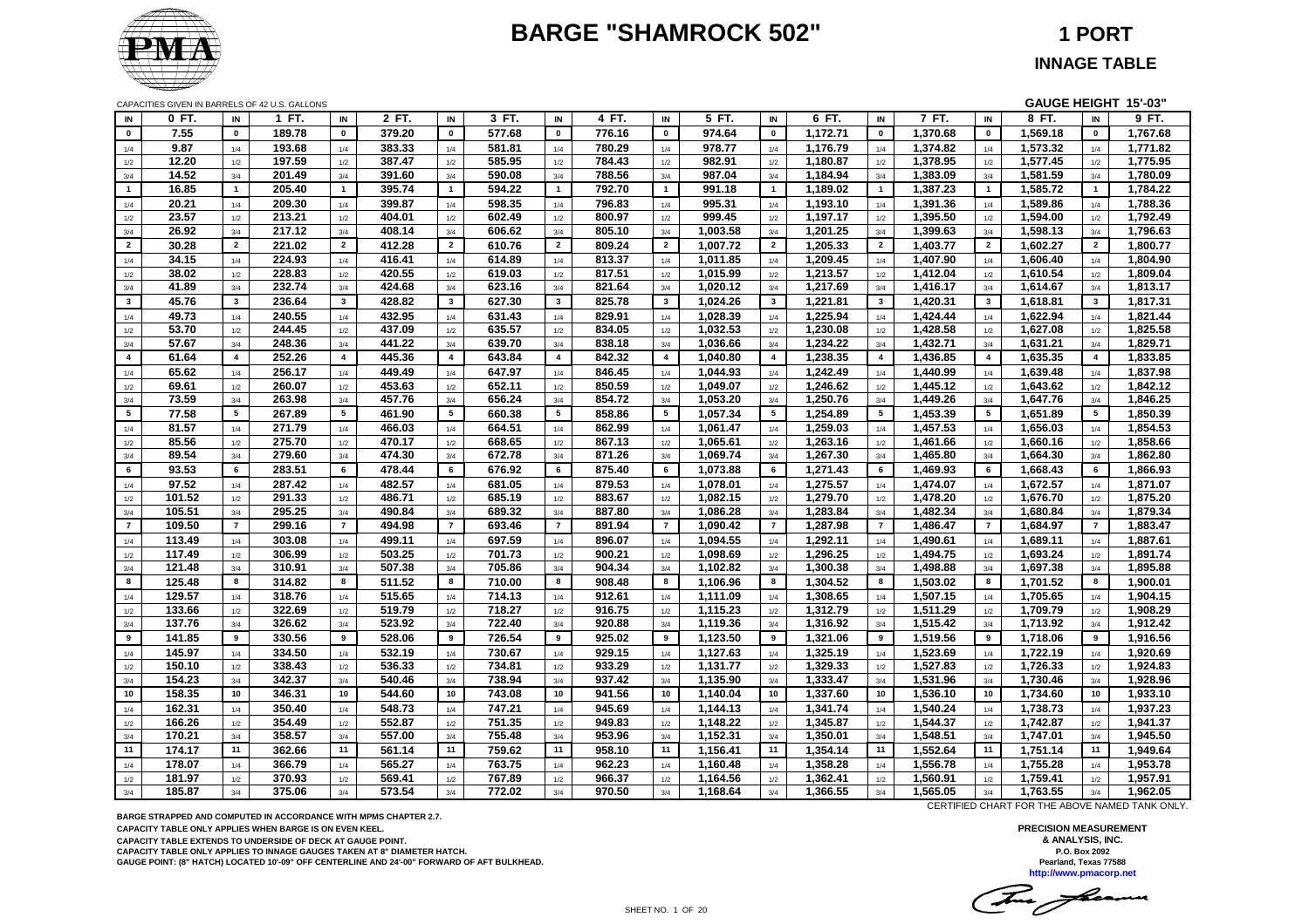# BARGE "SHAMROCK 502"

## 1 PORT

### INNAGE TABLE

CAPACITIES GIVEN IN BARRELS OF 42 U.S. GALLONS

**GAUGE HEIGHT 15'-03"**

| IN | 0 FT. | IN | 1 FT. | IN | 2 FT. | IN | 3 FT. | IN | 4 FT. | IN | 5 FT. | IN | 6 FT. | IN | 7 FT. | IN | 8 FT. | IN | 9 FT. |
|---|---|---|---|---|---|---|---|---|---|---|---|---|---|---|---|---|---|---|---|
| 0 | 7.55 | 0 | 189.78 | 0 | 379.20 | 0 | 577.68 | 0 | 776.16 | 0 | 974.64 | 0 | 1,172.71 | 0 | 1,370.68 | 0 | 1,569.18 | 0 | 1,767.68 |
| 1/4 | 9.87 | 1/4 | 193.68 | 1/4 | 383.33 | 1/4 | 581.81 | 1/4 | 780.29 | 1/4 | 978.77 | 1/4 | 1,176.79 | 1/4 | 1,374.82 | 1/4 | 1,573.32 | 1/4 | 1,771.82 |
| 1/2 | 12.20 | 1/2 | 197.59 | 1/2 | 387.47 | 1/2 | 585.95 | 1/2 | 784.43 | 1/2 | 982.91 | 1/2 | 1,180.87 | 1/2 | 1,378.95 | 1/2 | 1,577.45 | 1/2 | 1,775.95 |
| 3/4 | 14.52 | 3/4 | 201.49 | 3/4 | 391.60 | 3/4 | 590.08 | 3/4 | 788.56 | 3/4 | 987.04 | 3/4 | 1,184.94 | 3/4 | 1,383.09 | 3/4 | 1,581.59 | 3/4 | 1,780.09 |
| 1 | 16.85 | 1 | 205.40 | 1 | 395.74 | 1 | 594.22 | 1 | 792.70 | 1 | 991.18 | 1 | 1,189.02 | 1 | 1,387.23 | 1 | 1,585.72 | 1 | 1,784.22 |
| 1/4 | 20.21 | 1/4 | 209.30 | 1/4 | 399.87 | 1/4 | 598.35 | 1/4 | 796.83 | 1/4 | 995.31 | 1/4 | 1,193.10 | 1/4 | 1,391.36 | 1/4 | 1,589.86 | 1/4 | 1,788.36 |
| 1/2 | 23.57 | 1/2 | 213.21 | 1/2 | 404.01 | 1/2 | 602.49 | 1/2 | 800.97 | 1/2 | 999.45 | 1/2 | 1,197.17 | 1/2 | 1,395.50 | 1/2 | 1,594.00 | 1/2 | 1,792.49 |
| 3/4 | 26.92 | 3/4 | 217.12 | 3/4 | 408.14 | 3/4 | 606.62 | 3/4 | 805.10 | 3/4 | 1,003.58 | 3/4 | 1,201.25 | 3/4 | 1,399.63 | 3/4 | 1,598.13 | 3/4 | 1,796.63 |
| 2 | 30.28 | 2 | 221.02 | 2 | 412.28 | 2 | 610.76 | 2 | 809.24 | 2 | 1,007.72 | 2 | 1,205.33 | 2 | 1,403.77 | 2 | 1,602.27 | 2 | 1,800.77 |
| 1/4 | 34.15 | 1/4 | 224.93 | 1/4 | 416.41 | 1/4 | 614.89 | 1/4 | 813.37 | 1/4 | 1,011.85 | 1/4 | 1,209.45 | 1/4 | 1,407.90 | 1/4 | 1,606.40 | 1/4 | 1,804.90 |
| 1/2 | 38.02 | 1/2 | 228.83 | 1/2 | 420.55 | 1/2 | 619.03 | 1/2 | 817.51 | 1/2 | 1,015.99 | 1/2 | 1,213.57 | 1/2 | 1,412.04 | 1/2 | 1,610.54 | 1/2 | 1,809.04 |
| 3/4 | 41.89 | 3/4 | 232.74 | 3/4 | 424.68 | 3/4 | 623.16 | 3/4 | 821.64 | 3/4 | 1,020.12 | 3/4 | 1,217.69 | 3/4 | 1,416.17 | 3/4 | 1,614.67 | 3/4 | 1,813.17 |
| 3 | 45.76 | 3 | 236.64 | 3 | 428.82 | 3 | 627.30 | 3 | 825.78 | 3 | 1,024.26 | 3 | 1,221.81 | 3 | 1,420.31 | 3 | 1,618.81 | 3 | 1,817.31 |
| 1/4 | 49.73 | 1/4 | 240.55 | 1/4 | 432.95 | 1/4 | 631.43 | 1/4 | 829.91 | 1/4 | 1,028.39 | 1/4 | 1,225.94 | 1/4 | 1,424.44 | 1/4 | 1,622.94 | 1/4 | 1,821.44 |
| 1/2 | 53.70 | 1/2 | 244.45 | 1/2 | 437.09 | 1/2 | 635.57 | 1/2 | 834.05 | 1/2 | 1,032.53 | 1/2 | 1,230.08 | 1/2 | 1,428.58 | 1/2 | 1,627.08 | 1/2 | 1,825.58 |
| 3/4 | 57.67 | 3/4 | 248.36 | 3/4 | 441.22 | 3/4 | 639.70 | 3/4 | 838.18 | 3/4 | 1,036.66 | 3/4 | 1,234.22 | 3/4 | 1,432.71 | 3/4 | 1,631.21 | 3/4 | 1,829.71 |
| 4 | 61.64 | 4 | 252.26 | 4 | 445.36 | 4 | 643.84 | 4 | 842.32 | 4 | 1,040.80 | 4 | 1,238.35 | 4 | 1,436.85 | 4 | 1,635.35 | 4 | 1,833.85 |
| 1/4 | 65.62 | 1/4 | 256.17 | 1/4 | 449.49 | 1/4 | 647.97 | 1/4 | 846.45 | 1/4 | 1,044.93 | 1/4 | 1,242.49 | 1/4 | 1,440.99 | 1/4 | 1,639.48 | 1/4 | 1,837.98 |
| 1/2 | 69.61 | 1/2 | 260.07 | 1/2 | 453.63 | 1/2 | 652.11 | 1/2 | 850.59 | 1/2 | 1,049.07 | 1/2 | 1,246.62 | 1/2 | 1,445.12 | 1/2 | 1,643.62 | 1/2 | 1,842.12 |
| 3/4 | 73.59 | 3/4 | 263.98 | 3/4 | 457.76 | 3/4 | 656.24 | 3/4 | 854.72 | 3/4 | 1,053.20 | 3/4 | 1,250.76 | 3/4 | 1,449.26 | 3/4 | 1,647.76 | 3/4 | 1,846.25 |
| 5 | 77.58 | 5 | 267.89 | 5 | 461.90 | 5 | 660.38 | 5 | 858.86 | 5 | 1,057.34 | 5 | 1,254.89 | 5 | 1,453.39 | 5 | 1,651.89 | 5 | 1,850.39 |
| 1/4 | 81.57 | 1/4 | 271.79 | 1/4 | 466.03 | 1/4 | 664.51 | 1/4 | 862.99 | 1/4 | 1,061.47 | 1/4 | 1,259.03 | 1/4 | 1,457.53 | 1/4 | 1,656.03 | 1/4 | 1,854.53 |
| 1/2 | 85.56 | 1/2 | 275.70 | 1/2 | 470.17 | 1/2 | 668.65 | 1/2 | 867.13 | 1/2 | 1,065.61 | 1/2 | 1,263.16 | 1/2 | 1,461.66 | 1/2 | 1,660.16 | 1/2 | 1,858.66 |
| 3/4 | 89.54 | 3/4 | 279.60 | 3/4 | 474.30 | 3/4 | 672.78 | 3/4 | 871.26 | 3/4 | 1,069.74 | 3/4 | 1,267.30 | 3/4 | 1,465.80 | 3/4 | 1,664.30 | 3/4 | 1,862.80 |
| 6 | 93.53 | 6 | 283.51 | 6 | 478.44 | 6 | 676.92 | 6 | 875.40 | 6 | 1,073.88 | 6 | 1,271.43 | 6 | 1,469.93 | 6 | 1,668.43 | 6 | 1,866.93 |
| 1/4 | 97.52 | 1/4 | 287.42 | 1/4 | 482.57 | 1/4 | 681.05 | 1/4 | 879.53 | 1/4 | 1,078.01 | 1/4 | 1,275.57 | 1/4 | 1,474.07 | 1/4 | 1,672.57 | 1/4 | 1,871.07 |
| 1/2 | 101.52 | 1/2 | 291.33 | 1/2 | 486.71 | 1/2 | 685.19 | 1/2 | 883.67 | 1/2 | 1,082.15 | 1/2 | 1,279.70 | 1/2 | 1,478.20 | 1/2 | 1,676.70 | 1/2 | 1,875.20 |
| 3/4 | 105.51 | 3/4 | 295.25 | 3/4 | 490.84 | 3/4 | 689.32 | 3/4 | 887.80 | 3/4 | 1,086.28 | 3/4 | 1,283.84 | 3/4 | 1,482.34 | 3/4 | 1,680.84 | 3/4 | 1,879.34 |
| 7 | 109.50 | 7 | 299.16 | 7 | 494.98 | 7 | 693.46 | 7 | 891.94 | 7 | 1,090.42 | 7 | 1,287.98 | 7 | 1,486.47 | 7 | 1,684.97 | 7 | 1,883.47 |
| 1/4 | 113.49 | 1/4 | 303.08 | 1/4 | 499.11 | 1/4 | 697.59 | 1/4 | 896.07 | 1/4 | 1,094.55 | 1/4 | 1,292.11 | 1/4 | 1,490.61 | 1/4 | 1,689.11 | 1/4 | 1,887.61 |
| 1/2 | 117.49 | 1/2 | 306.99 | 1/2 | 503.25 | 1/2 | 701.73 | 1/2 | 900.21 | 1/2 | 1,098.69 | 1/2 | 1,296.25 | 1/2 | 1,494.75 | 1/2 | 1,693.24 | 1/2 | 1,891.74 |
| 3/4 | 121.48 | 3/4 | 310.91 | 3/4 | 507.38 | 3/4 | 705.86 | 3/4 | 904.34 | 3/4 | 1,102.82 | 3/4 | 1,300.38 | 3/4 | 1,498.88 | 3/4 | 1,697.38 | 3/4 | 1,895.88 |
| 8 | 125.48 | 8 | 314.82 | 8 | 511.52 | 8 | 710.00 | 8 | 908.48 | 8 | 1,106.96 | 8 | 1,304.52 | 8 | 1,503.02 | 8 | 1,701.52 | 8 | 1,900.01 |
| 1/4 | 129.57 | 1/4 | 318.76 | 1/4 | 515.65 | 1/4 | 714.13 | 1/4 | 912.61 | 1/4 | 1,111.09 | 1/4 | 1,308.65 | 1/4 | 1,507.15 | 1/4 | 1,705.65 | 1/4 | 1,904.15 |
| 1/2 | 133.66 | 1/2 | 322.69 | 1/2 | 519.79 | 1/2 | 718.27 | 1/2 | 916.75 | 1/2 | 1,115.23 | 1/2 | 1,312.79 | 1/2 | 1,511.29 | 1/2 | 1,709.79 | 1/2 | 1,908.29 |
| 3/4 | 137.76 | 3/4 | 326.62 | 3/4 | 523.92 | 3/4 | 722.40 | 3/4 | 920.88 | 3/4 | 1,119.36 | 3/4 | 1,316.92 | 3/4 | 1,515.42 | 3/4 | 1,713.92 | 3/4 | 1,912.42 |
| 9 | 141.85 | 9 | 330.56 | 9 | 528.06 | 9 | 726.54 | 9 | 925.02 | 9 | 1,123.50 | 9 | 1,321.06 | 9 | 1,519.56 | 9 | 1,718.06 | 9 | 1,916.56 |
| 1/4 | 145.97 | 1/4 | 334.50 | 1/4 | 532.19 | 1/4 | 730.67 | 1/4 | 929.15 | 1/4 | 1,127.63 | 1/4 | 1,325.19 | 1/4 | 1,523.69 | 1/4 | 1,722.19 | 1/4 | 1,920.69 |
| 1/2 | 150.10 | 1/2 | 338.43 | 1/2 | 536.33 | 1/2 | 734.81 | 1/2 | 933.29 | 1/2 | 1,131.77 | 1/2 | 1,329.33 | 1/2 | 1,527.83 | 1/2 | 1,726.33 | 1/2 | 1,924.83 |
| 3/4 | 154.23 | 3/4 | 342.37 | 3/4 | 540.46 | 3/4 | 738.94 | 3/4 | 937.42 | 3/4 | 1,135.90 | 3/4 | 1,333.47 | 3/4 | 1,531.96 | 3/4 | 1,730.46 | 3/4 | 1,928.96 |
| 10 | 158.35 | 10 | 346.31 | 10 | 544.60 | 10 | 743.08 | 10 | 941.56 | 10 | 1,140.04 | 10 | 1,337.60 | 10 | 1,536.10 | 10 | 1,734.60 | 10 | 1,933.10 |
| 1/4 | 162.31 | 1/4 | 350.40 | 1/4 | 548.73 | 1/4 | 747.21 | 1/4 | 945.69 | 1/4 | 1,144.13 | 1/4 | 1,341.74 | 1/4 | 1,540.24 | 1/4 | 1,738.73 | 1/4 | 1,937.23 |
| 1/2 | 166.26 | 1/2 | 354.49 | 1/2 | 552.87 | 1/2 | 751.35 | 1/2 | 949.83 | 1/2 | 1,148.22 | 1/2 | 1,345.87 | 1/2 | 1,544.37 | 1/2 | 1,742.87 | 1/2 | 1,941.37 |
| 3/4 | 170.21 | 3/4 | 358.57 | 3/4 | 557.00 | 3/4 | 755.48 | 3/4 | 953.96 | 3/4 | 1,152.31 | 3/4 | 1,350.01 | 3/4 | 1,548.51 | 3/4 | 1,747.01 | 3/4 | 1,945.50 |
| 11 | 174.17 | 11 | 362.66 | 11 | 561.14 | 11 | 759.62 | 11 | 958.10 | 11 | 1,156.41 | 11 | 1,354.14 | 11 | 1,552.64 | 11 | 1,751.14 | 11 | 1,949.64 |
| 1/4 | 178.07 | 1/4 | 366.79 | 1/4 | 565.27 | 1/4 | 763.75 | 1/4 | 962.23 | 1/4 | 1,160.48 | 1/4 | 1,358.28 | 1/4 | 1,556.78 | 1/4 | 1,755.28 | 1/4 | 1,953.78 |
| 1/2 | 181.97 | 1/2 | 370.93 | 1/2 | 569.41 | 1/2 | 767.89 | 1/2 | 966.37 | 1/2 | 1,164.56 | 1/2 | 1,362.41 | 1/2 | 1,560.91 | 1/2 | 1,759.41 | 1/2 | 1,957.91 |
| 3/4 | 185.87 | 3/4 | 375.06 | 3/4 | 573.54 | 3/4 | 772.02 | 3/4 | 970.50 | 3/4 | 1,168.64 | 3/4 | 1,366.55 | 3/4 | 1,565.05 | 3/4 | 1,763.55 | 3/4 | 1,962.05 |

CERTIFIED CHART FOR THE ABOVE NAMED TANK ONLY.

**BARGE STRAPPED AND COMPUTED IN ACCORDANCE WITH MPMS CHAPTER 2.7.**
**CAPACITY TABLE ONLY APPLIES WHEN BARGE IS ON EVEN KEEL.**
**CAPACITY TABLE EXTENDS TO UNDERSIDE OF DECK AT GAUGE POINT.**
**CAPACITY TABLE ONLY APPLIES TO INNAGE GAUGES TAKEN AT 8" DIAMETER HATCH.**
**GAUGE POINT: (8" HATCH) LOCATED 10'-09" OFF CENTERLINE AND 24'-00" FORWARD OF AFT BULKHEAD.**

**PRECISION MEASUREMENT & ANALYSIS, INC.**
**P.O. Box 2092**
**Pearland, Texas 77588**
**http://www.pmacorp.net**

SHEET NO. 1 OF 20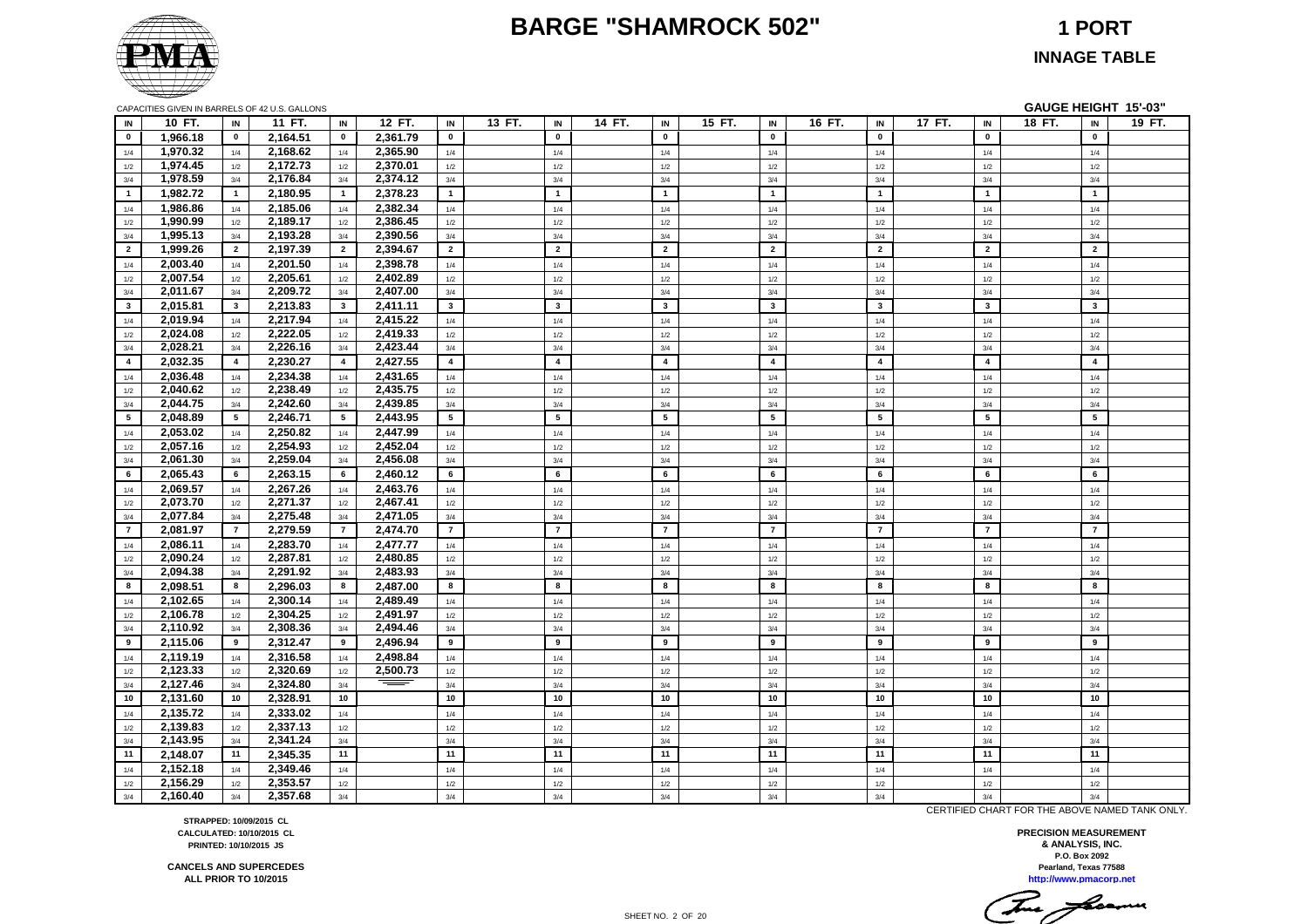# BARGE "SHAMROCK 502"

## 1 PORT

### INNAGE TABLE

CAPACITIES GIVEN IN BARRELS OF 42 U.S. GALLONS

**GAUGE HEIGHT 15'-03"**

| IN | 10 FT. | IN | 11 FT. | IN | 12 FT. | IN | 13 FT. | IN | 14 FT. | IN | 15 FT. | IN | 16 FT. | IN | 17 FT. | IN | 18 FT. | IN | 19 FT. |
|---|---|---|---|---|---|---|---|---|---|---|---|---|---|---|---|---|---|---|---|
| 0 | 1,966.18 | 0 | 2,164.51 | 0 | 2,361.79 | 0 | | 0 | | 0 | | 0 | | 0 | | 0 | | 0 | |
| 1/4 | 1,970.32 | 1/4 | 2,168.62 | 1/4 | 2,365.90 | 1/4 | | 1/4 | | 1/4 | | 1/4 | | 1/4 | | 1/4 | | 1/4 | |
| 1/2 | 1,974.45 | 1/2 | 2,172.73 | 1/2 | 2,370.01 | 1/2 | | 1/2 | | 1/2 | | 1/2 | | 1/2 | | 1/2 | | 1/2 | |
| 3/4 | 1,978.59 | 3/4 | 2,176.84 | 3/4 | 2,374.12 | 3/4 | | 3/4 | | 3/4 | | 3/4 | | 3/4 | | 3/4 | | 3/4 | |
| 1 | 1,982.72 | 1 | 2,180.95 | 1 | 2,378.23 | 1 | | 1 | | 1 | | 1 | | 1 | | 1 | | 1 | |
| 1/4 | 1,986.86 | 1/4 | 2,185.06 | 1/4 | 2,382.34 | 1/4 | | 1/4 | | 1/4 | | 1/4 | | 1/4 | | 1/4 | | 1/4 | |
| 1/2 | 1,990.99 | 1/2 | 2,189.17 | 1/2 | 2,386.45 | 1/2 | | 1/2 | | 1/2 | | 1/2 | | 1/2 | | 1/2 | | 1/2 | |
| 3/4 | 1,995.13 | 3/4 | 2,193.28 | 3/4 | 2,390.56 | 3/4 | | 3/4 | | 3/4 | | 3/4 | | 3/4 | | 3/4 | | 3/4 | |
| 2 | 1,999.26 | 2 | 2,197.39 | 2 | 2,394.67 | 2 | | 2 | | 2 | | 2 | | 2 | | 2 | | 2 | |
| 1/4 | 2,003.40 | 1/4 | 2,201.50 | 1/4 | 2,398.78 | 1/4 | | 1/4 | | 1/4 | | 1/4 | | 1/4 | | 1/4 | | 1/4 | |
| 1/2 | 2,007.54 | 1/2 | 2,205.61 | 1/2 | 2,402.89 | 1/2 | | 1/2 | | 1/2 | | 1/2 | | 1/2 | | 1/2 | | 1/2 | |
| 3/4 | 2,011.67 | 3/4 | 2,209.72 | 3/4 | 2,407.00 | 3/4 | | 3/4 | | 3/4 | | 3/4 | | 3/4 | | 3/4 | | 3/4 | |
| 3 | 2,015.81 | 3 | 2,213.83 | 3 | 2,411.11 | 3 | | 3 | | 3 | | 3 | | 3 | | 3 | | 3 | |
| 1/4 | 2,019.94 | 1/4 | 2,217.94 | 1/4 | 2,415.22 | 1/4 | | 1/4 | | 1/4 | | 1/4 | | 1/4 | | 1/4 | | 1/4 | |
| 1/2 | 2,024.08 | 1/2 | 2,222.05 | 1/2 | 2,419.33 | 1/2 | | 1/2 | | 1/2 | | 1/2 | | 1/2 | | 1/2 | | 1/2 | |
| 3/4 | 2,028.21 | 3/4 | 2,226.16 | 3/4 | 2,423.44 | 3/4 | | 3/4 | | 3/4 | | 3/4 | | 3/4 | | 3/4 | | 3/4 | |
| 4 | 2,032.35 | 4 | 2,230.27 | 4 | 2,427.55 | 4 | | 4 | | 4 | | 4 | | 4 | | 4 | | 4 | |
| 1/4 | 2,036.48 | 1/4 | 2,234.38 | 1/4 | 2,431.65 | 1/4 | | 1/4 | | 1/4 | | 1/4 | | 1/4 | | 1/4 | | 1/4 | |
| 1/2 | 2,040.62 | 1/2 | 2,238.49 | 1/2 | 2,435.75 | 1/2 | | 1/2 | | 1/2 | | 1/2 | | 1/2 | | 1/2 | | 1/2 | |
| 3/4 | 2,044.75 | 3/4 | 2,242.60 | 3/4 | 2,439.85 | 3/4 | | 3/4 | | 3/4 | | 3/4 | | 3/4 | | 3/4 | | 3/4 | |
| 5 | 2,048.89 | 5 | 2,246.71 | 5 | 2,443.95 | 5 | | 5 | | 5 | | 5 | | 5 | | 5 | | 5 | |
| 1/4 | 2,053.02 | 1/4 | 2,250.82 | 1/4 | 2,447.99 | 1/4 | | 1/4 | | 1/4 | | 1/4 | | 1/4 | | 1/4 | | 1/4 | |
| 1/2 | 2,057.16 | 1/2 | 2,254.93 | 1/2 | 2,452.04 | 1/2 | | 1/2 | | 1/2 | | 1/2 | | 1/2 | | 1/2 | | 1/2 | |
| 3/4 | 2,061.30 | 3/4 | 2,259.04 | 3/4 | 2,456.08 | 3/4 | | 3/4 | | 3/4 | | 3/4 | | 3/4 | | 3/4 | | 3/4 | |
| 6 | 2,065.43 | 6 | 2,263.15 | 6 | 2,460.12 | 6 | | 6 | | 6 | | 6 | | 6 | | 6 | | 6 | |
| 1/4 | 2,069.57 | 1/4 | 2,267.26 | 1/4 | 2,463.76 | 1/4 | | 1/4 | | 1/4 | | 1/4 | | 1/4 | | 1/4 | | 1/4 | |
| 1/2 | 2,073.70 | 1/2 | 2,271.37 | 1/2 | 2,467.41 | 1/2 | | 1/2 | | 1/2 | | 1/2 | | 1/2 | | 1/2 | | 1/2 | |
| 3/4 | 2,077.84 | 3/4 | 2,275.48 | 3/4 | 2,471.05 | 3/4 | | 3/4 | | 3/4 | | 3/4 | | 3/4 | | 3/4 | | 3/4 | |
| 7 | 2,081.97 | 7 | 2,279.59 | 7 | 2,474.70 | 7 | | 7 | | 7 | | 7 | | 7 | | 7 | | 7 | |
| 1/4 | 2,086.11 | 1/4 | 2,283.70 | 1/4 | 2,477.77 | 1/4 | | 1/4 | | 1/4 | | 1/4 | | 1/4 | | 1/4 | | 1/4 | |
| 1/2 | 2,090.24 | 1/2 | 2,287.81 | 1/2 | 2,480.85 | 1/2 | | 1/2 | | 1/2 | | 1/2 | | 1/2 | | 1/2 | | 1/2 | |
| 3/4 | 2,094.38 | 3/4 | 2,291.92 | 3/4 | 2,483.93 | 3/4 | | 3/4 | | 3/4 | | 3/4 | | 3/4 | | 3/4 | | 3/4 | |
| 8 | 2,098.51 | 8 | 2,296.03 | 8 | 2,487.00 | 8 | | 8 | | 8 | | 8 | | 8 | | 8 | | 8 | |
| 1/4 | 2,102.65 | 1/4 | 2,300.14 | 1/4 | 2,489.49 | 1/4 | | 1/4 | | 1/4 | | 1/4 | | 1/4 | | 1/4 | | 1/4 | |
| 1/2 | 2,106.78 | 1/2 | 2,304.25 | 1/2 | 2,491.97 | 1/2 | | 1/2 | | 1/2 | | 1/2 | | 1/2 | | 1/2 | | 1/2 | |
| 3/4 | 2,110.92 | 3/4 | 2,308.36 | 3/4 | 2,494.46 | 3/4 | | 3/4 | | 3/4 | | 3/4 | | 3/4 | | 3/4 | | 3/4 | |
| 9 | 2,115.06 | 9 | 2,312.47 | 9 | 2,496.94 | 9 | | 9 | | 9 | | 9 | | 9 | | 9 | | 9 | |
| 1/4 | 2,119.19 | 1/4 | 2,316.58 | 1/4 | 2,498.84 | 1/4 | | 1/4 | | 1/4 | | 1/4 | | 1/4 | | 1/4 | | 1/4 | |
| 1/2 | 2,123.33 | 1/2 | 2,320.69 | 1/2 | 2,500.73 | 1/2 | | 1/2 | | 1/2 | | 1/2 | | 1/2 | | 1/2 | | 1/2 | |
| 3/4 | 2,127.46 | 3/4 | 2,324.80 | 3/4 | | 3/4 | | 3/4 | | 3/4 | | 3/4 | | 3/4 | | 3/4 | | 3/4 | |
| 10 | 2,131.60 | 10 | 2,328.91 | 10 | | 10 | | 10 | | 10 | | 10 | | 10 | | 10 | | 10 | |
| 1/4 | 2,135.72 | 1/4 | 2,333.02 | 1/4 | | 1/4 | | 1/4 | | 1/4 | | 1/4 | | 1/4 | | 1/4 | | 1/4 | |
| 1/2 | 2,139.83 | 1/2 | 2,337.13 | 1/2 | | 1/2 | | 1/2 | | 1/2 | | 1/2 | | 1/2 | | 1/2 | | 1/2 | |
| 3/4 | 2,143.95 | 3/4 | 2,341.24 | 3/4 | | 3/4 | | 3/4 | | 3/4 | | 3/4 | | 3/4 | | 3/4 | | 3/4 | |
| 11 | 2,148.07 | 11 | 2,345.35 | 11 | | 11 | | 11 | | 11 | | 11 | | 11 | | 11 | | 11 | |
| 1/4 | 2,152.18 | 1/4 | 2,349.46 | 1/4 | | 1/4 | | 1/4 | | 1/4 | | 1/4 | | 1/4 | | 1/4 | | 1/4 | |
| 1/2 | 2,156.29 | 1/2 | 2,353.57 | 1/2 | | 1/2 | | 1/2 | | 1/2 | | 1/2 | | 1/2 | | 1/2 | | 1/2 | |
| 3/4 | 2,160.40 | 3/4 | 2,357.68 | 3/4 | | 3/4 | | 3/4 | | 3/4 | | 3/4 | | 3/4 | | 3/4 | | 3/4 | |

CERTIFIED CHART FOR THE ABOVE NAMED TANK ONLY.

**STRAPPED: 10/09/2015 CL**
**CALCULATED: 10/10/2015 CL**
**PRINTED: 10/10/2015 JS**

**CANCELS AND SUPERCEDES**
**ALL PRIOR TO 10/2015**

**PRECISION MEASUREMENT & ANALYSIS, INC.**
**P.O. Box 2092**
**Pearland, Texas 77588**
**http://www.pmacorp.net**

SHEET NO. 2 OF 20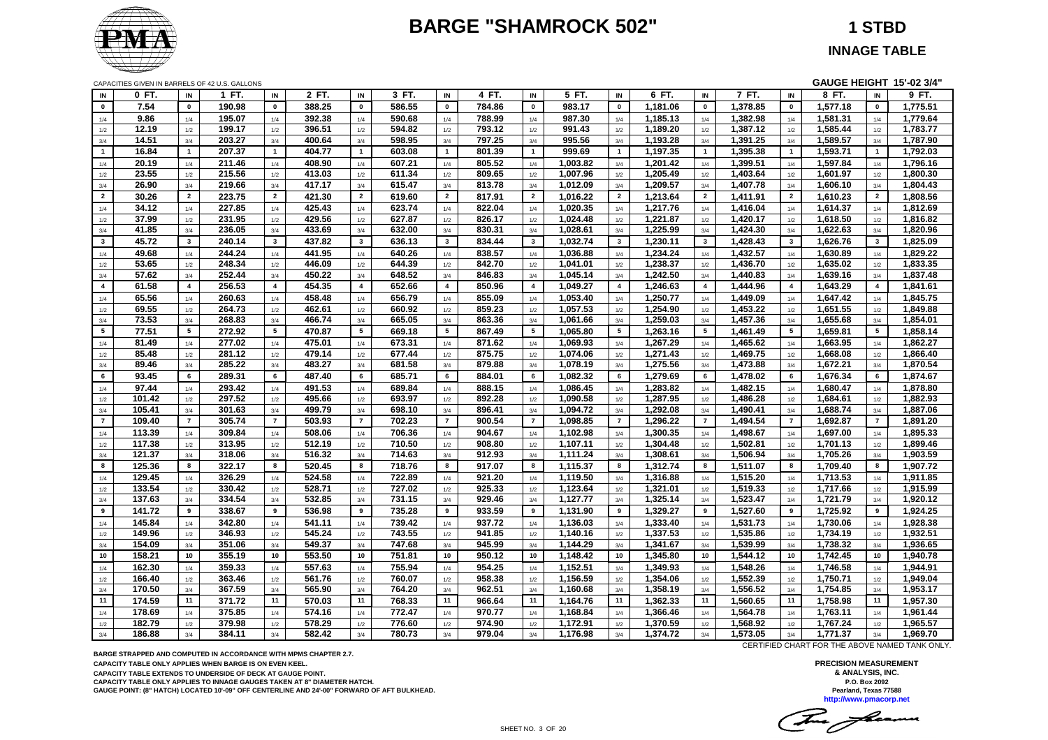# BARGE "SHAMROCK 502"

**1 STBD**

**INNAGE TABLE**

CAPACITIES GIVEN IN BARRELS OF 42 U.S. GALLONS

**GAUGE HEIGHT 15'-02 3/4"**

| IN | 0 FT. | IN | 1 FT. | IN | 2 FT. | IN | 3 FT. | IN | 4 FT. | IN | 5 FT. | IN | 6 FT. | IN | 7 FT. | IN | 8 FT. | IN | 9 FT. |
|---|---|---|---|---|---|---|---|---|---|---|---|---|---|---|---|---|---|---|---|
| 0 | 7.54 | 0 | 190.98 | 0 | 388.25 | 0 | 586.55 | 0 | 784.86 | 0 | 983.17 | 0 | 1,181.06 | 0 | 1,378.85 | 0 | 1,577.18 | 0 | 1,775.51 |
| 1/4 | 9.86 | 1/4 | 195.07 | 1/4 | 392.38 | 1/4 | 590.68 | 1/4 | 788.99 | 1/4 | 987.30 | 1/4 | 1,185.13 | 1/4 | 1,382.98 | 1/4 | 1,581.31 | 1/4 | 1,779.64 |
| 1/2 | 12.19 | 1/2 | 199.17 | 1/2 | 396.51 | 1/2 | 594.82 | 1/2 | 793.12 | 1/2 | 991.43 | 1/2 | 1,189.20 | 1/2 | 1,387.12 | 1/2 | 1,585.44 | 1/2 | 1,783.77 |
| 3/4 | 14.51 | 3/4 | 203.27 | 3/4 | 400.64 | 3/4 | 598.95 | 3/4 | 797.25 | 3/4 | 995.56 | 3/4 | 1,193.28 | 3/4 | 1,391.25 | 3/4 | 1,589.57 | 3/4 | 1,787.90 |
| 1 | 16.84 | 1 | 207.37 | 1 | 404.77 | 1 | 603.08 | 1 | 801.39 | 1 | 999.69 | 1 | 1,197.35 | 1 | 1,395.38 | 1 | 1,593.71 | 1 | 1,792.03 |
| 1/4 | 20.19 | 1/4 | 211.46 | 1/4 | 408.90 | 1/4 | 607.21 | 1/4 | 805.52 | 1/4 | 1,003.82 | 1/4 | 1,201.42 | 1/4 | 1,399.51 | 1/4 | 1,597.84 | 1/4 | 1,796.16 |
| 1/2 | 23.55 | 1/2 | 215.56 | 1/2 | 413.03 | 1/2 | 611.34 | 1/2 | 809.65 | 1/2 | 1,007.96 | 1/2 | 1,205.49 | 1/2 | 1,403.64 | 1/2 | 1,601.97 | 1/2 | 1,800.30 |
| 3/4 | 26.90 | 3/4 | 219.66 | 3/4 | 417.17 | 3/4 | 615.47 | 3/4 | 813.78 | 3/4 | 1,012.09 | 3/4 | 1,209.57 | 3/4 | 1,407.78 | 3/4 | 1,606.10 | 3/4 | 1,804.43 |
| 2 | 30.26 | 2 | 223.75 | 2 | 421.30 | 2 | 619.60 | 2 | 817.91 | 2 | 1,016.22 | 2 | 1,213.64 | 2 | 1,411.91 | 2 | 1,610.23 | 2 | 1,808.56 |
| 1/4 | 34.12 | 1/4 | 227.85 | 1/4 | 425.43 | 1/4 | 623.74 | 1/4 | 822.04 | 1/4 | 1,020.35 | 1/4 | 1,217.76 | 1/4 | 1,416.04 | 1/4 | 1,614.37 | 1/4 | 1,812.69 |
| 1/2 | 37.99 | 1/2 | 231.95 | 1/2 | 429.56 | 1/2 | 627.87 | 1/2 | 826.17 | 1/2 | 1,024.48 | 1/2 | 1,221.87 | 1/2 | 1,420.17 | 1/2 | 1,618.50 | 1/2 | 1,816.82 |
| 3/4 | 41.85 | 3/4 | 236.05 | 3/4 | 433.69 | 3/4 | 632.00 | 3/4 | 830.31 | 3/4 | 1,028.61 | 3/4 | 1,225.99 | 3/4 | 1,424.30 | 3/4 | 1,622.63 | 3/4 | 1,820.96 |
| 3 | 45.72 | 3 | 240.14 | 3 | 437.82 | 3 | 636.13 | 3 | 834.44 | 3 | 1,032.74 | 3 | 1,230.11 | 3 | 1,428.43 | 3 | 1,626.76 | 3 | 1,825.09 |
| 1/4 | 49.68 | 1/4 | 244.24 | 1/4 | 441.95 | 1/4 | 640.26 | 1/4 | 838.57 | 1/4 | 1,036.88 | 1/4 | 1,234.24 | 1/4 | 1,432.57 | 1/4 | 1,630.89 | 1/4 | 1,829.22 |
| 1/2 | 53.65 | 1/2 | 248.34 | 1/2 | 446.09 | 1/2 | 644.39 | 1/2 | 842.70 | 1/2 | 1,041.01 | 1/2 | 1,238.37 | 1/2 | 1,436.70 | 1/2 | 1,635.02 | 1/2 | 1,833.35 |
| 3/4 | 57.62 | 3/4 | 252.44 | 3/4 | 450.22 | 3/4 | 648.52 | 3/4 | 846.83 | 3/4 | 1,045.14 | 3/4 | 1,242.50 | 3/4 | 1,440.83 | 3/4 | 1,639.16 | 3/4 | 1,837.48 |
| 4 | 61.58 | 4 | 256.53 | 4 | 454.35 | 4 | 652.66 | 4 | 850.96 | 4 | 1,049.27 | 4 | 1,246.63 | 4 | 1,444.96 | 4 | 1,643.29 | 4 | 1,841.61 |
| 1/4 | 65.56 | 1/4 | 260.63 | 1/4 | 458.48 | 1/4 | 656.79 | 1/4 | 855.09 | 1/4 | 1,053.40 | 1/4 | 1,250.77 | 1/4 | 1,449.09 | 1/4 | 1,647.42 | 1/4 | 1,845.75 |
| 1/2 | 69.55 | 1/2 | 264.73 | 1/2 | 462.61 | 1/2 | 660.92 | 1/2 | 859.23 | 1/2 | 1,057.53 | 1/2 | 1,254.90 | 1/2 | 1,453.22 | 1/2 | 1,651.55 | 1/2 | 1,849.88 |
| 3/4 | 73.53 | 3/4 | 268.83 | 3/4 | 466.74 | 3/4 | 665.05 | 3/4 | 863.36 | 3/4 | 1,061.66 | 3/4 | 1,259.03 | 3/4 | 1,457.36 | 3/4 | 1,655.68 | 3/4 | 1,854.01 |
| 5 | 77.51 | 5 | 272.92 | 5 | 470.87 | 5 | 669.18 | 5 | 867.49 | 5 | 1,065.80 | 5 | 1,263.16 | 5 | 1,461.49 | 5 | 1,659.81 | 5 | 1,858.14 |
| 1/4 | 81.49 | 1/4 | 277.02 | 1/4 | 475.01 | 1/4 | 673.31 | 1/4 | 871.62 | 1/4 | 1,069.93 | 1/4 | 1,267.29 | 1/4 | 1,465.62 | 1/4 | 1,663.95 | 1/4 | 1,862.27 |
| 1/2 | 85.48 | 1/2 | 281.12 | 1/2 | 479.14 | 1/2 | 677.44 | 1/2 | 875.75 | 1/2 | 1,074.06 | 1/2 | 1,271.43 | 1/2 | 1,469.75 | 1/2 | 1,668.08 | 1/2 | 1,866.40 |
| 3/4 | 89.46 | 3/4 | 285.22 | 3/4 | 483.27 | 3/4 | 681.58 | 3/4 | 879.88 | 3/4 | 1,078.19 | 3/4 | 1,275.56 | 3/4 | 1,473.88 | 3/4 | 1,672.21 | 3/4 | 1,870.54 |
| 6 | 93.45 | 6 | 289.31 | 6 | 487.40 | 6 | 685.71 | 6 | 884.01 | 6 | 1,082.32 | 6 | 1,279.69 | 6 | 1,478.02 | 6 | 1,676.34 | 6 | 1,874.67 |
| 1/4 | 97.44 | 1/4 | 293.42 | 1/4 | 491.53 | 1/4 | 689.84 | 1/4 | 888.15 | 1/4 | 1,086.45 | 1/4 | 1,283.82 | 1/4 | 1,482.15 | 1/4 | 1,680.47 | 1/4 | 1,878.80 |
| 1/2 | 101.42 | 1/2 | 297.52 | 1/2 | 495.66 | 1/2 | 693.97 | 1/2 | 892.28 | 1/2 | 1,090.58 | 1/2 | 1,287.95 | 1/2 | 1,486.28 | 1/2 | 1,684.61 | 1/2 | 1,882.93 |
| 3/4 | 105.41 | 3/4 | 301.63 | 3/4 | 499.79 | 3/4 | 698.10 | 3/4 | 896.41 | 3/4 | 1,094.72 | 3/4 | 1,292.08 | 3/4 | 1,490.41 | 3/4 | 1,688.74 | 3/4 | 1,887.06 |
| 7 | 109.40 | 7 | 305.74 | 7 | 503.93 | 7 | 702.23 | 7 | 900.54 | 7 | 1,098.85 | 7 | 1,296.22 | 7 | 1,494.54 | 7 | 1,692.87 | 7 | 1,891.20 |
| 1/4 | 113.39 | 1/4 | 309.84 | 1/4 | 508.06 | 1/4 | 706.36 | 1/4 | 904.67 | 1/4 | 1,102.98 | 1/4 | 1,300.35 | 1/4 | 1,498.67 | 1/4 | 1,697.00 | 1/4 | 1,895.33 |
| 1/2 | 117.38 | 1/2 | 313.95 | 1/2 | 512.19 | 1/2 | 710.50 | 1/2 | 908.80 | 1/2 | 1,107.11 | 1/2 | 1,304.48 | 1/2 | 1,502.81 | 1/2 | 1,701.13 | 1/2 | 1,899.46 |
| 3/4 | 121.37 | 3/4 | 318.06 | 3/4 | 516.32 | 3/4 | 714.63 | 3/4 | 912.93 | 3/4 | 1,111.24 | 3/4 | 1,308.61 | 3/4 | 1,506.94 | 3/4 | 1,705.26 | 3/4 | 1,903.59 |
| 8 | 125.36 | 8 | 322.17 | 8 | 520.45 | 8 | 718.76 | 8 | 917.07 | 8 | 1,115.37 | 8 | 1,312.74 | 8 | 1,511.07 | 8 | 1,709.40 | 8 | 1,907.72 |
| 1/4 | 129.45 | 1/4 | 326.29 | 1/4 | 524.58 | 1/4 | 722.89 | 1/4 | 921.20 | 1/4 | 1,119.50 | 1/4 | 1,316.88 | 1/4 | 1,515.20 | 1/4 | 1,713.53 | 1/4 | 1,911.85 |
| 1/2 | 133.54 | 1/2 | 330.42 | 1/2 | 528.71 | 1/2 | 727.02 | 1/2 | 925.33 | 1/2 | 1,123.64 | 1/2 | 1,321.01 | 1/2 | 1,519.33 | 1/2 | 1,717.66 | 1/2 | 1,915.99 |
| 3/4 | 137.63 | 3/4 | 334.54 | 3/4 | 532.85 | 3/4 | 731.15 | 3/4 | 929.46 | 3/4 | 1,127.77 | 3/4 | 1,325.14 | 3/4 | 1,523.47 | 3/4 | 1,721.79 | 3/4 | 1,920.12 |
| 9 | 141.72 | 9 | 338.67 | 9 | 536.98 | 9 | 735.28 | 9 | 933.59 | 9 | 1,131.90 | 9 | 1,329.27 | 9 | 1,527.60 | 9 | 1,725.92 | 9 | 1,924.25 |
| 1/4 | 145.84 | 1/4 | 342.80 | 1/4 | 541.11 | 1/4 | 739.42 | 1/4 | 937.72 | 1/4 | 1,136.03 | 1/4 | 1,333.40 | 1/4 | 1,531.73 | 1/4 | 1,730.06 | 1/4 | 1,928.38 |
| 1/2 | 149.96 | 1/2 | 346.93 | 1/2 | 545.24 | 1/2 | 743.55 | 1/2 | 941.85 | 1/2 | 1,140.16 | 1/2 | 1,337.53 | 1/2 | 1,535.86 | 1/2 | 1,734.19 | 1/2 | 1,932.51 |
| 3/4 | 154.09 | 3/4 | 351.06 | 3/4 | 549.37 | 3/4 | 747.68 | 3/4 | 945.99 | 3/4 | 1,144.29 | 3/4 | 1,341.67 | 3/4 | 1,539.99 | 3/4 | 1,738.32 | 3/4 | 1,936.65 |
| 10 | 158.21 | 10 | 355.19 | 10 | 553.50 | 10 | 751.81 | 10 | 950.12 | 10 | 1,148.42 | 10 | 1,345.80 | 10 | 1,544.12 | 10 | 1,742.45 | 10 | 1,940.78 |
| 1/4 | 162.30 | 1/4 | 359.33 | 1/4 | 557.63 | 1/4 | 755.94 | 1/4 | 954.25 | 1/4 | 1,152.51 | 1/4 | 1,349.93 | 1/4 | 1,548.26 | 1/4 | 1,746.58 | 1/4 | 1,944.91 |
| 1/2 | 166.40 | 1/2 | 363.46 | 1/2 | 561.76 | 1/2 | 760.07 | 1/2 | 958.38 | 1/2 | 1,156.59 | 1/2 | 1,354.06 | 1/2 | 1,552.39 | 1/2 | 1,750.71 | 1/2 | 1,949.04 |
| 3/4 | 170.50 | 3/4 | 367.59 | 3/4 | 565.90 | 3/4 | 764.20 | 3/4 | 962.51 | 3/4 | 1,160.68 | 3/4 | 1,358.19 | 3/4 | 1,556.52 | 3/4 | 1,754.85 | 3/4 | 1,953.17 |
| 11 | 174.59 | 11 | 371.72 | 11 | 570.03 | 11 | 768.33 | 11 | 966.64 | 11 | 1,164.76 | 11 | 1,362.33 | 11 | 1,560.65 | 11 | 1,758.98 | 11 | 1,957.30 |
| 1/4 | 178.69 | 1/4 | 375.85 | 1/4 | 574.16 | 1/4 | 772.47 | 1/4 | 970.77 | 1/4 | 1,168.84 | 1/4 | 1,366.46 | 1/4 | 1,564.78 | 1/4 | 1,763.11 | 1/4 | 1,961.44 |
| 1/2 | 182.79 | 1/2 | 379.98 | 1/2 | 578.29 | 1/2 | 776.60 | 1/2 | 974.90 | 1/2 | 1,172.91 | 1/2 | 1,370.59 | 1/2 | 1,568.92 | 1/2 | 1,767.24 | 1/2 | 1,965.57 |
| 3/4 | 186.88 | 3/4 | 384.11 | 3/4 | 582.42 | 3/4 | 780.73 | 3/4 | 979.04 | 3/4 | 1,176.98 | 3/4 | 1,374.72 | 3/4 | 1,573.05 | 3/4 | 1,771.37 | 3/4 | 1,969.70 |

CERTIFIED CHART FOR THE ABOVE NAMED TANK ONLY.

**BARGE STRAPPED AND COMPUTED IN ACCORDANCE WITH MPMS CHAPTER 2.7.**
**CAPACITY TABLE ONLY APPLIES WHEN BARGE IS ON EVEN KEEL.**
**CAPACITY TABLE EXTENDS TO UNDERSIDE OF DECK AT GAUGE POINT.**
**CAPACITY TABLE ONLY APPLIES TO INNAGE GAUGES TAKEN AT 8" DIAMETER HATCH.**
**GAUGE POINT: (8" HATCH) LOCATED 10'-09" OFF CENTERLINE AND 24'-00" FORWARD OF AFT BULKHEAD.**

**PRECISION MEASUREMENT & ANALYSIS, INC.**
P.O. Box 2092
Pearland, Texas 77588
http://www.pmacorp.net

SHEET NO. 3 OF 20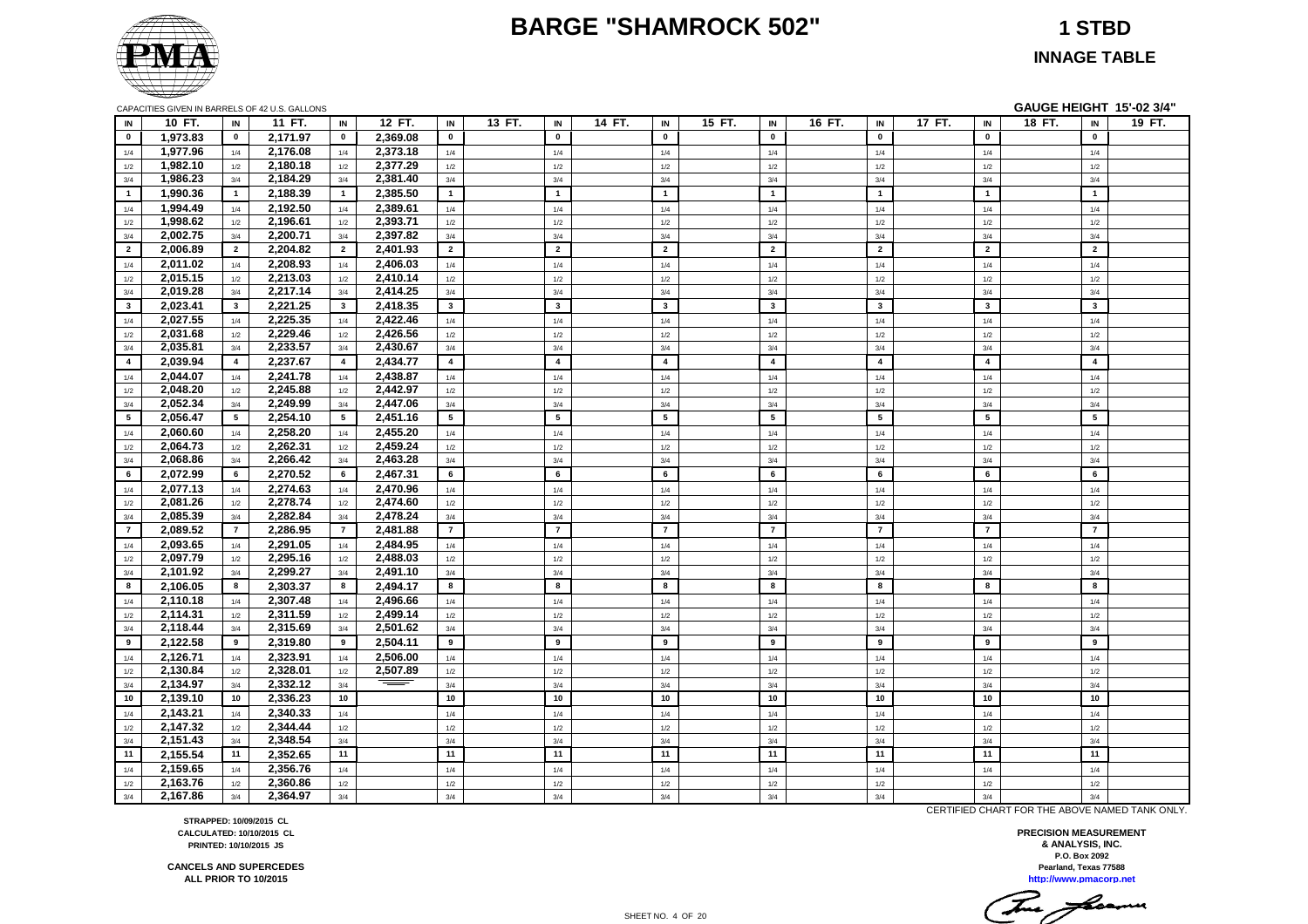# BARGE "SHAMROCK 502"

## 1 STBD

### INNAGE TABLE

CAPACITIES GIVEN IN BARRELS OF 42 U.S. GALLONS

**GAUGE HEIGHT 15'-02 3/4"**

| IN | 10 FT. | IN | 11 FT. | IN | 12 FT. | IN | 13 FT. | IN | 14 FT. | IN | 15 FT. | IN | 16 FT. | IN | 17 FT. | IN | 18 FT. | IN | 19 FT. |
|---|---|---|---|---|---|---|---|---|---|---|---|---|---|---|---|---|---|---|---|
| 0 | 1,973.83 | 0 | 2,171.97 | 0 | 2,369.08 | 0 | | 0 | | 0 | | 0 | | 0 | | 0 | | 0 | |
| 1/4 | 1,977.96 | 1/4 | 2,176.08 | 1/4 | 2,373.18 | 1/4 | | 1/4 | | 1/4 | | 1/4 | | 1/4 | | 1/4 | | 1/4 | |
| 1/2 | 1,982.10 | 1/2 | 2,180.18 | 1/2 | 2,377.29 | 1/2 | | 1/2 | | 1/2 | | 1/2 | | 1/2 | | 1/2 | | 1/2 | |
| 3/4 | 1,986.23 | 3/4 | 2,184.29 | 3/4 | 2,381.40 | 3/4 | | 3/4 | | 3/4 | | 3/4 | | 3/4 | | 3/4 | | 3/4 | |
| 1 | 1,990.36 | 1 | 2,188.39 | 1 | 2,385.50 | 1 | | 1 | | 1 | | 1 | | 1 | | 1 | | 1 | |
| 1/4 | 1,994.49 | 1/4 | 2,192.50 | 1/4 | 2,389.61 | 1/4 | | 1/4 | | 1/4 | | 1/4 | | 1/4 | | 1/4 | | 1/4 | |
| 1/2 | 1,998.62 | 1/2 | 2,196.61 | 1/2 | 2,393.71 | 1/2 | | 1/2 | | 1/2 | | 1/2 | | 1/2 | | 1/2 | | 1/2 | |
| 3/4 | 2,002.75 | 3/4 | 2,200.71 | 3/4 | 2,397.82 | 3/4 | | 3/4 | | 3/4 | | 3/4 | | 3/4 | | 3/4 | | 3/4 | |
| 2 | 2,006.89 | 2 | 2,204.82 | 2 | 2,401.93 | 2 | | 2 | | 2 | | 2 | | 2 | | 2 | | 2 | |
| 1/4 | 2,011.02 | 1/4 | 2,208.93 | 1/4 | 2,406.03 | 1/4 | | 1/4 | | 1/4 | | 1/4 | | 1/4 | | 1/4 | | 1/4 | |
| 1/2 | 2,015.15 | 1/2 | 2,213.03 | 1/2 | 2,410.14 | 1/2 | | 1/2 | | 1/2 | | 1/2 | | 1/2 | | 1/2 | | 1/2 | |
| 3/4 | 2,019.28 | 3/4 | 2,217.14 | 3/4 | 2,414.25 | 3/4 | | 3/4 | | 3/4 | | 3/4 | | 3/4 | | 3/4 | | 3/4 | |
| 3 | 2,023.41 | 3 | 2,221.25 | 3 | 2,418.35 | 3 | | 3 | | 3 | | 3 | | 3 | | 3 | | 3 | |
| 1/4 | 2,027.55 | 1/4 | 2,225.35 | 1/4 | 2,422.46 | 1/4 | | 1/4 | | 1/4 | | 1/4 | | 1/4 | | 1/4 | | 1/4 | |
| 1/2 | 2,031.68 | 1/2 | 2,229.46 | 1/2 | 2,426.56 | 1/2 | | 1/2 | | 1/2 | | 1/2 | | 1/2 | | 1/2 | | 1/2 | |
| 3/4 | 2,035.81 | 3/4 | 2,233.57 | 3/4 | 2,430.67 | 3/4 | | 3/4 | | 3/4 | | 3/4 | | 3/4 | | 3/4 | | 3/4 | |
| 4 | 2,039.94 | 4 | 2,237.67 | 4 | 2,434.77 | 4 | | 4 | | 4 | | 4 | | 4 | | 4 | | 4 | |
| 1/4 | 2,044.07 | 1/4 | 2,241.78 | 1/4 | 2,438.87 | 1/4 | | 1/4 | | 1/4 | | 1/4 | | 1/4 | | 1/4 | | 1/4 | |
| 1/2 | 2,048.20 | 1/2 | 2,245.88 | 1/2 | 2,442.97 | 1/2 | | 1/2 | | 1/2 | | 1/2 | | 1/2 | | 1/2 | | 1/2 | |
| 3/4 | 2,052.34 | 3/4 | 2,249.99 | 3/4 | 2,447.06 | 3/4 | | 3/4 | | 3/4 | | 3/4 | | 3/4 | | 3/4 | | 3/4 | |
| 5 | 2,056.47 | 5 | 2,254.10 | 5 | 2,451.16 | 5 | | 5 | | 5 | | 5 | | 5 | | 5 | | 5 | |
| 1/4 | 2,060.60 | 1/4 | 2,258.20 | 1/4 | 2,455.20 | 1/4 | | 1/4 | | 1/4 | | 1/4 | | 1/4 | | 1/4 | | 1/4 | |
| 1/2 | 2,064.73 | 1/2 | 2,262.31 | 1/2 | 2,459.24 | 1/2 | | 1/2 | | 1/2 | | 1/2 | | 1/2 | | 1/2 | | 1/2 | |
| 3/4 | 2,068.86 | 3/4 | 2,266.42 | 3/4 | 2,463.28 | 3/4 | | 3/4 | | 3/4 | | 3/4 | | 3/4 | | 3/4 | | 3/4 | |
| 6 | 2,072.99 | 6 | 2,270.52 | 6 | 2,467.31 | 6 | | 6 | | 6 | | 6 | | 6 | | 6 | | 6 | |
| 1/4 | 2,077.13 | 1/4 | 2,274.63 | 1/4 | 2,470.96 | 1/4 | | 1/4 | | 1/4 | | 1/4 | | 1/4 | | 1/4 | | 1/4 | |
| 1/2 | 2,081.26 | 1/2 | 2,278.74 | 1/2 | 2,474.60 | 1/2 | | 1/2 | | 1/2 | | 1/2 | | 1/2 | | 1/2 | | 1/2 | |
| 3/4 | 2,085.39 | 3/4 | 2,282.84 | 3/4 | 2,478.24 | 3/4 | | 3/4 | | 3/4 | | 3/4 | | 3/4 | | 3/4 | | 3/4 | |
| 7 | 2,089.52 | 7 | 2,286.95 | 7 | 2,481.88 | 7 | | 7 | | 7 | | 7 | | 7 | | 7 | | 7 | |
| 1/4 | 2,093.65 | 1/4 | 2,291.05 | 1/4 | 2,484.95 | 1/4 | | 1/4 | | 1/4 | | 1/4 | | 1/4 | | 1/4 | | 1/4 | |
| 1/2 | 2,097.79 | 1/2 | 2,295.16 | 1/2 | 2,488.03 | 1/2 | | 1/2 | | 1/2 | | 1/2 | | 1/2 | | 1/2 | | 1/2 | |
| 3/4 | 2,101.92 | 3/4 | 2,299.27 | 3/4 | 2,491.10 | 3/4 | | 3/4 | | 3/4 | | 3/4 | | 3/4 | | 3/4 | | 3/4 | |
| 8 | 2,106.05 | 8 | 2,303.37 | 8 | 2,494.17 | 8 | | 8 | | 8 | | 8 | | 8 | | 8 | | 8 | |
| 1/4 | 2,110.18 | 1/4 | 2,307.48 | 1/4 | 2,496.66 | 1/4 | | 1/4 | | 1/4 | | 1/4 | | 1/4 | | 1/4 | | 1/4 | |
| 1/2 | 2,114.31 | 1/2 | 2,311.59 | 1/2 | 2,499.14 | 1/2 | | 1/2 | | 1/2 | | 1/2 | | 1/2 | | 1/2 | | 1/2 | |
| 3/4 | 2,118.44 | 3/4 | 2,315.69 | 3/4 | 2,501.62 | 3/4 | | 3/4 | | 3/4 | | 3/4 | | 3/4 | | 3/4 | | 3/4 | |
| 9 | 2,122.58 | 9 | 2,319.80 | 9 | 2,504.11 | 9 | | 9 | | 9 | | 9 | | 9 | | 9 | | 9 | |
| 1/4 | 2,126.71 | 1/4 | 2,323.91 | 1/4 | 2,506.00 | 1/4 | | 1/4 | | 1/4 | | 1/4 | | 1/4 | | 1/4 | | 1/4 | |
| 1/2 | 2,130.84 | 1/2 | 2,328.01 | 1/2 | 2,507.89 | 1/2 | | 1/2 | | 1/2 | | 1/2 | | 1/2 | | 1/2 | | 1/2 | |
| 3/4 | 2,134.97 | 3/4 | 2,332.12 | 3/4 | | 3/4 | | 3/4 | | 3/4 | | 3/4 | | 3/4 | | 3/4 | | 3/4 | |
| 10 | 2,139.10 | 10 | 2,336.23 | 10 | | 10 | | 10 | | 10 | | 10 | | 10 | | 10 | | 10 | |
| 1/4 | 2,143.21 | 1/4 | 2,340.33 | 1/4 | | 1/4 | | 1/4 | | 1/4 | | 1/4 | | 1/4 | | 1/4 | | 1/4 | |
| 1/2 | 2,147.32 | 1/2 | 2,344.44 | 1/2 | | 1/2 | | 1/2 | | 1/2 | | 1/2 | | 1/2 | | 1/2 | | 1/2 | |
| 3/4 | 2,151.43 | 3/4 | 2,348.54 | 3/4 | | 3/4 | | 3/4 | | 3/4 | | 3/4 | | 3/4 | | 3/4 | | 3/4 | |
| 11 | 2,155.54 | 11 | 2,352.65 | 11 | | 11 | | 11 | | 11 | | 11 | | 11 | | 11 | | 11 | |
| 1/4 | 2,159.65 | 1/4 | 2,356.76 | 1/4 | | 1/4 | | 1/4 | | 1/4 | | 1/4 | | 1/4 | | 1/4 | | 1/4 | |
| 1/2 | 2,163.76 | 1/2 | 2,360.86 | 1/2 | | 1/2 | | 1/2 | | 1/2 | | 1/2 | | 1/2 | | 1/2 | | 1/2 | |
| 3/4 | 2,167.86 | 3/4 | 2,364.97 | 3/4 | | 3/4 | | 3/4 | | 3/4 | | 3/4 | | 3/4 | | 3/4 | | 3/4 | |

CERTIFIED CHART FOR THE ABOVE NAMED TANK ONLY.

**STRAPPED: 10/09/2015 CL**
**CALCULATED: 10/10/2015 CL**
**PRINTED: 10/10/2015 JS**

**CANCELS AND SUPERCEDES ALL PRIOR TO 10/2015**

**PRECISION MEASUREMENT & ANALYSIS, INC.**
**P.O. Box 2092**
**Pearland, Texas 77588**
**http://www.pmacorp.net**

SHEET NO. 4 OF 20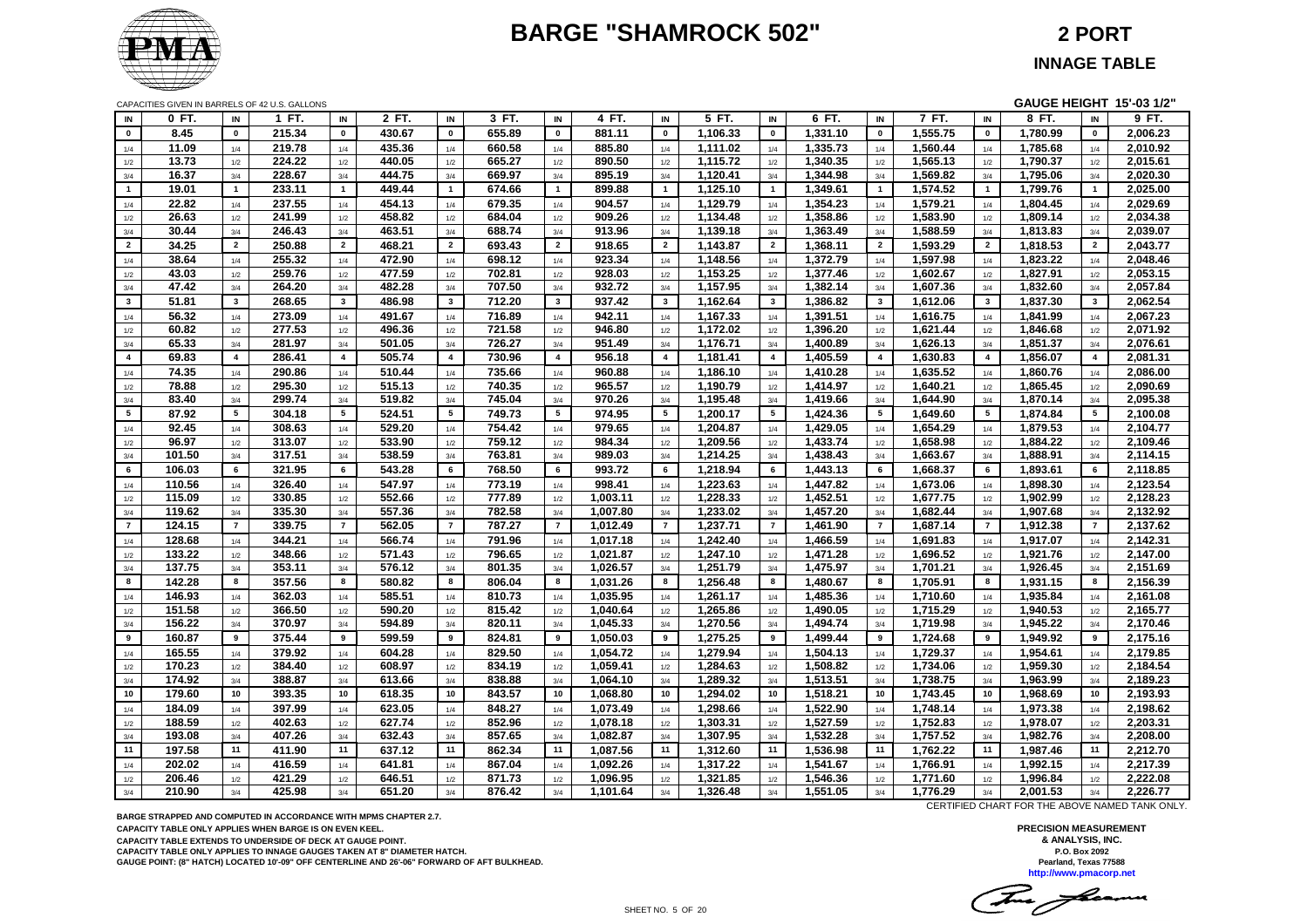# BARGE "SHAMROCK 502"

## 2 PORT

## INNAGE TABLE

CAPACITIES GIVEN IN BARRELS OF 42 U.S. GALLONS

GAUGE HEIGHT 15'-03 1/2"

| IN | 0 FT. | IN | 1 FT. | IN | 2 FT. | IN | 3 FT. | IN | 4 FT. | IN | 5 FT. | IN | 6 FT. | IN | 7 FT. | IN | 8 FT. | IN | 9 FT. |
|---|---|---|---|---|---|---|---|---|---|---|---|---|---|---|---|---|---|---|---|
| 0 | 8.45 | 0 | 215.34 | 0 | 430.67 | 0 | 655.89 | 0 | 881.11 | 0 | 1,106.33 | 0 | 1,331.10 | 0 | 1,555.75 | 0 | 1,780.99 | 0 | 2,006.23 |
| 1/4 | 11.09 | 1/4 | 219.78 | 1/4 | 435.36 | 1/4 | 660.58 | 1/4 | 885.80 | 1/4 | 1,111.02 | 1/4 | 1,335.73 | 1/4 | 1,560.44 | 1/4 | 1,785.68 | 1/4 | 2,010.92 |
| 1/2 | 13.73 | 1/2 | 224.22 | 1/2 | 440.05 | 1/2 | 665.27 | 1/2 | 890.50 | 1/2 | 1,115.72 | 1/2 | 1,340.35 | 1/2 | 1,565.13 | 1/2 | 1,790.37 | 1/2 | 2,015.61 |
| 3/4 | 16.37 | 3/4 | 228.67 | 3/4 | 444.75 | 3/4 | 669.97 | 3/4 | 895.19 | 3/4 | 1,120.41 | 3/4 | 1,344.98 | 3/4 | 1,569.82 | 3/4 | 1,795.06 | 3/4 | 2,020.30 |
| 1 | 19.01 | 1 | 233.11 | 1 | 449.44 | 1 | 674.66 | 1 | 899.88 | 1 | 1,125.10 | 1 | 1,349.61 | 1 | 1,574.52 | 1 | 1,799.76 | 1 | 2,025.00 |
| 1/4 | 22.82 | 1/4 | 237.55 | 1/4 | 454.13 | 1/4 | 679.35 | 1/4 | 904.57 | 1/4 | 1,129.79 | 1/4 | 1,354.23 | 1/4 | 1,579.21 | 1/4 | 1,804.45 | 1/4 | 2,029.69 |
| 1/2 | 26.63 | 1/2 | 241.99 | 1/2 | 458.82 | 1/2 | 684.04 | 1/2 | 909.26 | 1/2 | 1,134.48 | 1/2 | 1,358.86 | 1/2 | 1,583.90 | 1/2 | 1,809.14 | 1/2 | 2,034.38 |
| 3/4 | 30.44 | 3/4 | 246.43 | 3/4 | 463.51 | 3/4 | 688.74 | 3/4 | 913.96 | 3/4 | 1,139.18 | 3/4 | 1,363.49 | 3/4 | 1,588.59 | 3/4 | 1,813.83 | 3/4 | 2,039.07 |
| 2 | 34.25 | 2 | 250.88 | 2 | 468.21 | 2 | 693.43 | 2 | 918.65 | 2 | 1,143.87 | 2 | 1,368.11 | 2 | 1,593.29 | 2 | 1,818.53 | 2 | 2,043.77 |
| 1/4 | 38.64 | 1/4 | 255.32 | 1/4 | 472.90 | 1/4 | 698.12 | 1/4 | 923.34 | 1/4 | 1,148.56 | 1/4 | 1,372.79 | 1/4 | 1,597.98 | 1/4 | 1,823.22 | 1/4 | 2,048.46 |
| 1/2 | 43.03 | 1/2 | 259.76 | 1/2 | 477.59 | 1/2 | 702.81 | 1/2 | 928.03 | 1/2 | 1,153.25 | 1/2 | 1,377.46 | 1/2 | 1,602.67 | 1/2 | 1,827.91 | 1/2 | 2,053.15 |
| 3/4 | 47.42 | 3/4 | 264.20 | 3/4 | 482.28 | 3/4 | 707.50 | 3/4 | 932.72 | 3/4 | 1,157.95 | 3/4 | 1,382.14 | 3/4 | 1,607.36 | 3/4 | 1,832.60 | 3/4 | 2,057.84 |
| 3 | 51.81 | 3 | 268.65 | 3 | 486.98 | 3 | 712.20 | 3 | 937.42 | 3 | 1,162.64 | 3 | 1,386.82 | 3 | 1,612.06 | 3 | 1,837.30 | 3 | 2,062.54 |
| 1/4 | 56.32 | 1/4 | 273.09 | 1/4 | 491.67 | 1/4 | 716.89 | 1/4 | 942.11 | 1/4 | 1,167.33 | 1/4 | 1,391.51 | 1/4 | 1,616.75 | 1/4 | 1,841.99 | 1/4 | 2,067.23 |
| 1/2 | 60.82 | 1/2 | 277.53 | 1/2 | 496.36 | 1/2 | 721.58 | 1/2 | 946.80 | 1/2 | 1,172.02 | 1/2 | 1,396.20 | 1/2 | 1,621.44 | 1/2 | 1,846.68 | 1/2 | 2,071.92 |
| 3/4 | 65.33 | 3/4 | 281.97 | 3/4 | 501.05 | 3/4 | 726.27 | 3/4 | 951.49 | 3/4 | 1,176.71 | 3/4 | 1,400.89 | 3/4 | 1,626.13 | 3/4 | 1,851.37 | 3/4 | 2,076.61 |
| 4 | 69.83 | 4 | 286.41 | 4 | 505.74 | 4 | 730.96 | 4 | 956.18 | 4 | 1,181.41 | 4 | 1,405.59 | 4 | 1,630.83 | 4 | 1,856.07 | 4 | 2,081.31 |
| 1/4 | 74.35 | 1/4 | 290.86 | 1/4 | 510.44 | 1/4 | 735.66 | 1/4 | 960.88 | 1/4 | 1,186.10 | 1/4 | 1,410.28 | 1/4 | 1,635.52 | 1/4 | 1,860.76 | 1/4 | 2,086.00 |
| 1/2 | 78.88 | 1/2 | 295.30 | 1/2 | 515.13 | 1/2 | 740.35 | 1/2 | 965.57 | 1/2 | 1,190.79 | 1/2 | 1,414.97 | 1/2 | 1,640.21 | 1/2 | 1,865.45 | 1/2 | 2,090.69 |
| 3/4 | 83.40 | 3/4 | 299.74 | 3/4 | 519.82 | 3/4 | 745.04 | 3/4 | 970.26 | 3/4 | 1,195.48 | 3/4 | 1,419.66 | 3/4 | 1,644.90 | 3/4 | 1,870.14 | 3/4 | 2,095.38 |
| 5 | 87.92 | 5 | 304.18 | 5 | 524.51 | 5 | 749.73 | 5 | 974.95 | 5 | 1,200.17 | 5 | 1,424.36 | 5 | 1,649.60 | 5 | 1,874.84 | 5 | 2,100.08 |
| 1/4 | 92.45 | 1/4 | 308.63 | 1/4 | 529.20 | 1/4 | 754.42 | 1/4 | 979.65 | 1/4 | 1,204.87 | 1/4 | 1,429.05 | 1/4 | 1,654.29 | 1/4 | 1,879.53 | 1/4 | 2,104.77 |
| 1/2 | 96.97 | 1/2 | 313.07 | 1/2 | 533.90 | 1/2 | 759.12 | 1/2 | 984.34 | 1/2 | 1,209.56 | 1/2 | 1,433.74 | 1/2 | 1,658.98 | 1/2 | 1,884.22 | 1/2 | 2,109.46 |
| 3/4 | 101.50 | 3/4 | 317.51 | 3/4 | 538.59 | 3/4 | 763.81 | 3/4 | 989.03 | 3/4 | 1,214.25 | 3/4 | 1,438.43 | 3/4 | 1,663.67 | 3/4 | 1,888.91 | 3/4 | 2,114.15 |
| 6 | 106.03 | 6 | 321.95 | 6 | 543.28 | 6 | 768.50 | 6 | 993.72 | 6 | 1,218.94 | 6 | 1,443.13 | 6 | 1,668.37 | 6 | 1,893.61 | 6 | 2,118.85 |
| 1/4 | 110.56 | 1/4 | 326.40 | 1/4 | 547.97 | 1/4 | 773.19 | 1/4 | 998.41 | 1/4 | 1,223.63 | 1/4 | 1,447.82 | 1/4 | 1,673.06 | 1/4 | 1,898.30 | 1/4 | 2,123.54 |
| 1/2 | 115.09 | 1/2 | 330.85 | 1/2 | 552.66 | 1/2 | 777.89 | 1/2 | 1,003.11 | 1/2 | 1,228.33 | 1/2 | 1,452.51 | 1/2 | 1,677.75 | 1/2 | 1,902.99 | 1/2 | 2,128.23 |
| 3/4 | 119.62 | 3/4 | 335.30 | 3/4 | 557.36 | 3/4 | 782.58 | 3/4 | 1,007.80 | 3/4 | 1,233.02 | 3/4 | 1,457.20 | 3/4 | 1,682.44 | 3/4 | 1,907.68 | 3/4 | 2,132.92 |
| 7 | 124.15 | 7 | 339.75 | 7 | 562.05 | 7 | 787.27 | 7 | 1,012.49 | 7 | 1,237.71 | 7 | 1,461.90 | 7 | 1,687.14 | 7 | 1,912.38 | 7 | 2,137.62 |
| 1/4 | 128.68 | 1/4 | 344.21 | 1/4 | 566.74 | 1/4 | 791.96 | 1/4 | 1,017.18 | 1/4 | 1,242.40 | 1/4 | 1,466.59 | 1/4 | 1,691.83 | 1/4 | 1,917.07 | 1/4 | 2,142.31 |
| 1/2 | 133.22 | 1/2 | 348.66 | 1/2 | 571.43 | 1/2 | 796.65 | 1/2 | 1,021.87 | 1/2 | 1,247.10 | 1/2 | 1,471.28 | 1/2 | 1,696.52 | 1/2 | 1,921.76 | 1/2 | 2,147.00 |
| 3/4 | 137.75 | 3/4 | 353.11 | 3/4 | 576.12 | 3/4 | 801.35 | 3/4 | 1,026.57 | 3/4 | 1,251.79 | 3/4 | 1,475.97 | 3/4 | 1,701.21 | 3/4 | 1,926.45 | 3/4 | 2,151.69 |
| 8 | 142.28 | 8 | 357.56 | 8 | 580.82 | 8 | 806.04 | 8 | 1,031.26 | 8 | 1,256.48 | 8 | 1,480.67 | 8 | 1,705.91 | 8 | 1,931.15 | 8 | 2,156.39 |
| 1/4 | 146.93 | 1/4 | 362.03 | 1/4 | 585.51 | 1/4 | 810.73 | 1/4 | 1,035.95 | 1/4 | 1,261.17 | 1/4 | 1,485.36 | 1/4 | 1,710.60 | 1/4 | 1,935.84 | 1/4 | 2,161.08 |
| 1/2 | 151.58 | 1/2 | 366.50 | 1/2 | 590.20 | 1/2 | 815.42 | 1/2 | 1,040.64 | 1/2 | 1,265.86 | 1/2 | 1,490.05 | 1/2 | 1,715.29 | 1/2 | 1,940.53 | 1/2 | 2,165.77 |
| 3/4 | 156.22 | 3/4 | 370.97 | 3/4 | 594.89 | 3/4 | 820.11 | 3/4 | 1,045.33 | 3/4 | 1,270.56 | 3/4 | 1,494.74 | 3/4 | 1,719.98 | 3/4 | 1,945.22 | 3/4 | 2,170.46 |
| 9 | 160.87 | 9 | 375.44 | 9 | 599.59 | 9 | 824.81 | 9 | 1,050.03 | 9 | 1,275.25 | 9 | 1,499.44 | 9 | 1,724.68 | 9 | 1,949.92 | 9 | 2,175.16 |
| 1/4 | 165.55 | 1/4 | 379.92 | 1/4 | 604.28 | 1/4 | 829.50 | 1/4 | 1,054.72 | 1/4 | 1,279.94 | 1/4 | 1,504.13 | 1/4 | 1,729.37 | 1/4 | 1,954.61 | 1/4 | 2,179.85 |
| 1/2 | 170.23 | 1/2 | 384.40 | 1/2 | 608.97 | 1/2 | 834.19 | 1/2 | 1,059.41 | 1/2 | 1,284.63 | 1/2 | 1,508.82 | 1/2 | 1,734.06 | 1/2 | 1,959.30 | 1/2 | 2,184.54 |
| 3/4 | 174.92 | 3/4 | 388.87 | 3/4 | 613.66 | 3/4 | 838.88 | 3/4 | 1,064.10 | 3/4 | 1,289.32 | 3/4 | 1,513.51 | 3/4 | 1,738.75 | 3/4 | 1,963.99 | 3/4 | 2,189.23 |
| 10 | 179.60 | 10 | 393.35 | 10 | 618.35 | 10 | 843.57 | 10 | 1,068.80 | 10 | 1,294.02 | 10 | 1,518.21 | 10 | 1,743.45 | 10 | 1,968.69 | 10 | 2,193.93 |
| 1/4 | 184.09 | 1/4 | 397.99 | 1/4 | 623.05 | 1/4 | 848.27 | 1/4 | 1,073.49 | 1/4 | 1,298.66 | 1/4 | 1,522.90 | 1/4 | 1,748.14 | 1/4 | 1,973.38 | 1/4 | 2,198.62 |
| 1/2 | 188.59 | 1/2 | 402.63 | 1/2 | 627.74 | 1/2 | 852.96 | 1/2 | 1,078.18 | 1/2 | 1,303.31 | 1/2 | 1,527.59 | 1/2 | 1,752.83 | 1/2 | 1,978.07 | 1/2 | 2,203.31 |
| 3/4 | 193.08 | 3/4 | 407.26 | 3/4 | 632.43 | 3/4 | 857.65 | 3/4 | 1,082.87 | 3/4 | 1,307.95 | 3/4 | 1,532.28 | 3/4 | 1,757.52 | 3/4 | 1,982.76 | 3/4 | 2,208.00 |
| 11 | 197.58 | 11 | 411.90 | 11 | 637.12 | 11 | 862.34 | 11 | 1,087.56 | 11 | 1,312.60 | 11 | 1,536.98 | 11 | 1,762.22 | 11 | 1,987.46 | 11 | 2,212.70 |
| 1/4 | 202.02 | 1/4 | 416.59 | 1/4 | 641.81 | 1/4 | 867.04 | 1/4 | 1,092.26 | 1/4 | 1,317.22 | 1/4 | 1,541.67 | 1/4 | 1,766.91 | 1/4 | 1,992.15 | 1/4 | 2,217.39 |
| 1/2 | 206.46 | 1/2 | 421.29 | 1/2 | 646.51 | 1/2 | 871.73 | 1/2 | 1,096.95 | 1/2 | 1,321.85 | 1/2 | 1,546.36 | 1/2 | 1,771.60 | 1/2 | 1,996.84 | 1/2 | 2,222.08 |
| 3/4 | 210.90 | 3/4 | 425.98 | 3/4 | 651.20 | 3/4 | 876.42 | 3/4 | 1,101.64 | 3/4 | 1,326.48 | 3/4 | 1,551.05 | 3/4 | 1,776.29 | 3/4 | 2,001.53 | 3/4 | 2,226.77 |

CERTIFIED CHART FOR THE ABOVE NAMED TANK ONLY.

BARGE STRAPPED AND COMPUTED IN ACCORDANCE WITH MPMS CHAPTER 2.7.
CAPACITY TABLE ONLY APPLIES WHEN BARGE IS ON EVEN KEEL.
CAPACITY TABLE EXTENDS TO UNDERSIDE OF DECK AT GAUGE POINT.
CAPACITY TABLE ONLY APPLIES TO INNAGE GAUGES TAKEN AT 8" DIAMETER HATCH.
GAUGE POINT: (8" HATCH) LOCATED 10'-09" OFF CENTERLINE AND 26'-06" FORWARD OF AFT BULKHEAD.

**PRECISION MEASUREMENT & ANALYSIS, INC.**
P.O. Box 2092
Pearland, Texas 77588
http://www.pmacorp.net

SHEET NO. 5 OF 20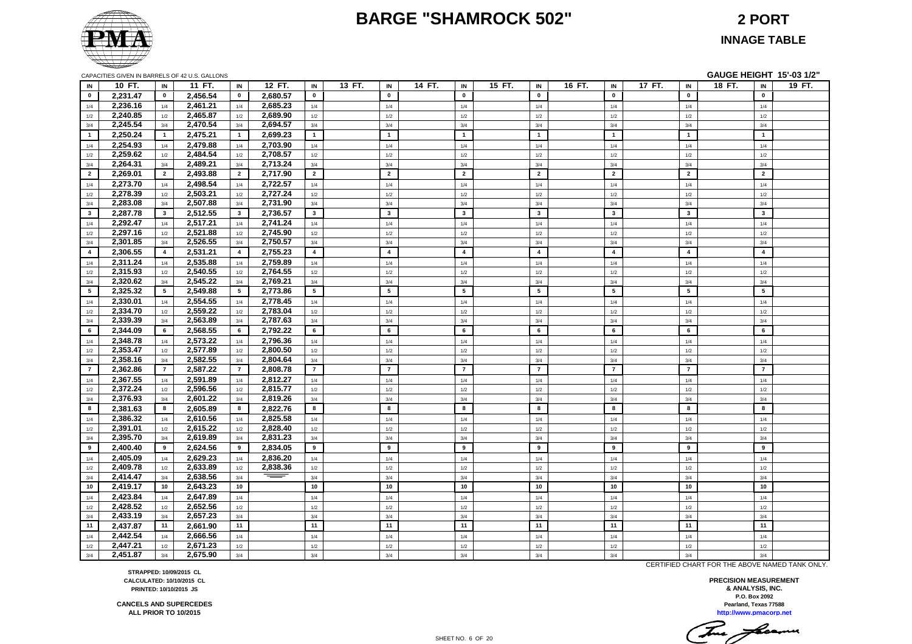# BARGE "SHAMROCK 502"

**2 PORT**

**INNAGE TABLE**

CAPACITIES GIVEN IN BARRELS OF 42 U.S. GALLONS

**GAUGE HEIGHT 15'-03 1/2"**

| IN | 10 FT. | IN | 11 FT. | IN | 12 FT. | IN | 13 FT. | IN | 14 FT. | IN | 15 FT. | IN | 16 FT. | IN | 17 FT. | IN | 18 FT. | IN | 19 FT. |
|---|---|---|---|---|---|---|---|---|---|---|---|---|---|---|---|---|---|---|---|
| 0 | 2,231.47 | 0 | 2,456.54 | 0 | 2,680.57 | 0 | | 0 | | 0 | | 0 | | 0 | | 0 | | 0 | |
| 1/4 | 2,236.16 | 1/4 | 2,461.21 | 1/4 | 2,685.23 | 1/4 | | 1/4 | | 1/4 | | 1/4 | | 1/4 | | 1/4 | | 1/4 | |
| 1/2 | 2,240.85 | 1/2 | 2,465.87 | 1/2 | 2,689.90 | 1/2 | | 1/2 | | 1/2 | | 1/2 | | 1/2 | | 1/2 | | 1/2 | |
| 3/4 | 2,245.54 | 3/4 | 2,470.54 | 3/4 | 2,694.57 | 3/4 | | 3/4 | | 3/4 | | 3/4 | | 3/4 | | 3/4 | | 3/4 | |
| 1 | 2,250.24 | 1 | 2,475.21 | 1 | 2,699.23 | 1 | | 1 | | 1 | | 1 | | 1 | | 1 | | 1 | |
| 1/4 | 2,254.93 | 1/4 | 2,479.88 | 1/4 | 2,703.90 | 1/4 | | 1/4 | | 1/4 | | 1/4 | | 1/4 | | 1/4 | | 1/4 | |
| 1/2 | 2,259.62 | 1/2 | 2,484.54 | 1/2 | 2,708.57 | 1/2 | | 1/2 | | 1/2 | | 1/2 | | 1/2 | | 1/2 | | 1/2 | |
| 3/4 | 2,264.31 | 3/4 | 2,489.21 | 3/4 | 2,713.24 | 3/4 | | 3/4 | | 3/4 | | 3/4 | | 3/4 | | 3/4 | | 3/4 | |
| 2 | 2,269.01 | 2 | 2,493.88 | 2 | 2,717.90 | 2 | | 2 | | 2 | | 2 | | 2 | | 2 | | 2 | |
| 1/4 | 2,273.70 | 1/4 | 2,498.54 | 1/4 | 2,722.57 | 1/4 | | 1/4 | | 1/4 | | 1/4 | | 1/4 | | 1/4 | | 1/4 | |
| 1/2 | 2,278.39 | 1/2 | 2,503.21 | 1/2 | 2,727.24 | 1/2 | | 1/2 | | 1/2 | | 1/2 | | 1/2 | | 1/2 | | 1/2 | |
| 3/4 | 2,283.08 | 3/4 | 2,507.88 | 3/4 | 2,731.90 | 3/4 | | 3/4 | | 3/4 | | 3/4 | | 3/4 | | 3/4 | | 3/4 | |
| 3 | 2,287.78 | 3 | 2,512.55 | 3 | 2,736.57 | 3 | | 3 | | 3 | | 3 | | 3 | | 3 | | 3 | |
| 1/4 | 2,292.47 | 1/4 | 2,517.21 | 1/4 | 2,741.24 | 1/4 | | 1/4 | | 1/4 | | 1/4 | | 1/4 | | 1/4 | | 1/4 | |
| 1/2 | 2,297.16 | 1/2 | 2,521.88 | 1/2 | 2,745.90 | 1/2 | | 1/2 | | 1/2 | | 1/2 | | 1/2 | | 1/2 | | 1/2 | |
| 3/4 | 2,301.85 | 3/4 | 2,526.55 | 3/4 | 2,750.57 | 3/4 | | 3/4 | | 3/4 | | 3/4 | | 3/4 | | 3/4 | | 3/4 | |
| 4 | 2,306.55 | 4 | 2,531.21 | 4 | 2,755.23 | 4 | | 4 | | 4 | | 4 | | 4 | | 4 | | 4 | |
| 1/4 | 2,311.24 | 1/4 | 2,535.88 | 1/4 | 2,759.89 | 1/4 | | 1/4 | | 1/4 | | 1/4 | | 1/4 | | 1/4 | | 1/4 | |
| 1/2 | 2,315.93 | 1/2 | 2,540.55 | 1/2 | 2,764.55 | 1/2 | | 1/2 | | 1/2 | | 1/2 | | 1/2 | | 1/2 | | 1/2 | |
| 3/4 | 2,320.62 | 3/4 | 2,545.22 | 3/4 | 2,769.21 | 3/4 | | 3/4 | | 3/4 | | 3/4 | | 3/4 | | 3/4 | | 3/4 | |
| 5 | 2,325.32 | 5 | 2,549.88 | 5 | 2,773.86 | 5 | | 5 | | 5 | | 5 | | 5 | | 5 | | 5 | |
| 1/4 | 2,330.01 | 1/4 | 2,554.55 | 1/4 | 2,778.45 | 1/4 | | 1/4 | | 1/4 | | 1/4 | | 1/4 | | 1/4 | | 1/4 | |
| 1/2 | 2,334.70 | 1/2 | 2,559.22 | 1/2 | 2,783.04 | 1/2 | | 1/2 | | 1/2 | | 1/2 | | 1/2 | | 1/2 | | 1/2 | |
| 3/4 | 2,339.39 | 3/4 | 2,563.89 | 3/4 | 2,787.63 | 3/4 | | 3/4 | | 3/4 | | 3/4 | | 3/4 | | 3/4 | | 3/4 | |
| 6 | 2,344.09 | 6 | 2,568.55 | 6 | 2,792.22 | 6 | | 6 | | 6 | | 6 | | 6 | | 6 | | 6 | |
| 1/4 | 2,348.78 | 1/4 | 2,573.22 | 1/4 | 2,796.36 | 1/4 | | 1/4 | | 1/4 | | 1/4 | | 1/4 | | 1/4 | | 1/4 | |
| 1/2 | 2,353.47 | 1/2 | 2,577.89 | 1/2 | 2,800.50 | 1/2 | | 1/2 | | 1/2 | | 1/2 | | 1/2 | | 1/2 | | 1/2 | |
| 3/4 | 2,358.16 | 3/4 | 2,582.55 | 3/4 | 2,804.64 | 3/4 | | 3/4 | | 3/4 | | 3/4 | | 3/4 | | 3/4 | | 3/4 | |
| 7 | 2,362.86 | 7 | 2,587.22 | 7 | 2,808.78 | 7 | | 7 | | 7 | | 7 | | 7 | | 7 | | 7 | |
| 1/4 | 2,367.55 | 1/4 | 2,591.89 | 1/4 | 2,812.27 | 1/4 | | 1/4 | | 1/4 | | 1/4 | | 1/4 | | 1/4 | | 1/4 | |
| 1/2 | 2,372.24 | 1/2 | 2,596.56 | 1/2 | 2,815.77 | 1/2 | | 1/2 | | 1/2 | | 1/2 | | 1/2 | | 1/2 | | 1/2 | |
| 3/4 | 2,376.93 | 3/4 | 2,601.22 | 3/4 | 2,819.26 | 3/4 | | 3/4 | | 3/4 | | 3/4 | | 3/4 | | 3/4 | | 3/4 | |
| 8 | 2,381.63 | 8 | 2,605.89 | 8 | 2,822.76 | 8 | | 8 | | 8 | | 8 | | 8 | | 8 | | 8 | |
| 1/4 | 2,386.32 | 1/4 | 2,610.56 | 1/4 | 2,825.58 | 1/4 | | 1/4 | | 1/4 | | 1/4 | | 1/4 | | 1/4 | | 1/4 | |
| 1/2 | 2,391.01 | 1/2 | 2,615.22 | 1/2 | 2,828.40 | 1/2 | | 1/2 | | 1/2 | | 1/2 | | 1/2 | | 1/2 | | 1/2 | |
| 3/4 | 2,395.70 | 3/4 | 2,619.89 | 3/4 | 2,831.23 | 3/4 | | 3/4 | | 3/4 | | 3/4 | | 3/4 | | 3/4 | | 3/4 | |
| 9 | 2,400.40 | 9 | 2,624.56 | 9 | 2,834.05 | 9 | | 9 | | 9 | | 9 | | 9 | | 9 | | 9 | |
| 1/4 | 2,405.09 | 1/4 | 2,629.23 | 1/4 | 2,836.20 | 1/4 | | 1/4 | | 1/4 | | 1/4 | | 1/4 | | 1/4 | | 1/4 | |
| 1/2 | 2,409.78 | 1/2 | 2,633.89 | 1/2 | 2,838.36 | 1/2 | | 1/2 | | 1/2 | | 1/2 | | 1/2 | | 1/2 | | 1/2 | |
| 3/4 | 2,414.47 | 3/4 | 2,638.56 | 3/4 | | 3/4 | | 3/4 | | 3/4 | | 3/4 | | 3/4 | | 3/4 | | 3/4 | |
| 10 | 2,419.17 | 10 | 2,643.23 | 10 | | 10 | | 10 | | 10 | | 10 | | 10 | | 10 | | 10 | |
| 1/4 | 2,423.84 | 1/4 | 2,647.89 | 1/4 | | 1/4 | | 1/4 | | 1/4 | | 1/4 | | 1/4 | | 1/4 | | 1/4 | |
| 1/2 | 2,428.52 | 1/2 | 2,652.56 | 1/2 | | 1/2 | | 1/2 | | 1/2 | | 1/2 | | 1/2 | | 1/2 | | 1/2 | |
| 3/4 | 2,433.19 | 3/4 | 2,657.23 | 3/4 | | 3/4 | | 3/4 | | 3/4 | | 3/4 | | 3/4 | | 3/4 | | 3/4 | |
| 11 | 2,437.87 | 11 | 2,661.90 | 11 | | 11 | | 11 | | 11 | | 11 | | 11 | | 11 | | 11 | |
| 1/4 | 2,442.54 | 1/4 | 2,666.56 | 1/4 | | 1/4 | | 1/4 | | 1/4 | | 1/4 | | 1/4 | | 1/4 | | 1/4 | |
| 1/2 | 2,447.21 | 1/2 | 2,671.23 | 1/2 | | 1/2 | | 1/2 | | 1/2 | | 1/2 | | 1/2 | | 1/2 | | 1/2 | |
| 3/4 | 2,451.87 | 3/4 | 2,675.90 | 3/4 | | 3/4 | | 3/4 | | 3/4 | | 3/4 | | 3/4 | | 3/4 | | 3/4 | |

CERTIFIED CHART FOR THE ABOVE NAMED TANK ONLY.

**STRAPPED: 10/09/2015 CL**
**CALCULATED: 10/10/2015 CL**
**PRINTED: 10/10/2015 JS**

**CANCELS AND SUPERCEDES**
**ALL PRIOR TO 10/2015**

**PRECISION MEASUREMENT**
**& ANALYSIS, INC.**
**P.O. Box 2092**
**Pearland, Texas 77588**
**http://www.pmacorp.net**

SHEET NO. 6 OF 20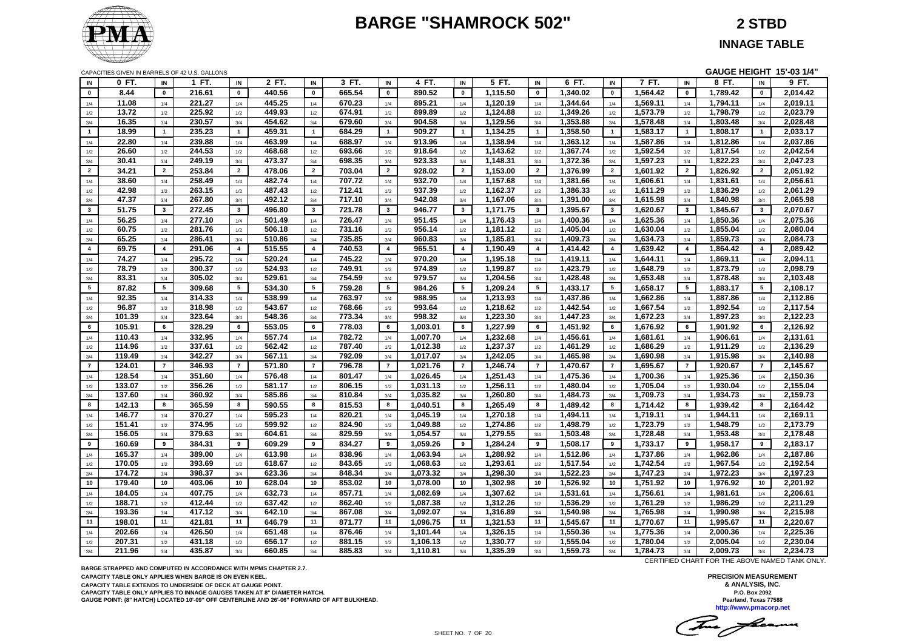# BARGE "SHAMROCK 502"

## 2 STBD

## INNAGE TABLE

CAPACITIES GIVEN IN BARRELS OF 42 U.S. GALLONS

GAUGE HEIGHT 15'-03 1/4"

| IN | 0 FT. | IN | 1 FT. | IN | 2 FT. | IN | 3 FT. | IN | 4 FT. | IN | 5 FT. | IN | 6 FT. | IN | 7 FT. | IN | 8 FT. | IN | 9 FT. |
|---|---|---|---|---|---|---|---|---|---|---|---|---|---|---|---|---|---|---|---|
| 0 | 8.44 | 0 | 216.61 | 0 | 440.56 | 0 | 665.54 | 0 | 890.52 | 0 | 1,115.50 | 0 | 1,340.02 | 0 | 1,564.42 | 0 | 1,789.42 | 0 | 2,014.42 |
| 1/4 | 11.08 | 1/4 | 221.27 | 1/4 | 445.25 | 1/4 | 670.23 | 1/4 | 895.21 | 1/4 | 1,120.19 | 1/4 | 1,344.64 | 1/4 | 1,569.11 | 1/4 | 1,794.11 | 1/4 | 2,019.11 |
| 1/2 | 13.72 | 1/2 | 225.92 | 1/2 | 449.93 | 1/2 | 674.91 | 1/2 | 899.89 | 1/2 | 1,124.88 | 1/2 | 1,349.26 | 1/2 | 1,573.79 | 1/2 | 1,798.79 | 1/2 | 2,023.79 |
| 3/4 | 16.35 | 3/4 | 230.57 | 3/4 | 454.62 | 3/4 | 679.60 | 3/4 | 904.58 | 3/4 | 1,129.56 | 3/4 | 1,353.88 | 3/4 | 1,578.48 | 3/4 | 1,803.48 | 3/4 | 2,028.48 |
| 1 | 18.99 | 1 | 235.23 | 1 | 459.31 | 1 | 684.29 | 1 | 909.27 | 1 | 1,134.25 | 1 | 1,358.50 | 1 | 1,583.17 | 1 | 1,808.17 | 1 | 2,033.17 |
| 1/4 | 22.80 | 1/4 | 239.88 | 1/4 | 463.99 | 1/4 | 688.97 | 1/4 | 913.96 | 1/4 | 1,138.94 | 1/4 | 1,363.12 | 1/4 | 1,587.86 | 1/4 | 1,812.86 | 1/4 | 2,037.86 |
| 1/2 | 26.60 | 1/2 | 244.53 | 1/2 | 468.68 | 1/2 | 693.66 | 1/2 | 918.64 | 1/2 | 1,143.62 | 1/2 | 1,367.74 | 1/2 | 1,592.54 | 1/2 | 1,817.54 | 1/2 | 2,042.54 |
| 3/4 | 30.41 | 3/4 | 249.19 | 3/4 | 473.37 | 3/4 | 698.35 | 3/4 | 923.33 | 3/4 | 1,148.31 | 3/4 | 1,372.36 | 3/4 | 1,597.23 | 3/4 | 1,822.23 | 3/4 | 2,047.23 |
| 2 | 34.21 | 2 | 253.84 | 2 | 478.06 | 2 | 703.04 | 2 | 928.02 | 2 | 1,153.00 | 2 | 1,376.99 | 2 | 1,601.92 | 2 | 1,826.92 | 2 | 2,051.92 |
| 1/4 | 38.60 | 1/4 | 258.49 | 1/4 | 482.74 | 1/4 | 707.72 | 1/4 | 932.70 | 1/4 | 1,157.68 | 1/4 | 1,381.66 | 1/4 | 1,606.61 | 1/4 | 1,831.61 | 1/4 | 2,056.61 |
| 1/2 | 42.98 | 1/2 | 263.15 | 1/2 | 487.43 | 1/2 | 712.41 | 1/2 | 937.39 | 1/2 | 1,162.37 | 1/2 | 1,386.33 | 1/2 | 1,611.29 | 1/2 | 1,836.29 | 1/2 | 2,061.29 |
| 3/4 | 47.37 | 3/4 | 267.80 | 3/4 | 492.12 | 3/4 | 717.10 | 3/4 | 942.08 | 3/4 | 1,167.06 | 3/4 | 1,391.00 | 3/4 | 1,615.98 | 3/4 | 1,840.98 | 3/4 | 2,065.98 |
| 3 | 51.75 | 3 | 272.45 | 3 | 496.80 | 3 | 721.78 | 3 | 946.77 | 3 | 1,171.75 | 3 | 1,395.67 | 3 | 1,620.67 | 3 | 1,845.67 | 3 | 2,070.67 |
| 1/4 | 56.25 | 1/4 | 277.10 | 1/4 | 501.49 | 1/4 | 726.47 | 1/4 | 951.45 | 1/4 | 1,176.43 | 1/4 | 1,400.36 | 1/4 | 1,625.36 | 1/4 | 1,850.36 | 1/4 | 2,075.36 |
| 1/2 | 60.75 | 1/2 | 281.76 | 1/2 | 506.18 | 1/2 | 731.16 | 1/2 | 956.14 | 1/2 | 1,181.12 | 1/2 | 1,405.04 | 1/2 | 1,630.04 | 1/2 | 1,855.04 | 1/2 | 2,080.04 |
| 3/4 | 65.25 | 3/4 | 286.41 | 3/4 | 510.86 | 3/4 | 735.85 | 3/4 | 960.83 | 3/4 | 1,185.81 | 3/4 | 1,409.73 | 3/4 | 1,634.73 | 3/4 | 1,859.73 | 3/4 | 2,084.73 |
| 4 | 69.75 | 4 | 291.06 | 4 | 515.55 | 4 | 740.53 | 4 | 965.51 | 4 | 1,190.49 | 4 | 1,414.42 | 4 | 1,639.42 | 4 | 1,864.42 | 4 | 2,089.42 |
| 1/4 | 74.27 | 1/4 | 295.72 | 1/4 | 520.24 | 1/4 | 745.22 | 1/4 | 970.20 | 1/4 | 1,195.18 | 1/4 | 1,419.11 | 1/4 | 1,644.11 | 1/4 | 1,869.11 | 1/4 | 2,094.11 |
| 1/2 | 78.79 | 1/2 | 300.37 | 1/2 | 524.93 | 1/2 | 749.91 | 1/2 | 974.89 | 1/2 | 1,199.87 | 1/2 | 1,423.79 | 1/2 | 1,648.79 | 1/2 | 1,873.79 | 1/2 | 2,098.79 |
| 3/4 | 83.31 | 3/4 | 305.02 | 3/4 | 529.61 | 3/4 | 754.59 | 3/4 | 979.57 | 3/4 | 1,204.56 | 3/4 | 1,428.48 | 3/4 | 1,653.48 | 3/4 | 1,878.48 | 3/4 | 2,103.48 |
| 5 | 87.82 | 5 | 309.68 | 5 | 534.30 | 5 | 759.28 | 5 | 984.26 | 5 | 1,209.24 | 5 | 1,433.17 | 5 | 1,658.17 | 5 | 1,883.17 | 5 | 2,108.17 |
| 1/4 | 92.35 | 1/4 | 314.33 | 1/4 | 538.99 | 1/4 | 763.97 | 1/4 | 988.95 | 1/4 | 1,213.93 | 1/4 | 1,437.86 | 1/4 | 1,662.86 | 1/4 | 1,887.86 | 1/4 | 2,112.86 |
| 1/2 | 96.87 | 1/2 | 318.98 | 1/2 | 543.67 | 1/2 | 768.66 | 1/2 | 993.64 | 1/2 | 1,218.62 | 1/2 | 1,442.54 | 1/2 | 1,667.54 | 1/2 | 1,892.54 | 1/2 | 2,117.54 |
| 3/4 | 101.39 | 3/4 | 323.64 | 3/4 | 548.36 | 3/4 | 773.34 | 3/4 | 998.32 | 3/4 | 1,223.30 | 3/4 | 1,447.23 | 3/4 | 1,672.23 | 3/4 | 1,897.23 | 3/4 | 2,122.23 |
| 6 | 105.91 | 6 | 328.29 | 6 | 553.05 | 6 | 778.03 | 6 | 1,003.01 | 6 | 1,227.99 | 6 | 1,451.92 | 6 | 1,676.92 | 6 | 1,901.92 | 6 | 2,126.92 |
| 1/4 | 110.43 | 1/4 | 332.95 | 1/4 | 557.74 | 1/4 | 782.72 | 1/4 | 1,007.70 | 1/4 | 1,232.68 | 1/4 | 1,456.61 | 1/4 | 1,681.61 | 1/4 | 1,906.61 | 1/4 | 2,131.61 |
| 1/2 | 114.96 | 1/2 | 337.61 | 1/2 | 562.42 | 1/2 | 787.40 | 1/2 | 1,012.38 | 1/2 | 1,237.37 | 1/2 | 1,461.29 | 1/2 | 1,686.29 | 1/2 | 1,911.29 | 1/2 | 2,136.29 |
| 3/4 | 119.49 | 3/4 | 342.27 | 3/4 | 567.11 | 3/4 | 792.09 | 3/4 | 1,017.07 | 3/4 | 1,242.05 | 3/4 | 1,465.98 | 3/4 | 1,690.98 | 3/4 | 1,915.98 | 3/4 | 2,140.98 |
| 7 | 124.01 | 7 | 346.93 | 7 | 571.80 | 7 | 796.78 | 7 | 1,021.76 | 7 | 1,246.74 | 7 | 1,470.67 | 7 | 1,695.67 | 7 | 1,920.67 | 7 | 2,145.67 |
| 1/4 | 128.54 | 1/4 | 351.60 | 1/4 | 576.48 | 1/4 | 801.47 | 1/4 | 1,026.45 | 1/4 | 1,251.43 | 1/4 | 1,475.36 | 1/4 | 1,700.36 | 1/4 | 1,925.36 | 1/4 | 2,150.36 |
| 1/2 | 133.07 | 1/2 | 356.26 | 1/2 | 581.17 | 1/2 | 806.15 | 1/2 | 1,031.13 | 1/2 | 1,256.11 | 1/2 | 1,480.04 | 1/2 | 1,705.04 | 1/2 | 1,930.04 | 1/2 | 2,155.04 |
| 3/4 | 137.60 | 3/4 | 360.92 | 3/4 | 585.86 | 3/4 | 810.84 | 3/4 | 1,035.82 | 3/4 | 1,260.80 | 3/4 | 1,484.73 | 3/4 | 1,709.73 | 3/4 | 1,934.73 | 3/4 | 2,159.73 |
| 8 | 142.13 | 8 | 365.59 | 8 | 590.55 | 8 | 815.53 | 8 | 1,040.51 | 8 | 1,265.49 | 8 | 1,489.42 | 8 | 1,714.42 | 8 | 1,939.42 | 8 | 2,164.42 |
| 1/4 | 146.77 | 1/4 | 370.27 | 1/4 | 595.23 | 1/4 | 820.21 | 1/4 | 1,045.19 | 1/4 | 1,270.18 | 1/4 | 1,494.11 | 1/4 | 1,719.11 | 1/4 | 1,944.11 | 1/4 | 2,169.11 |
| 1/2 | 151.41 | 1/2 | 374.95 | 1/2 | 599.92 | 1/2 | 824.90 | 1/2 | 1,049.88 | 1/2 | 1,274.86 | 1/2 | 1,498.79 | 1/2 | 1,723.79 | 1/2 | 1,948.79 | 1/2 | 2,173.79 |
| 3/4 | 156.05 | 3/4 | 379.63 | 3/4 | 604.61 | 3/4 | 829.59 | 3/4 | 1,054.57 | 3/4 | 1,279.55 | 3/4 | 1,503.48 | 3/4 | 1,728.48 | 3/4 | 1,953.48 | 3/4 | 2,178.48 |
| 9 | 160.69 | 9 | 384.31 | 9 | 609.29 | 9 | 834.27 | 9 | 1,059.26 | 9 | 1,284.24 | 9 | 1,508.17 | 9 | 1,733.17 | 9 | 1,958.17 | 9 | 2,183.17 |
| 1/4 | 165.37 | 1/4 | 389.00 | 1/4 | 613.98 | 1/4 | 838.96 | 1/4 | 1,063.94 | 1/4 | 1,288.92 | 1/4 | 1,512.86 | 1/4 | 1,737.86 | 1/4 | 1,962.86 | 1/4 | 2,187.86 |
| 1/2 | 170.05 | 1/2 | 393.69 | 1/2 | 618.67 | 1/2 | 843.65 | 1/2 | 1,068.63 | 1/2 | 1,293.61 | 1/2 | 1,517.54 | 1/2 | 1,742.54 | 1/2 | 1,967.54 | 1/2 | 2,192.54 |
| 3/4 | 174.72 | 3/4 | 398.37 | 3/4 | 623.36 | 3/4 | 848.34 | 3/4 | 1,073.32 | 3/4 | 1,298.30 | 3/4 | 1,522.23 | 3/4 | 1,747.23 | 3/4 | 1,972.23 | 3/4 | 2,197.23 |
| 10 | 179.40 | 10 | 403.06 | 10 | 628.04 | 10 | 853.02 | 10 | 1,078.00 | 10 | 1,302.98 | 10 | 1,526.92 | 10 | 1,751.92 | 10 | 1,976.92 | 10 | 2,201.92 |
| 1/4 | 184.05 | 1/4 | 407.75 | 1/4 | 632.73 | 1/4 | 857.71 | 1/4 | 1,082.69 | 1/4 | 1,307.62 | 1/4 | 1,531.61 | 1/4 | 1,756.61 | 1/4 | 1,981.61 | 1/4 | 2,206.61 |
| 1/2 | 188.71 | 1/2 | 412.44 | 1/2 | 637.42 | 1/2 | 862.40 | 1/2 | 1,087.38 | 1/2 | 1,312.26 | 1/2 | 1,536.29 | 1/2 | 1,761.29 | 1/2 | 1,986.29 | 1/2 | 2,211.29 |
| 3/4 | 193.36 | 3/4 | 417.12 | 3/4 | 642.10 | 3/4 | 867.08 | 3/4 | 1,092.07 | 3/4 | 1,316.89 | 3/4 | 1,540.98 | 3/4 | 1,765.98 | 3/4 | 1,990.98 | 3/4 | 2,215.98 |
| 11 | 198.01 | 11 | 421.81 | 11 | 646.79 | 11 | 871.77 | 11 | 1,096.75 | 11 | 1,321.53 | 11 | 1,545.67 | 11 | 1,770.67 | 11 | 1,995.67 | 11 | 2,220.67 |
| 1/4 | 202.66 | 1/4 | 426.50 | 1/4 | 651.48 | 1/4 | 876.46 | 1/4 | 1,101.44 | 1/4 | 1,326.15 | 1/4 | 1,550.36 | 1/4 | 1,775.36 | 1/4 | 2,000.36 | 1/4 | 2,225.36 |
| 1/2 | 207.31 | 1/2 | 431.18 | 1/2 | 656.17 | 1/2 | 881.15 | 1/2 | 1,106.13 | 1/2 | 1,330.77 | 1/2 | 1,555.04 | 1/2 | 1,780.04 | 1/2 | 2,005.04 | 1/2 | 2,230.04 |
| 3/4 | 211.96 | 3/4 | 435.87 | 3/4 | 660.85 | 3/4 | 885.83 | 3/4 | 1,110.81 | 3/4 | 1,335.39 | 3/4 | 1,559.73 | 3/4 | 1,784.73 | 3/4 | 2,009.73 | 3/4 | 2,234.73 |

CERTIFIED CHART FOR THE ABOVE NAMED TANK ONLY.

**BARGE STRAPPED AND COMPUTED IN ACCORDANCE WITH MPMS CHAPTER 2.7.**
**CAPACITY TABLE ONLY APPLIES WHEN BARGE IS ON EVEN KEEL.**
**CAPACITY TABLE EXTENDS TO UNDERSIDE OF DECK AT GAUGE POINT.**
**CAPACITY TABLE ONLY APPLIES TO INNAGE GAUGES TAKEN AT 8" DIAMETER HATCH.**
**GAUGE POINT: (8" HATCH) LOCATED 10'-09" OFF CENTERLINE AND 26'-06" FORWARD OF AFT BULKHEAD.**

**PRECISION MEASUREMENT & ANALYSIS, INC.**
**P.O. Box 2092**
**Pearland, Texas 77588**
**http://www.pmacorp.net**

SHEET NO. 7 OF 20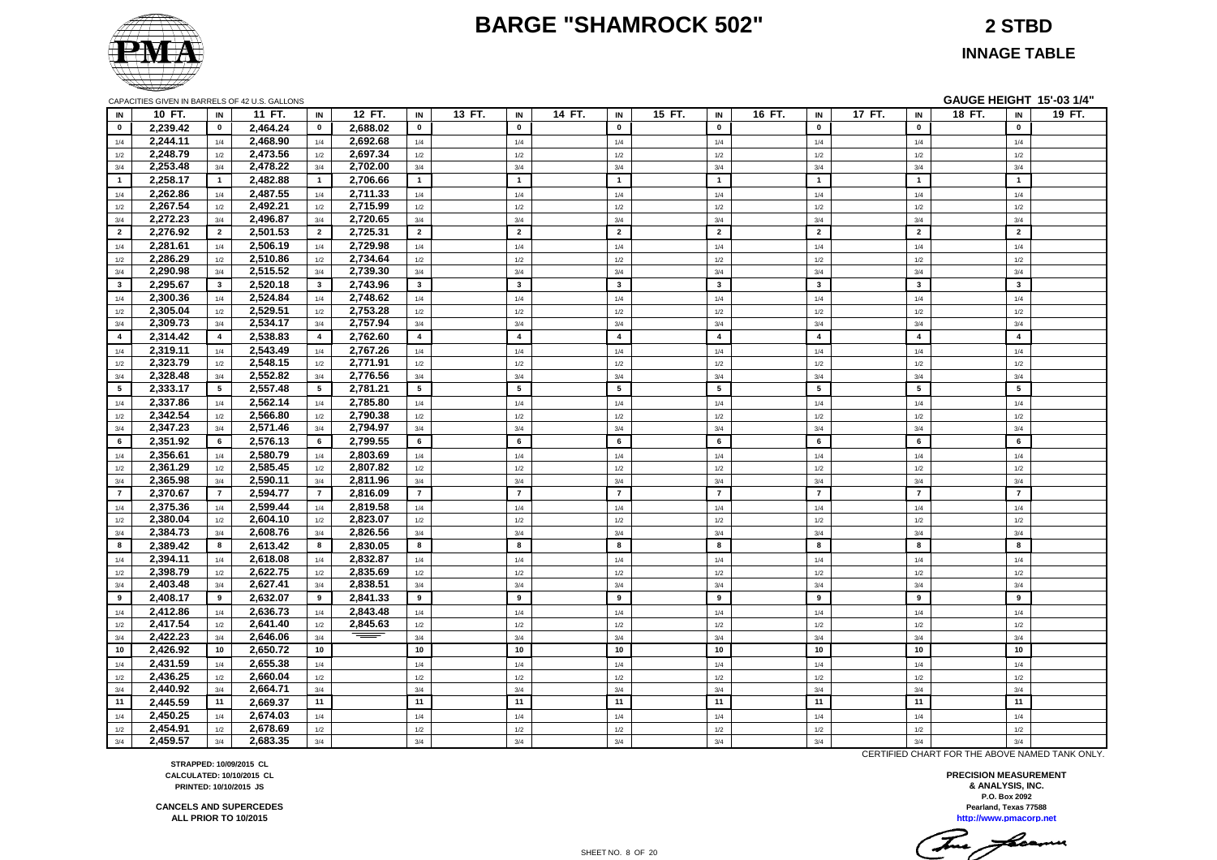# BARGE "SHAMROCK 502"

## 2 STBD

### INNAGE TABLE

CAPACITIES GIVEN IN BARRELS OF 42 U.S. GALLONS

**GAUGE HEIGHT 15'-03 1/4"**

| IN | 10 FT. | IN | 11 FT. | IN | 12 FT. | IN | 13 FT. | IN | 14 FT. | IN | 15 FT. | IN | 16 FT. | IN | 17 FT. | IN | 18 FT. | IN | 19 FT. |
|---|---|---|---|---|---|---|---|---|---|---|---|---|---|---|---|---|---|---|---|
| 0 | 2,239.42 | 0 | 2,464.24 | 0 | 2,688.02 | 0 | | 0 | | 0 | | 0 | | 0 | | 0 | | 0 | |
| 1/4 | 2,244.11 | 1/4 | 2,468.90 | 1/4 | 2,692.68 | 1/4 | | 1/4 | | 1/4 | | 1/4 | | 1/4 | | 1/4 | | 1/4 | |
| 1/2 | 2,248.79 | 1/2 | 2,473.56 | 1/2 | 2,697.34 | 1/2 | | 1/2 | | 1/2 | | 1/2 | | 1/2 | | 1/2 | | 1/2 | |
| 3/4 | 2,253.48 | 3/4 | 2,478.22 | 3/4 | 2,702.00 | 3/4 | | 3/4 | | 3/4 | | 3/4 | | 3/4 | | 3/4 | | 3/4 | |
| 1 | 2,258.17 | 1 | 2,482.88 | 1 | 2,706.66 | 1 | | 1 | | 1 | | 1 | | 1 | | 1 | | 1 | |
| 1/4 | 2,262.86 | 1/4 | 2,487.55 | 1/4 | 2,711.33 | 1/4 | | 1/4 | | 1/4 | | 1/4 | | 1/4 | | 1/4 | | 1/4 | |
| 1/2 | 2,267.54 | 1/2 | 2,492.21 | 1/2 | 2,715.99 | 1/2 | | 1/2 | | 1/2 | | 1/2 | | 1/2 | | 1/2 | | 1/2 | |
| 3/4 | 2,272.23 | 3/4 | 2,496.87 | 3/4 | 2,720.65 | 3/4 | | 3/4 | | 3/4 | | 3/4 | | 3/4 | | 3/4 | | 3/4 | |
| 2 | 2,276.92 | 2 | 2,501.53 | 2 | 2,725.31 | 2 | | 2 | | 2 | | 2 | | 2 | | 2 | | 2 | |
| 1/4 | 2,281.61 | 1/4 | 2,506.19 | 1/4 | 2,729.98 | 1/4 | | 1/4 | | 1/4 | | 1/4 | | 1/4 | | 1/4 | | 1/4 | |
| 1/2 | 2,286.29 | 1/2 | 2,510.86 | 1/2 | 2,734.64 | 1/2 | | 1/2 | | 1/2 | | 1/2 | | 1/2 | | 1/2 | | 1/2 | |
| 3/4 | 2,290.98 | 3/4 | 2,515.52 | 3/4 | 2,739.30 | 3/4 | | 3/4 | | 3/4 | | 3/4 | | 3/4 | | 3/4 | | 3/4 | |
| 3 | 2,295.67 | 3 | 2,520.18 | 3 | 2,743.96 | 3 | | 3 | | 3 | | 3 | | 3 | | 3 | | 3 | |
| 1/4 | 2,300.36 | 1/4 | 2,524.84 | 1/4 | 2,748.62 | 1/4 | | 1/4 | | 1/4 | | 1/4 | | 1/4 | | 1/4 | | 1/4 | |
| 1/2 | 2,305.04 | 1/2 | 2,529.51 | 1/2 | 2,753.28 | 1/2 | | 1/2 | | 1/2 | | 1/2 | | 1/2 | | 1/2 | | 1/2 | |
| 3/4 | 2,309.73 | 3/4 | 2,534.17 | 3/4 | 2,757.94 | 3/4 | | 3/4 | | 3/4 | | 3/4 | | 3/4 | | 3/4 | | 3/4 | |
| 4 | 2,314.42 | 4 | 2,538.83 | 4 | 2,762.60 | 4 | | 4 | | 4 | | 4 | | 4 | | 4 | | 4 | |
| 1/4 | 2,319.11 | 1/4 | 2,543.49 | 1/4 | 2,767.26 | 1/4 | | 1/4 | | 1/4 | | 1/4 | | 1/4 | | 1/4 | | 1/4 | |
| 1/2 | 2,323.79 | 1/2 | 2,548.15 | 1/2 | 2,771.91 | 1/2 | | 1/2 | | 1/2 | | 1/2 | | 1/2 | | 1/2 | | 1/2 | |
| 3/4 | 2,328.48 | 3/4 | 2,552.82 | 3/4 | 2,776.56 | 3/4 | | 3/4 | | 3/4 | | 3/4 | | 3/4 | | 3/4 | | 3/4 | |
| 5 | 2,333.17 | 5 | 2,557.48 | 5 | 2,781.21 | 5 | | 5 | | 5 | | 5 | | 5 | | 5 | | 5 | |
| 1/4 | 2,337.86 | 1/4 | 2,562.14 | 1/4 | 2,785.80 | 1/4 | | 1/4 | | 1/4 | | 1/4 | | 1/4 | | 1/4 | | 1/4 | |
| 1/2 | 2,342.54 | 1/2 | 2,566.80 | 1/2 | 2,790.38 | 1/2 | | 1/2 | | 1/2 | | 1/2 | | 1/2 | | 1/2 | | 1/2 | |
| 3/4 | 2,347.23 | 3/4 | 2,571.46 | 3/4 | 2,794.97 | 3/4 | | 3/4 | | 3/4 | | 3/4 | | 3/4 | | 3/4 | | 3/4 | |
| 6 | 2,351.92 | 6 | 2,576.13 | 6 | 2,799.55 | 6 | | 6 | | 6 | | 6 | | 6 | | 6 | | 6 | |
| 1/4 | 2,356.61 | 1/4 | 2,580.79 | 1/4 | 2,803.69 | 1/4 | | 1/4 | | 1/4 | | 1/4 | | 1/4 | | 1/4 | | 1/4 | |
| 1/2 | 2,361.29 | 1/2 | 2,585.45 | 1/2 | 2,807.82 | 1/2 | | 1/2 | | 1/2 | | 1/2 | | 1/2 | | 1/2 | | 1/2 | |
| 3/4 | 2,365.98 | 3/4 | 2,590.11 | 3/4 | 2,811.96 | 3/4 | | 3/4 | | 3/4 | | 3/4 | | 3/4 | | 3/4 | | 3/4 | |
| 7 | 2,370.67 | 7 | 2,594.77 | 7 | 2,816.09 | 7 | | 7 | | 7 | | 7 | | 7 | | 7 | | 7 | |
| 1/4 | 2,375.36 | 1/4 | 2,599.44 | 1/4 | 2,819.58 | 1/4 | | 1/4 | | 1/4 | | 1/4 | | 1/4 | | 1/4 | | 1/4 | |
| 1/2 | 2,380.04 | 1/2 | 2,604.10 | 1/2 | 2,823.07 | 1/2 | | 1/2 | | 1/2 | | 1/2 | | 1/2 | | 1/2 | | 1/2 | |
| 3/4 | 2,384.73 | 3/4 | 2,608.76 | 3/4 | 2,826.56 | 3/4 | | 3/4 | | 3/4 | | 3/4 | | 3/4 | | 3/4 | | 3/4 | |
| 8 | 2,389.42 | 8 | 2,613.42 | 8 | 2,830.05 | 8 | | 8 | | 8 | | 8 | | 8 | | 8 | | 8 | |
| 1/4 | 2,394.11 | 1/4 | 2,618.08 | 1/4 | 2,832.87 | 1/4 | | 1/4 | | 1/4 | | 1/4 | | 1/4 | | 1/4 | | 1/4 | |
| 1/2 | 2,398.79 | 1/2 | 2,622.75 | 1/2 | 2,835.69 | 1/2 | | 1/2 | | 1/2 | | 1/2 | | 1/2 | | 1/2 | | 1/2 | |
| 3/4 | 2,403.48 | 3/4 | 2,627.41 | 3/4 | 2,838.51 | 3/4 | | 3/4 | | 3/4 | | 3/4 | | 3/4 | | 3/4 | | 3/4 | |
| 9 | 2,408.17 | 9 | 2,632.07 | 9 | 2,841.33 | 9 | | 9 | | 9 | | 9 | | 9 | | 9 | | 9 | |
| 1/4 | 2,412.86 | 1/4 | 2,636.73 | 1/4 | 2,843.48 | 1/4 | | 1/4 | | 1/4 | | 1/4 | | 1/4 | | 1/4 | | 1/4 | |
| 1/2 | 2,417.54 | 1/2 | 2,641.40 | 1/2 | 2,845.63 | 1/2 | | 1/2 | | 1/2 | | 1/2 | | 1/2 | | 1/2 | | 1/2 | |
| 3/4 | 2,422.23 | 3/4 | 2,646.06 | 3/4 | | 3/4 | | 3/4 | | 3/4 | | 3/4 | | 3/4 | | 3/4 | | 3/4 | |
| 10 | 2,426.92 | 10 | 2,650.72 | 10 | | 10 | | 10 | | 10 | | 10 | | 10 | | 10 | | 10 | |
| 1/4 | 2,431.59 | 1/4 | 2,655.38 | 1/4 | | 1/4 | | 1/4 | | 1/4 | | 1/4 | | 1/4 | | 1/4 | | 1/4 | |
| 1/2 | 2,436.25 | 1/2 | 2,660.04 | 1/2 | | 1/2 | | 1/2 | | 1/2 | | 1/2 | | 1/2 | | 1/2 | | 1/2 | |
| 3/4 | 2,440.92 | 3/4 | 2,664.71 | 3/4 | | 3/4 | | 3/4 | | 3/4 | | 3/4 | | 3/4 | | 3/4 | | 3/4 | |
| 11 | 2,445.59 | 11 | 2,669.37 | 11 | | 11 | | 11 | | 11 | | 11 | | 11 | | 11 | | 11 | |
| 1/4 | 2,450.25 | 1/4 | 2,674.03 | 1/4 | | 1/4 | | 1/4 | | 1/4 | | 1/4 | | 1/4 | | 1/4 | | 1/4 | |
| 1/2 | 2,454.91 | 1/2 | 2,678.69 | 1/2 | | 1/2 | | 1/2 | | 1/2 | | 1/2 | | 1/2 | | 1/2 | | 1/2 | |
| 3/4 | 2,459.57 | 3/4 | 2,683.35 | 3/4 | | 3/4 | | 3/4 | | 3/4 | | 3/4 | | 3/4 | | 3/4 | | 3/4 | |

CERTIFIED CHART FOR THE ABOVE NAMED TANK ONLY.

**STRAPPED: 10/09/2015 CL**
**CALCULATED: 10/10/2015 CL**
**PRINTED: 10/10/2015 JS**

**CANCELS AND SUPERCEDES**
**ALL PRIOR TO 10/2015**

**PRECISION MEASUREMENT**
**& ANALYSIS, INC.**
**P.O. Box 2092**
**Pearland, Texas 77588**
**http://www.pmacorp.net**

SHEET NO. 8 OF 20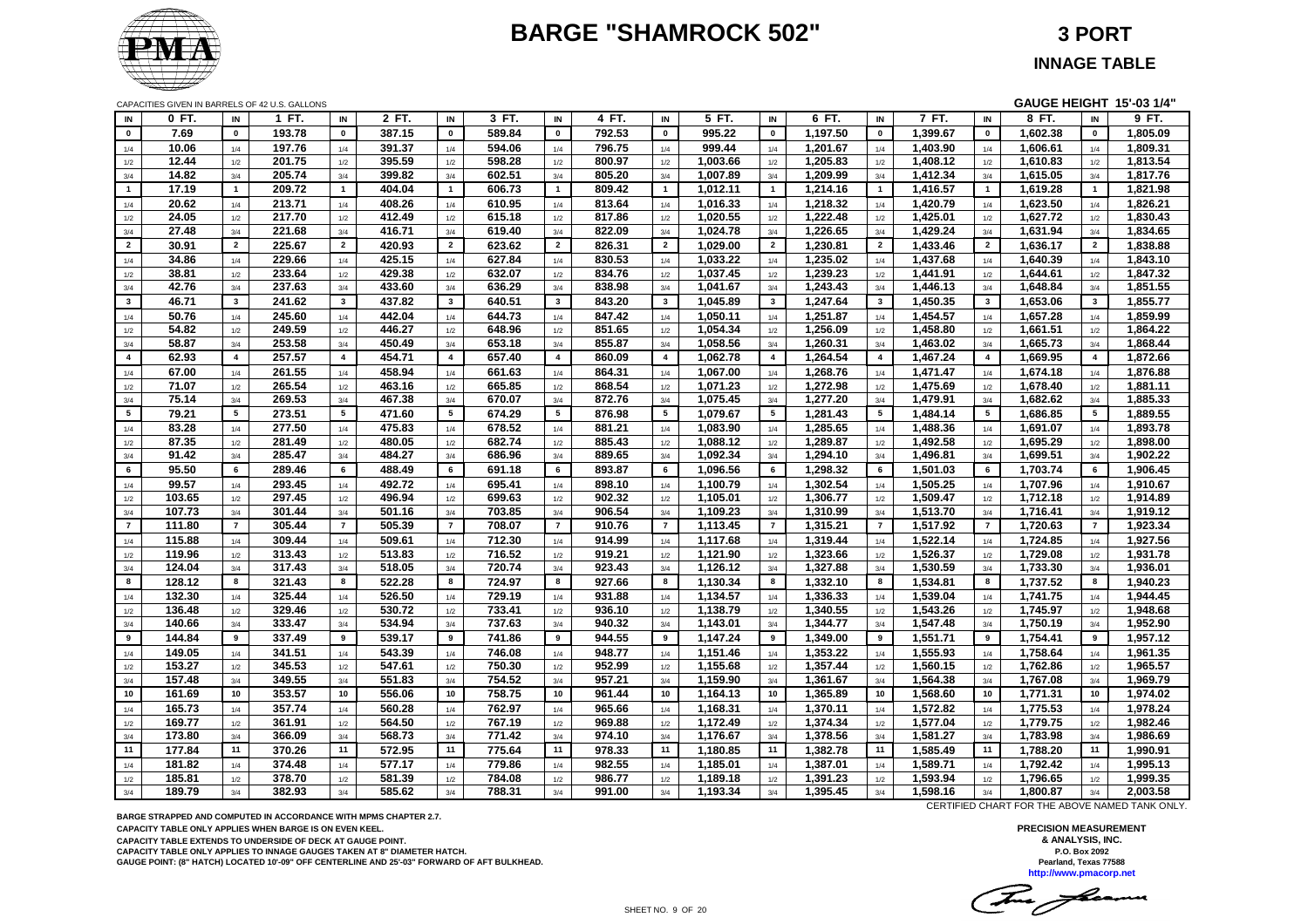# BARGE "SHAMROCK 502"

## 3 PORT

## INNAGE TABLE

CAPACITIES GIVEN IN BARRELS OF 42 U.S. GALLONS

GAUGE HEIGHT 15'-03 1/4"

| IN | 0 FT. | IN | 1 FT. | IN | 2 FT. | IN | 3 FT. | IN | 4 FT. | IN | 5 FT. | IN | 6 FT. | IN | 7 FT. | IN | 8 FT. | IN | 9 FT. |
|---|---|---|---|---|---|---|---|---|---|---|---|---|---|---|---|---|---|---|---|
| 0 | 7.69 | 0 | 193.78 | 0 | 387.15 | 0 | 589.84 | 0 | 792.53 | 0 | 995.22 | 0 | 1,197.50 | 0 | 1,399.67 | 0 | 1,602.38 | 0 | 1,805.09 |
| 1/4 | 10.06 | 1/4 | 197.76 | 1/4 | 391.37 | 1/4 | 594.06 | 1/4 | 796.75 | 1/4 | 999.44 | 1/4 | 1,201.67 | 1/4 | 1,403.90 | 1/4 | 1,606.61 | 1/4 | 1,809.31 |
| 1/2 | 12.44 | 1/2 | 201.75 | 1/2 | 395.59 | 1/2 | 598.28 | 1/2 | 800.97 | 1/2 | 1,003.66 | 1/2 | 1,205.83 | 1/2 | 1,408.12 | 1/2 | 1,610.83 | 1/2 | 1,813.54 |
| 3/4 | 14.82 | 3/4 | 205.74 | 3/4 | 399.82 | 3/4 | 602.51 | 3/4 | 805.20 | 3/4 | 1,007.89 | 3/4 | 1,209.99 | 3/4 | 1,412.34 | 3/4 | 1,615.05 | 3/4 | 1,817.76 |
| 1 | 17.19 | 1 | 209.72 | 1 | 404.04 | 1 | 606.73 | 1 | 809.42 | 1 | 1,012.11 | 1 | 1,214.16 | 1 | 1,416.57 | 1 | 1,619.28 | 1 | 1,821.98 |
| 1/4 | 20.62 | 1/4 | 213.71 | 1/4 | 408.26 | 1/4 | 610.95 | 1/4 | 813.64 | 1/4 | 1,016.33 | 1/4 | 1,218.32 | 1/4 | 1,420.79 | 1/4 | 1,623.50 | 1/4 | 1,826.21 |
| 1/2 | 24.05 | 1/2 | 217.70 | 1/2 | 412.49 | 1/2 | 615.18 | 1/2 | 817.86 | 1/2 | 1,020.55 | 1/2 | 1,222.48 | 1/2 | 1,425.01 | 1/2 | 1,627.72 | 1/2 | 1,830.43 |
| 3/4 | 27.48 | 3/4 | 221.68 | 3/4 | 416.71 | 3/4 | 619.40 | 3/4 | 822.09 | 3/4 | 1,024.78 | 3/4 | 1,226.65 | 3/4 | 1,429.24 | 3/4 | 1,631.94 | 3/4 | 1,834.65 |
| 2 | 30.91 | 2 | 225.67 | 2 | 420.93 | 2 | 623.62 | 2 | 826.31 | 2 | 1,029.00 | 2 | 1,230.81 | 2 | 1,433.46 | 2 | 1,636.17 | 2 | 1,838.88 |
| 1/4 | 34.86 | 1/4 | 229.66 | 1/4 | 425.15 | 1/4 | 627.84 | 1/4 | 830.53 | 1/4 | 1,033.22 | 1/4 | 1,235.02 | 1/4 | 1,437.68 | 1/4 | 1,640.39 | 1/4 | 1,843.10 |
| 1/2 | 38.81 | 1/2 | 233.64 | 1/2 | 429.38 | 1/2 | 632.07 | 1/2 | 834.76 | 1/2 | 1,037.45 | 1/2 | 1,239.23 | 1/2 | 1,441.91 | 1/2 | 1,644.61 | 1/2 | 1,847.32 |
| 3/4 | 42.76 | 3/4 | 237.63 | 3/4 | 433.60 | 3/4 | 636.29 | 3/4 | 838.98 | 3/4 | 1,041.67 | 3/4 | 1,243.43 | 3/4 | 1,446.13 | 3/4 | 1,648.84 | 3/4 | 1,851.55 |
| 3 | 46.71 | 3 | 241.62 | 3 | 437.82 | 3 | 640.51 | 3 | 843.20 | 3 | 1,045.89 | 3 | 1,247.64 | 3 | 1,450.35 | 3 | 1,653.06 | 3 | 1,855.77 |
| 1/4 | 50.76 | 1/4 | 245.60 | 1/4 | 442.04 | 1/4 | 644.73 | 1/4 | 847.42 | 1/4 | 1,050.11 | 1/4 | 1,251.87 | 1/4 | 1,454.57 | 1/4 | 1,657.28 | 1/4 | 1,859.99 |
| 1/2 | 54.82 | 1/2 | 249.59 | 1/2 | 446.27 | 1/2 | 648.96 | 1/2 | 851.65 | 1/2 | 1,054.34 | 1/2 | 1,256.09 | 1/2 | 1,458.80 | 1/2 | 1,661.51 | 1/2 | 1,864.22 |
| 3/4 | 58.87 | 3/4 | 253.58 | 3/4 | 450.49 | 3/4 | 653.18 | 3/4 | 855.87 | 3/4 | 1,058.56 | 3/4 | 1,260.31 | 3/4 | 1,463.02 | 3/4 | 1,665.73 | 3/4 | 1,868.44 |
| 4 | 62.93 | 4 | 257.57 | 4 | 454.71 | 4 | 657.40 | 4 | 860.09 | 4 | 1,062.78 | 4 | 1,264.54 | 4 | 1,467.24 | 4 | 1,669.95 | 4 | 1,872.66 |
| 1/4 | 67.00 | 1/4 | 261.55 | 1/4 | 458.94 | 1/4 | 661.63 | 1/4 | 864.31 | 1/4 | 1,067.00 | 1/4 | 1,268.76 | 1/4 | 1,471.47 | 1/4 | 1,674.18 | 1/4 | 1,876.88 |
| 1/2 | 71.07 | 1/2 | 265.54 | 1/2 | 463.16 | 1/2 | 665.85 | 1/2 | 868.54 | 1/2 | 1,071.23 | 1/2 | 1,272.98 | 1/2 | 1,475.69 | 1/2 | 1,678.40 | 1/2 | 1,881.11 |
| 3/4 | 75.14 | 3/4 | 269.53 | 3/4 | 467.38 | 3/4 | 670.07 | 3/4 | 872.76 | 3/4 | 1,075.45 | 3/4 | 1,277.20 | 3/4 | 1,479.91 | 3/4 | 1,682.62 | 3/4 | 1,885.33 |
| 5 | 79.21 | 5 | 273.51 | 5 | 471.60 | 5 | 674.29 | 5 | 876.98 | 5 | 1,079.67 | 5 | 1,281.43 | 5 | 1,484.14 | 5 | 1,686.85 | 5 | 1,889.55 |
| 1/4 | 83.28 | 1/4 | 277.50 | 1/4 | 475.83 | 1/4 | 678.52 | 1/4 | 881.21 | 1/4 | 1,083.90 | 1/4 | 1,285.65 | 1/4 | 1,488.36 | 1/4 | 1,691.07 | 1/4 | 1,893.78 |
| 1/2 | 87.35 | 1/2 | 281.49 | 1/2 | 480.05 | 1/2 | 682.74 | 1/2 | 885.43 | 1/2 | 1,088.12 | 1/2 | 1,289.87 | 1/2 | 1,492.58 | 1/2 | 1,695.29 | 1/2 | 1,898.00 |
| 3/4 | 91.42 | 3/4 | 285.47 | 3/4 | 484.27 | 3/4 | 686.96 | 3/4 | 889.65 | 3/4 | 1,092.34 | 3/4 | 1,294.10 | 3/4 | 1,496.81 | 3/4 | 1,699.51 | 3/4 | 1,902.22 |
| 6 | 95.50 | 6 | 289.46 | 6 | 488.49 | 6 | 691.18 | 6 | 893.87 | 6 | 1,096.56 | 6 | 1,298.32 | 6 | 1,501.03 | 6 | 1,703.74 | 6 | 1,906.45 |
| 1/4 | 99.57 | 1/4 | 293.45 | 1/4 | 492.72 | 1/4 | 695.41 | 1/4 | 898.10 | 1/4 | 1,100.79 | 1/4 | 1,302.54 | 1/4 | 1,505.25 | 1/4 | 1,707.96 | 1/4 | 1,910.67 |
| 1/2 | 103.65 | 1/2 | 297.45 | 1/2 | 496.94 | 1/2 | 699.63 | 1/2 | 902.32 | 1/2 | 1,105.01 | 1/2 | 1,306.77 | 1/2 | 1,509.47 | 1/2 | 1,712.18 | 1/2 | 1,914.89 |
| 3/4 | 107.73 | 3/4 | 301.44 | 3/4 | 501.16 | 3/4 | 703.85 | 3/4 | 906.54 | 3/4 | 1,109.23 | 3/4 | 1,310.99 | 3/4 | 1,513.70 | 3/4 | 1,716.41 | 3/4 | 1,919.12 |
| 7 | 111.80 | 7 | 305.44 | 7 | 505.39 | 7 | 708.07 | 7 | 910.76 | 7 | 1,113.45 | 7 | 1,315.21 | 7 | 1,517.92 | 7 | 1,720.63 | 7 | 1,923.34 |
| 1/4 | 115.88 | 1/4 | 309.44 | 1/4 | 509.61 | 1/4 | 712.30 | 1/4 | 914.99 | 1/4 | 1,117.68 | 1/4 | 1,319.44 | 1/4 | 1,522.14 | 1/4 | 1,724.85 | 1/4 | 1,927.56 |
| 1/2 | 119.96 | 1/2 | 313.43 | 1/2 | 513.83 | 1/2 | 716.52 | 1/2 | 919.21 | 1/2 | 1,121.90 | 1/2 | 1,323.66 | 1/2 | 1,526.37 | 1/2 | 1,729.08 | 1/2 | 1,931.78 |
| 3/4 | 124.04 | 3/4 | 317.43 | 3/4 | 518.05 | 3/4 | 720.74 | 3/4 | 923.43 | 3/4 | 1,126.12 | 3/4 | 1,327.88 | 3/4 | 1,530.59 | 3/4 | 1,733.30 | 3/4 | 1,936.01 |
| 8 | 128.12 | 8 | 321.43 | 8 | 522.28 | 8 | 724.97 | 8 | 927.66 | 8 | 1,130.34 | 8 | 1,332.10 | 8 | 1,534.81 | 8 | 1,737.52 | 8 | 1,940.23 |
| 1/4 | 132.30 | 1/4 | 325.44 | 1/4 | 526.50 | 1/4 | 729.19 | 1/4 | 931.88 | 1/4 | 1,134.57 | 1/4 | 1,336.33 | 1/4 | 1,539.04 | 1/4 | 1,741.75 | 1/4 | 1,944.45 |
| 1/2 | 136.48 | 1/2 | 329.46 | 1/2 | 530.72 | 1/2 | 733.41 | 1/2 | 936.10 | 1/2 | 1,138.79 | 1/2 | 1,340.55 | 1/2 | 1,543.26 | 1/2 | 1,745.97 | 1/2 | 1,948.68 |
| 3/4 | 140.66 | 3/4 | 333.47 | 3/4 | 534.94 | 3/4 | 737.63 | 3/4 | 940.32 | 3/4 | 1,143.01 | 3/4 | 1,344.77 | 3/4 | 1,547.48 | 3/4 | 1,750.19 | 3/4 | 1,952.90 |
| 9 | 144.84 | 9 | 337.49 | 9 | 539.17 | 9 | 741.86 | 9 | 944.55 | 9 | 1,147.24 | 9 | 1,349.00 | 9 | 1,551.71 | 9 | 1,754.41 | 9 | 1,957.12 |
| 1/4 | 149.05 | 1/4 | 341.51 | 1/4 | 543.39 | 1/4 | 746.08 | 1/4 | 948.77 | 1/4 | 1,151.46 | 1/4 | 1,353.22 | 1/4 | 1,555.93 | 1/4 | 1,758.64 | 1/4 | 1,961.35 |
| 1/2 | 153.27 | 1/2 | 345.53 | 1/2 | 547.61 | 1/2 | 750.30 | 1/2 | 952.99 | 1/2 | 1,155.68 | 1/2 | 1,357.44 | 1/2 | 1,560.15 | 1/2 | 1,762.86 | 1/2 | 1,965.57 |
| 3/4 | 157.48 | 3/4 | 349.55 | 3/4 | 551.83 | 3/4 | 754.52 | 3/4 | 957.21 | 3/4 | 1,159.90 | 3/4 | 1,361.67 | 3/4 | 1,564.38 | 3/4 | 1,767.08 | 3/4 | 1,969.79 |
| 10 | 161.69 | 10 | 353.57 | 10 | 556.06 | 10 | 758.75 | 10 | 961.44 | 10 | 1,164.13 | 10 | 1,365.89 | 10 | 1,568.60 | 10 | 1,771.31 | 10 | 1,974.02 |
| 1/4 | 165.73 | 1/4 | 357.74 | 1/4 | 560.28 | 1/4 | 762.97 | 1/4 | 965.66 | 1/4 | 1,168.31 | 1/4 | 1,370.11 | 1/4 | 1,572.82 | 1/4 | 1,775.53 | 1/4 | 1,978.24 |
| 1/2 | 169.77 | 1/2 | 361.91 | 1/2 | 564.50 | 1/2 | 767.19 | 1/2 | 969.88 | 1/2 | 1,172.49 | 1/2 | 1,374.34 | 1/2 | 1,577.04 | 1/2 | 1,779.75 | 1/2 | 1,982.46 |
| 3/4 | 173.80 | 3/4 | 366.09 | 3/4 | 568.73 | 3/4 | 771.42 | 3/4 | 974.10 | 3/4 | 1,176.67 | 3/4 | 1,378.56 | 3/4 | 1,581.27 | 3/4 | 1,783.98 | 3/4 | 1,986.69 |
| 11 | 177.84 | 11 | 370.26 | 11 | 572.95 | 11 | 775.64 | 11 | 978.33 | 11 | 1,180.85 | 11 | 1,382.78 | 11 | 1,585.49 | 11 | 1,788.20 | 11 | 1,990.91 |
| 1/4 | 181.82 | 1/4 | 374.48 | 1/4 | 577.17 | 1/4 | 779.86 | 1/4 | 982.55 | 1/4 | 1,185.01 | 1/4 | 1,387.01 | 1/4 | 1,589.71 | 1/4 | 1,792.42 | 1/4 | 1,995.13 |
| 1/2 | 185.81 | 1/2 | 378.70 | 1/2 | 581.39 | 1/2 | 784.08 | 1/2 | 986.77 | 1/2 | 1,189.18 | 1/2 | 1,391.23 | 1/2 | 1,593.94 | 1/2 | 1,796.65 | 1/2 | 1,999.35 |
| 3/4 | 189.79 | 3/4 | 382.93 | 3/4 | 585.62 | 3/4 | 788.31 | 3/4 | 991.00 | 3/4 | 1,193.34 | 3/4 | 1,395.45 | 3/4 | 1,598.16 | 3/4 | 1,800.87 | 3/4 | 2,003.58 |

CERTIFIED CHART FOR THE ABOVE NAMED TANK ONLY.

BARGE STRAPPED AND COMPUTED IN ACCORDANCE WITH MPMS CHAPTER 2.7.
CAPACITY TABLE ONLY APPLIES WHEN BARGE IS ON EVEN KEEL.
CAPACITY TABLE EXTENDS TO UNDERSIDE OF DECK AT GAUGE POINT.
CAPACITY TABLE ONLY APPLIES TO INNAGE GAUGES TAKEN AT 8" DIAMETER HATCH.
GAUGE POINT: (8" HATCH) LOCATED 10'-09" OFF CENTERLINE AND 25'-03" FORWARD OF AFT BULKHEAD.

**PRECISION MEASUREMENT & ANALYSIS, INC.**
P.O. Box 2092
Pearland, Texas 77588
http://www.pmacorp.net

SHEET NO. 9 OF 20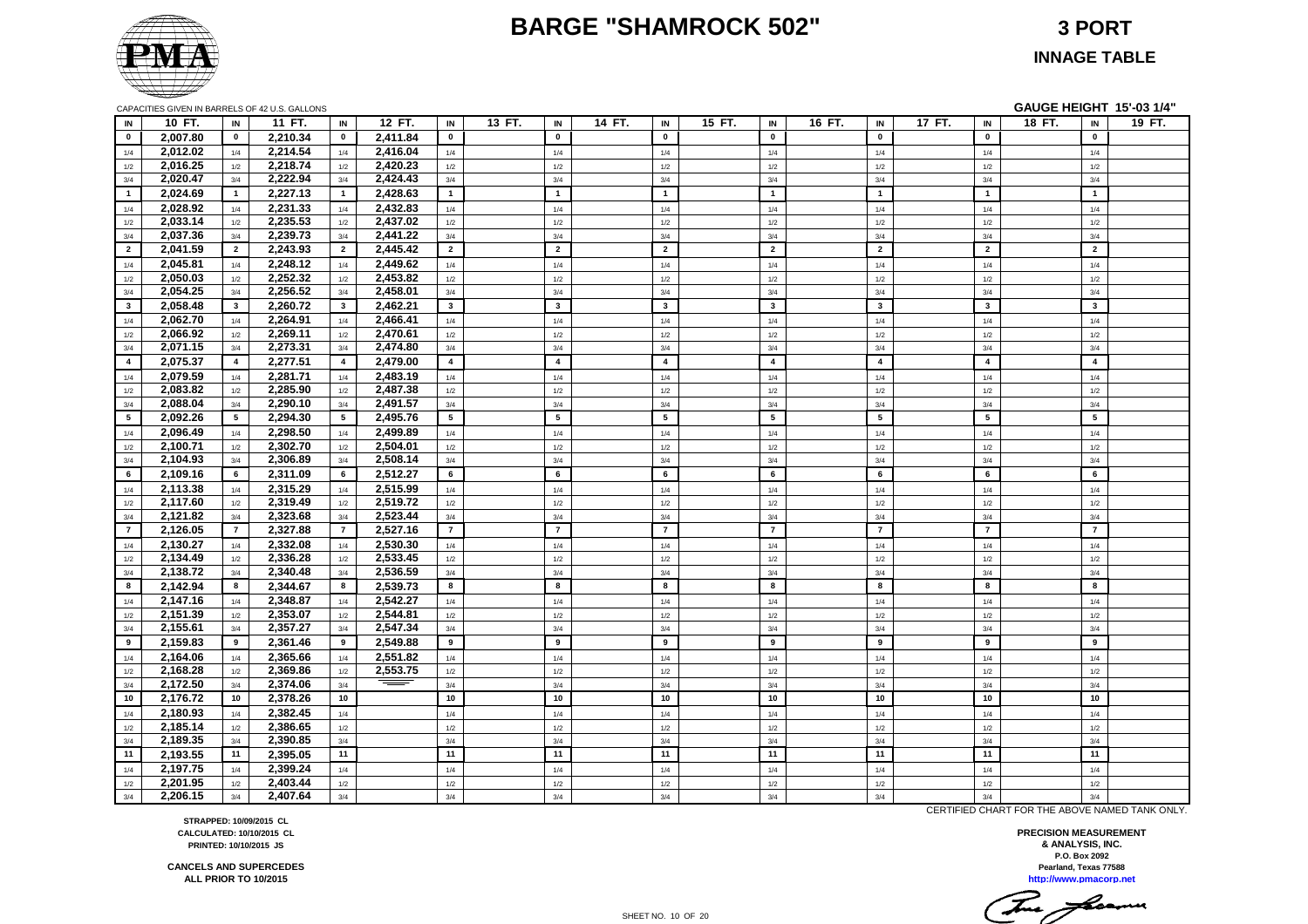# BARGE "SHAMROCK 502"

## 3 PORT

### INNAGE TABLE

CAPACITIES GIVEN IN BARRELS OF 42 U.S. GALLONS

**GAUGE HEIGHT 15'-03 1/4"**

| IN | 10 FT. | IN | 11 FT. | IN | 12 FT. | IN | 13 FT. | IN | 14 FT. | IN | 15 FT. | IN | 16 FT. | IN | 17 FT. | IN | 18 FT. | IN | 19 FT. |
|---|---|---|---|---|---|---|---|---|---|---|---|---|---|---|---|---|---|---|---|
| 0 | 2,007.80 | 0 | 2,210.34 | 0 | 2,411.84 | 0 | | 0 | | 0 | | 0 | | 0 | | 0 | | 0 | |
| 1/4 | 2,012.02 | 1/4 | 2,214.54 | 1/4 | 2,416.04 | 1/4 | | 1/4 | | 1/4 | | 1/4 | | 1/4 | | 1/4 | | 1/4 | |
| 1/2 | 2,016.25 | 1/2 | 2,218.74 | 1/2 | 2,420.23 | 1/2 | | 1/2 | | 1/2 | | 1/2 | | 1/2 | | 1/2 | | 1/2 | |
| 3/4 | 2,020.47 | 3/4 | 2,222.94 | 3/4 | 2,424.43 | 3/4 | | 3/4 | | 3/4 | | 3/4 | | 3/4 | | 3/4 | | 3/4 | |
| 1 | 2,024.69 | 1 | 2,227.13 | 1 | 2,428.63 | 1 | | 1 | | 1 | | 1 | | 1 | | 1 | | 1 | |
| 1/4 | 2,028.92 | 1/4 | 2,231.33 | 1/4 | 2,432.83 | 1/4 | | 1/4 | | 1/4 | | 1/4 | | 1/4 | | 1/4 | | 1/4 | |
| 1/2 | 2,033.14 | 1/2 | 2,235.53 | 1/2 | 2,437.02 | 1/2 | | 1/2 | | 1/2 | | 1/2 | | 1/2 | | 1/2 | | 1/2 | |
| 3/4 | 2,037.36 | 3/4 | 2,239.73 | 3/4 | 2,441.22 | 3/4 | | 3/4 | | 3/4 | | 3/4 | | 3/4 | | 3/4 | | 3/4 | |
| 2 | 2,041.59 | 2 | 2,243.93 | 2 | 2,445.42 | 2 | | 2 | | 2 | | 2 | | 2 | | 2 | | 2 | |
| 1/4 | 2,045.81 | 1/4 | 2,248.12 | 1/4 | 2,449.62 | 1/4 | | 1/4 | | 1/4 | | 1/4 | | 1/4 | | 1/4 | | 1/4 | |
| 1/2 | 2,050.03 | 1/2 | 2,252.32 | 1/2 | 2,453.82 | 1/2 | | 1/2 | | 1/2 | | 1/2 | | 1/2 | | 1/2 | | 1/2 | |
| 3/4 | 2,054.25 | 3/4 | 2,256.52 | 3/4 | 2,458.01 | 3/4 | | 3/4 | | 3/4 | | 3/4 | | 3/4 | | 3/4 | | 3/4 | |
| 3 | 2,058.48 | 3 | 2,260.72 | 3 | 2,462.21 | 3 | | 3 | | 3 | | 3 | | 3 | | 3 | | 3 | |
| 1/4 | 2,062.70 | 1/4 | 2,264.91 | 1/4 | 2,466.41 | 1/4 | | 1/4 | | 1/4 | | 1/4 | | 1/4 | | 1/4 | | 1/4 | |
| 1/2 | 2,066.92 | 1/2 | 2,269.11 | 1/2 | 2,470.61 | 1/2 | | 1/2 | | 1/2 | | 1/2 | | 1/2 | | 1/2 | | 1/2 | |
| 3/4 | 2,071.15 | 3/4 | 2,273.31 | 3/4 | 2,474.80 | 3/4 | | 3/4 | | 3/4 | | 3/4 | | 3/4 | | 3/4 | | 3/4 | |
| 4 | 2,075.37 | 4 | 2,277.51 | 4 | 2,479.00 | 4 | | 4 | | 4 | | 4 | | 4 | | 4 | | 4 | |
| 1/4 | 2,079.59 | 1/4 | 2,281.71 | 1/4 | 2,483.19 | 1/4 | | 1/4 | | 1/4 | | 1/4 | | 1/4 | | 1/4 | | 1/4 | |
| 1/2 | 2,083.82 | 1/2 | 2,285.90 | 1/2 | 2,487.38 | 1/2 | | 1/2 | | 1/2 | | 1/2 | | 1/2 | | 1/2 | | 1/2 | |
| 3/4 | 2,088.04 | 3/4 | 2,290.10 | 3/4 | 2,491.57 | 3/4 | | 3/4 | | 3/4 | | 3/4 | | 3/4 | | 3/4 | | 3/4 | |
| 5 | 2,092.26 | 5 | 2,294.30 | 5 | 2,495.76 | 5 | | 5 | | 5 | | 5 | | 5 | | 5 | | 5 | |
| 1/4 | 2,096.49 | 1/4 | 2,298.50 | 1/4 | 2,499.89 | 1/4 | | 1/4 | | 1/4 | | 1/4 | | 1/4 | | 1/4 | | 1/4 | |
| 1/2 | 2,100.71 | 1/2 | 2,302.70 | 1/2 | 2,504.01 | 1/2 | | 1/2 | | 1/2 | | 1/2 | | 1/2 | | 1/2 | | 1/2 | |
| 3/4 | 2,104.93 | 3/4 | 2,306.89 | 3/4 | 2,508.14 | 3/4 | | 3/4 | | 3/4 | | 3/4 | | 3/4 | | 3/4 | | 3/4 | |
| 6 | 2,109.16 | 6 | 2,311.09 | 6 | 2,512.27 | 6 | | 6 | | 6 | | 6 | | 6 | | 6 | | 6 | |
| 1/4 | 2,113.38 | 1/4 | 2,315.29 | 1/4 | 2,515.99 | 1/4 | | 1/4 | | 1/4 | | 1/4 | | 1/4 | | 1/4 | | 1/4 | |
| 1/2 | 2,117.60 | 1/2 | 2,319.49 | 1/2 | 2,519.72 | 1/2 | | 1/2 | | 1/2 | | 1/2 | | 1/2 | | 1/2 | | 1/2 | |
| 3/4 | 2,121.82 | 3/4 | 2,323.68 | 3/4 | 2,523.44 | 3/4 | | 3/4 | | 3/4 | | 3/4 | | 3/4 | | 3/4 | | 3/4 | |
| 7 | 2,126.05 | 7 | 2,327.88 | 7 | 2,527.16 | 7 | | 7 | | 7 | | 7 | | 7 | | 7 | | 7 | |
| 1/4 | 2,130.27 | 1/4 | 2,332.08 | 1/4 | 2,530.30 | 1/4 | | 1/4 | | 1/4 | | 1/4 | | 1/4 | | 1/4 | | 1/4 | |
| 1/2 | 2,134.49 | 1/2 | 2,336.28 | 1/2 | 2,533.45 | 1/2 | | 1/2 | | 1/2 | | 1/2 | | 1/2 | | 1/2 | | 1/2 | |
| 3/4 | 2,138.72 | 3/4 | 2,340.48 | 3/4 | 2,536.59 | 3/4 | | 3/4 | | 3/4 | | 3/4 | | 3/4 | | 3/4 | | 3/4 | |
| 8 | 2,142.94 | 8 | 2,344.67 | 8 | 2,539.73 | 8 | | 8 | | 8 | | 8 | | 8 | | 8 | | 8 | |
| 1/4 | 2,147.16 | 1/4 | 2,348.87 | 1/4 | 2,542.27 | 1/4 | | 1/4 | | 1/4 | | 1/4 | | 1/4 | | 1/4 | | 1/4 | |
| 1/2 | 2,151.39 | 1/2 | 2,353.07 | 1/2 | 2,544.81 | 1/2 | | 1/2 | | 1/2 | | 1/2 | | 1/2 | | 1/2 | | 1/2 | |
| 3/4 | 2,155.61 | 3/4 | 2,357.27 | 3/4 | 2,547.34 | 3/4 | | 3/4 | | 3/4 | | 3/4 | | 3/4 | | 3/4 | | 3/4 | |
| 9 | 2,159.83 | 9 | 2,361.46 | 9 | 2,549.88 | 9 | | 9 | | 9 | | 9 | | 9 | | 9 | | 9 | |
| 1/4 | 2,164.06 | 1/4 | 2,365.66 | 1/4 | 2,551.82 | 1/4 | | 1/4 | | 1/4 | | 1/4 | | 1/4 | | 1/4 | | 1/4 | |
| 1/2 | 2,168.28 | 1/2 | 2,369.86 | 1/2 | 2,553.75 | 1/2 | | 1/2 | | 1/2 | | 1/2 | | 1/2 | | 1/2 | | 1/2 | |
| 3/4 | 2,172.50 | 3/4 | 2,374.06 | 3/4 | | 3/4 | | 3/4 | | 3/4 | | 3/4 | | 3/4 | | 3/4 | | 3/4 | |
| 10 | 2,176.72 | 10 | 2,378.26 | 10 | | 10 | | 10 | | 10 | | 10 | | 10 | | 10 | | 10 | |
| 1/4 | 2,180.93 | 1/4 | 2,382.45 | 1/4 | | 1/4 | | 1/4 | | 1/4 | | 1/4 | | 1/4 | | 1/4 | | 1/4 | |
| 1/2 | 2,185.14 | 1/2 | 2,386.65 | 1/2 | | 1/2 | | 1/2 | | 1/2 | | 1/2 | | 1/2 | | 1/2 | | 1/2 | |
| 3/4 | 2,189.35 | 3/4 | 2,390.85 | 3/4 | | 3/4 | | 3/4 | | 3/4 | | 3/4 | | 3/4 | | 3/4 | | 3/4 | |
| 11 | 2,193.55 | 11 | 2,395.05 | 11 | | 11 | | 11 | | 11 | | 11 | | 11 | | 11 | | 11 | |
| 1/4 | 2,197.75 | 1/4 | 2,399.24 | 1/4 | | 1/4 | | 1/4 | | 1/4 | | 1/4 | | 1/4 | | 1/4 | | 1/4 | |
| 1/2 | 2,201.95 | 1/2 | 2,403.44 | 1/2 | | 1/2 | | 1/2 | | 1/2 | | 1/2 | | 1/2 | | 1/2 | | 1/2 | |
| 3/4 | 2,206.15 | 3/4 | 2,407.64 | 3/4 | | 3/4 | | 3/4 | | 3/4 | | 3/4 | | 3/4 | | 3/4 | | 3/4 | |

CERTIFIED CHART FOR THE ABOVE NAMED TANK ONLY.

**STRAPPED: 10/09/2015 CL**
**CALCULATED: 10/10/2015 CL**
**PRINTED: 10/10/2015 JS**

**CANCELS AND SUPERCEDES**
**ALL PRIOR TO 10/2015**

**PRECISION MEASUREMENT**
**& ANALYSIS, INC.**
**P.O. Box 2092**
**Pearland, Texas 77588**
**http://www.pmacorp.net**

SHEET NO. 10 OF 20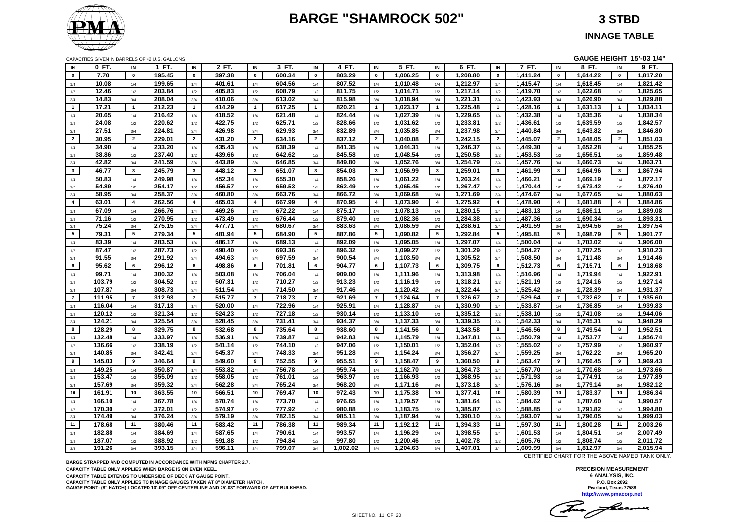# BARGE "SHAMROCK 502"

**3 STBD**

**INNAGE TABLE**

CAPACITIES GIVEN IN BARRELS OF 42 U.S. GALLONS

**GAUGE HEIGHT 15'-03 1/4"**

| IN | 0 FT. | IN | 1 FT. | IN | 2 FT. | IN | 3 FT. | IN | 4 FT. | IN | 5 FT. | IN | 6 FT. | IN | 7 FT. | IN | 8 FT. | IN | 9 FT. |
|---|---|---|---|---|---|---|---|---|---|---|---|---|---|---|---|---|---|---|---|
| 0 | 7.70 | 0 | 195.45 | 0 | 397.38 | 0 | 600.34 | 0 | 803.29 | 0 | 1,006.25 | 0 | 1,208.80 | 0 | 1,411.24 | 0 | 1,614.22 | 0 | 1,817.20 |
| 1/4 | 10.08 | 1/4 | 199.65 | 1/4 | 401.61 | 1/4 | 604.56 | 1/4 | 807.52 | 1/4 | 1,010.48 | 1/4 | 1,212.97 | 1/4 | 1,415.47 | 1/4 | 1,618.45 | 1/4 | 1,821.42 |
| 1/2 | 12.46 | 1/2 | 203.84 | 1/2 | 405.83 | 1/2 | 608.79 | 1/2 | 811.75 | 1/2 | 1,014.71 | 1/2 | 1,217.14 | 1/2 | 1,419.70 | 1/2 | 1,622.68 | 1/2 | 1,825.65 |
| 3/4 | 14.83 | 3/4 | 208.04 | 3/4 | 410.06 | 3/4 | 613.02 | 3/4 | 815.98 | 3/4 | 1,018.94 | 3/4 | 1,221.31 | 3/4 | 1,423.93 | 3/4 | 1,626.90 | 3/4 | 1,829.88 |
| 1 | 17.21 | 1 | 212.23 | 1 | 414.29 | 1 | 617.25 | 1 | 820.21 | 1 | 1,023.17 | 1 | 1,225.48 | 1 | 1,428.16 | 1 | 1,631.13 | 1 | 1,834.11 |
| 1/4 | 20.65 | 1/4 | 216.42 | 1/4 | 418.52 | 1/4 | 621.48 | 1/4 | 824.44 | 1/4 | 1,027.39 | 1/4 | 1,229.65 | 1/4 | 1,432.38 | 1/4 | 1,635.36 | 1/4 | 1,838.34 |
| 1/2 | 24.08 | 1/2 | 220.62 | 1/2 | 422.75 | 1/2 | 625.71 | 1/2 | 828.66 | 1/2 | 1,031.62 | 1/2 | 1,233.81 | 1/2 | 1,436.61 | 1/2 | 1,639.59 | 1/2 | 1,842.57 |
| 3/4 | 27.51 | 3/4 | 224.81 | 3/4 | 426.98 | 3/4 | 629.93 | 3/4 | 832.89 | 3/4 | 1,035.85 | 3/4 | 1,237.98 | 3/4 | 1,440.84 | 3/4 | 1,643.82 | 3/4 | 1,846.80 |
| 2 | 30.95 | 2 | 229.01 | 2 | 431.20 | 2 | 634.16 | 2 | 837.12 | 2 | 1,040.08 | 2 | 1,242.15 | 2 | 1,445.07 | 2 | 1,648.05 | 2 | 1,851.03 |
| 1/4 | 34.90 | 1/4 | 233.20 | 1/4 | 435.43 | 1/4 | 638.39 | 1/4 | 841.35 | 1/4 | 1,044.31 | 1/4 | 1,246.37 | 1/4 | 1,449.30 | 1/4 | 1,652.28 | 1/4 | 1,855.25 |
| 1/2 | 38.86 | 1/2 | 237.40 | 1/2 | 439.66 | 1/2 | 642.62 | 1/2 | 845.58 | 1/2 | 1,048.54 | 1/2 | 1,250.58 | 1/2 | 1,453.53 | 1/2 | 1,656.51 | 1/2 | 1,859.48 |
| 3/4 | 42.82 | 3/4 | 241.59 | 3/4 | 443.89 | 3/4 | 646.85 | 3/4 | 849.80 | 3/4 | 1,052.76 | 3/4 | 1,254.79 | 3/4 | 1,457.76 | 3/4 | 1,660.73 | 3/4 | 1,863.71 |
| 3 | 46.77 | 3 | 245.79 | 3 | 448.12 | 3 | 651.07 | 3 | 854.03 | 3 | 1,056.99 | 3 | 1,259.01 | 3 | 1,461.99 | 3 | 1,664.96 | 3 | 1,867.94 |
| 1/4 | 50.83 | 1/4 | 249.98 | 1/4 | 452.34 | 1/4 | 655.30 | 1/4 | 858.26 | 1/4 | 1,061.22 | 1/4 | 1,263.24 | 1/4 | 1,466.21 | 1/4 | 1,669.19 | 1/4 | 1,872.17 |
| 1/2 | 54.89 | 1/2 | 254.17 | 1/2 | 456.57 | 1/2 | 659.53 | 1/2 | 862.49 | 1/2 | 1,065.45 | 1/2 | 1,267.47 | 1/2 | 1,470.44 | 1/2 | 1,673.42 | 1/2 | 1,876.40 |
| 3/4 | 58.95 | 3/4 | 258.37 | 3/4 | 460.80 | 3/4 | 663.76 | 3/4 | 866.72 | 3/4 | 1,069.68 | 3/4 | 1,271.69 | 3/4 | 1,474.67 | 3/4 | 1,677.65 | 3/4 | 1,880.63 |
| 4 | 63.01 | 4 | 262.56 | 4 | 465.03 | 4 | 667.99 | 4 | 870.95 | 4 | 1,073.90 | 4 | 1,275.92 | 4 | 1,478.90 | 4 | 1,681.88 | 4 | 1,884.86 |
| 1/4 | 67.09 | 1/4 | 266.76 | 1/4 | 469.26 | 1/4 | 672.22 | 1/4 | 875.17 | 1/4 | 1,078.13 | 1/4 | 1,280.15 | 1/4 | 1,483.13 | 1/4 | 1,686.11 | 1/4 | 1,889.08 |
| 1/2 | 71.16 | 1/2 | 270.95 | 1/2 | 473.49 | 1/2 | 676.44 | 1/2 | 879.40 | 1/2 | 1,082.36 | 1/2 | 1,284.38 | 1/2 | 1,487.36 | 1/2 | 1,690.34 | 1/2 | 1,893.31 |
| 3/4 | 75.24 | 3/4 | 275.15 | 3/4 | 477.71 | 3/4 | 680.67 | 3/4 | 883.63 | 3/4 | 1,086.59 | 3/4 | 1,288.61 | 3/4 | 1,491.59 | 3/4 | 1,694.56 | 3/4 | 1,897.54 |
| 5 | 79.31 | 5 | 279.34 | 5 | 481.94 | 5 | 684.90 | 5 | 887.86 | 5 | 1,090.82 | 5 | 1,292.84 | 5 | 1,495.81 | 5 | 1,698.79 | 5 | 1,901.77 |
| 1/4 | 83.39 | 1/4 | 283.53 | 1/4 | 486.17 | 1/4 | 689.13 | 1/4 | 892.09 | 1/4 | 1,095.05 | 1/4 | 1,297.07 | 1/4 | 1,500.04 | 1/4 | 1,703.02 | 1/4 | 1,906.00 |
| 1/2 | 87.47 | 1/2 | 287.73 | 1/2 | 490.40 | 1/2 | 693.36 | 1/2 | 896.32 | 1/2 | 1,099.27 | 1/2 | 1,301.29 | 1/2 | 1,504.27 | 1/2 | 1,707.25 | 1/2 | 1,910.23 |
| 3/4 | 91.55 | 3/4 | 291.92 | 3/4 | 494.63 | 3/4 | 697.59 | 3/4 | 900.54 | 3/4 | 1,103.50 | 3/4 | 1,305.52 | 3/4 | 1,508.50 | 3/4 | 1,711.48 | 3/4 | 1,914.46 |
| 6 | 95.62 | 6 | 296.12 | 6 | 498.86 | 6 | 701.81 | 6 | 904.77 | 6 | 1,107.73 | 6 | 1,309.75 | 6 | 1,512.73 | 6 | 1,715.71 | 6 | 1,918.68 |
| 1/4 | 99.71 | 1/4 | 300.32 | 1/4 | 503.08 | 1/4 | 706.04 | 1/4 | 909.00 | 1/4 | 1,111.96 | 1/4 | 1,313.98 | 1/4 | 1,516.96 | 1/4 | 1,719.94 | 1/4 | 1,922.91 |
| 1/2 | 103.79 | 1/2 | 304.52 | 1/2 | 507.31 | 1/2 | 710.27 | 1/2 | 913.23 | 1/2 | 1,116.19 | 1/2 | 1,318.21 | 1/2 | 1,521.19 | 1/2 | 1,724.16 | 1/2 | 1,927.14 |
| 3/4 | 107.87 | 3/4 | 308.73 | 3/4 | 511.54 | 3/4 | 714.50 | 3/4 | 917.46 | 3/4 | 1,120.42 | 3/4 | 1,322.44 | 3/4 | 1,525.42 | 3/4 | 1,728.39 | 3/4 | 1,931.37 |
| 7 | 111.95 | 7 | 312.93 | 7 | 515.77 | 7 | 718.73 | 7 | 921.69 | 7 | 1,124.64 | 7 | 1,326.67 | 7 | 1,529.64 | 7 | 1,732.62 | 7 | 1,935.60 |
| 1/4 | 116.04 | 1/4 | 317.13 | 1/4 | 520.00 | 1/4 | 722.96 | 1/4 | 925.91 | 1/4 | 1,128.87 | 1/4 | 1,330.90 | 1/4 | 1,533.87 | 1/4 | 1,736.85 | 1/4 | 1,939.83 |
| 1/2 | 120.12 | 1/2 | 321.34 | 1/2 | 524.23 | 1/2 | 727.18 | 1/2 | 930.14 | 1/2 | 1,133.10 | 1/2 | 1,335.12 | 1/2 | 1,538.10 | 1/2 | 1,741.08 | 1/2 | 1,944.06 |
| 3/4 | 124.21 | 3/4 | 325.54 | 3/4 | 528.45 | 3/4 | 731.41 | 3/4 | 934.37 | 3/4 | 1,137.33 | 3/4 | 1,339.35 | 3/4 | 1,542.33 | 3/4 | 1,745.31 | 3/4 | 1,948.29 |
| 8 | 128.29 | 8 | 329.75 | 8 | 532.68 | 8 | 735.64 | 8 | 938.60 | 8 | 1,141.56 | 8 | 1,343.58 | 8 | 1,546.56 | 8 | 1,749.54 | 8 | 1,952.51 |
| 1/4 | 132.48 | 1/4 | 333.97 | 1/4 | 536.91 | 1/4 | 739.87 | 1/4 | 942.83 | 1/4 | 1,145.79 | 1/4 | 1,347.81 | 1/4 | 1,550.79 | 1/4 | 1,753.77 | 1/4 | 1,956.74 |
| 1/2 | 136.66 | 1/2 | 338.19 | 1/2 | 541.14 | 1/2 | 744.10 | 1/2 | 947.06 | 1/2 | 1,150.01 | 1/2 | 1,352.04 | 1/2 | 1,555.02 | 1/2 | 1,757.99 | 1/2 | 1,960.97 |
| 3/4 | 140.85 | 3/4 | 342.41 | 3/4 | 545.37 | 3/4 | 748.33 | 3/4 | 951.28 | 3/4 | 1,154.24 | 3/4 | 1,356.27 | 3/4 | 1,559.25 | 3/4 | 1,762.22 | 3/4 | 1,965.20 |
| 9 | 145.03 | 9 | 346.64 | 9 | 549.60 | 9 | 752.55 | 9 | 955.51 | 9 | 1,158.47 | 9 | 1,360.50 | 9 | 1,563.47 | 9 | 1,766.45 | 9 | 1,969.43 |
| 1/4 | 149.25 | 1/4 | 350.87 | 1/4 | 553.82 | 1/4 | 756.78 | 1/4 | 959.74 | 1/4 | 1,162.70 | 1/4 | 1,364.73 | 1/4 | 1,567.70 | 1/4 | 1,770.68 | 1/4 | 1,973.66 |
| 1/2 | 153.47 | 1/2 | 355.09 | 1/2 | 558.05 | 1/2 | 761.01 | 1/2 | 963.97 | 1/2 | 1,166.93 | 1/2 | 1,368.95 | 1/2 | 1,571.93 | 1/2 | 1,774.91 | 1/2 | 1,977.89 |
| 3/4 | 157.69 | 3/4 | 359.32 | 3/4 | 562.28 | 3/4 | 765.24 | 3/4 | 968.20 | 3/4 | 1,171.16 | 3/4 | 1,373.18 | 3/4 | 1,576.16 | 3/4 | 1,779.14 | 3/4 | 1,982.12 |
| 10 | 161.91 | 10 | 363.55 | 10 | 566.51 | 10 | 769.47 | 10 | 972.43 | 10 | 1,175.38 | 10 | 1,377.41 | 10 | 1,580.39 | 10 | 1,783.37 | 10 | 1,986.34 |
| 1/4 | 166.10 | 1/4 | 367.78 | 1/4 | 570.74 | 1/4 | 773.70 | 1/4 | 976.65 | 1/4 | 1,179.57 | 1/4 | 1,381.64 | 1/4 | 1,584.62 | 1/4 | 1,787.60 | 1/4 | 1,990.57 |
| 1/2 | 170.30 | 1/2 | 372.01 | 1/2 | 574.97 | 1/2 | 777.92 | 1/2 | 980.88 | 1/2 | 1,183.75 | 1/2 | 1,385.87 | 1/2 | 1,588.85 | 1/2 | 1,791.82 | 1/2 | 1,994.80 |
| 3/4 | 174.49 | 3/4 | 376.24 | 3/4 | 579.19 | 3/4 | 782.15 | 3/4 | 985.11 | 3/4 | 1,187.94 | 3/4 | 1,390.10 | 3/4 | 1,593.07 | 3/4 | 1,796.05 | 3/4 | 1,999.03 |
| 11 | 178.68 | 11 | 380.46 | 11 | 583.42 | 11 | 786.38 | 11 | 989.34 | 11 | 1,192.12 | 11 | 1,394.33 | 11 | 1,597.30 | 11 | 1,800.28 | 11 | 2,003.26 |
| 1/4 | 182.88 | 1/4 | 384.69 | 1/4 | 587.65 | 1/4 | 790.61 | 1/4 | 993.57 | 1/4 | 1,196.29 | 1/4 | 1,398.55 | 1/4 | 1,601.53 | 1/4 | 1,804.51 | 1/4 | 2,007.49 |
| 1/2 | 187.07 | 1/2 | 388.92 | 1/2 | 591.88 | 1/2 | 794.84 | 1/2 | 997.80 | 1/2 | 1,200.46 | 1/2 | 1,402.78 | 1/2 | 1,605.76 | 1/2 | 1,808.74 | 1/2 | 2,011.72 |
| 3/4 | 191.26 | 3/4 | 393.15 | 3/4 | 596.11 | 3/4 | 799.07 | 3/4 | 1,002.02 | 3/4 | 1,204.63 | 3/4 | 1,407.01 | 3/4 | 1,609.99 | 3/4 | 1,812.97 | 3/4 | 2,015.94 |

CERTIFIED CHART FOR THE ABOVE NAMED TANK ONLY.

**BARGE STRAPPED AND COMPUTED IN ACCORDANCE WITH MPMS CHAPTER 2.7.**
**CAPACITY TABLE ONLY APPLIES WHEN BARGE IS ON EVEN KEEL.**
**CAPACITY TABLE EXTENDS TO UNDERSIDE OF DECK AT GAUGE POINT.**
**CAPACITY TABLE ONLY APPLIES TO INNAGE GAUGES TAKEN AT 8" DIAMETER HATCH.**
**GAUGE POINT: (8" HATCH) LOCATED 10'-09" OFF CENTERLINE AND 25'-03" FORWARD OF AFT BULKHEAD.**

**PRECISION MEASUREMENT & ANALYSIS, INC.**
**P.O. Box 2092**
**Pearland, Texas 77588**
**http://www.pmacorp.net**

SHEET NO. 11 OF 20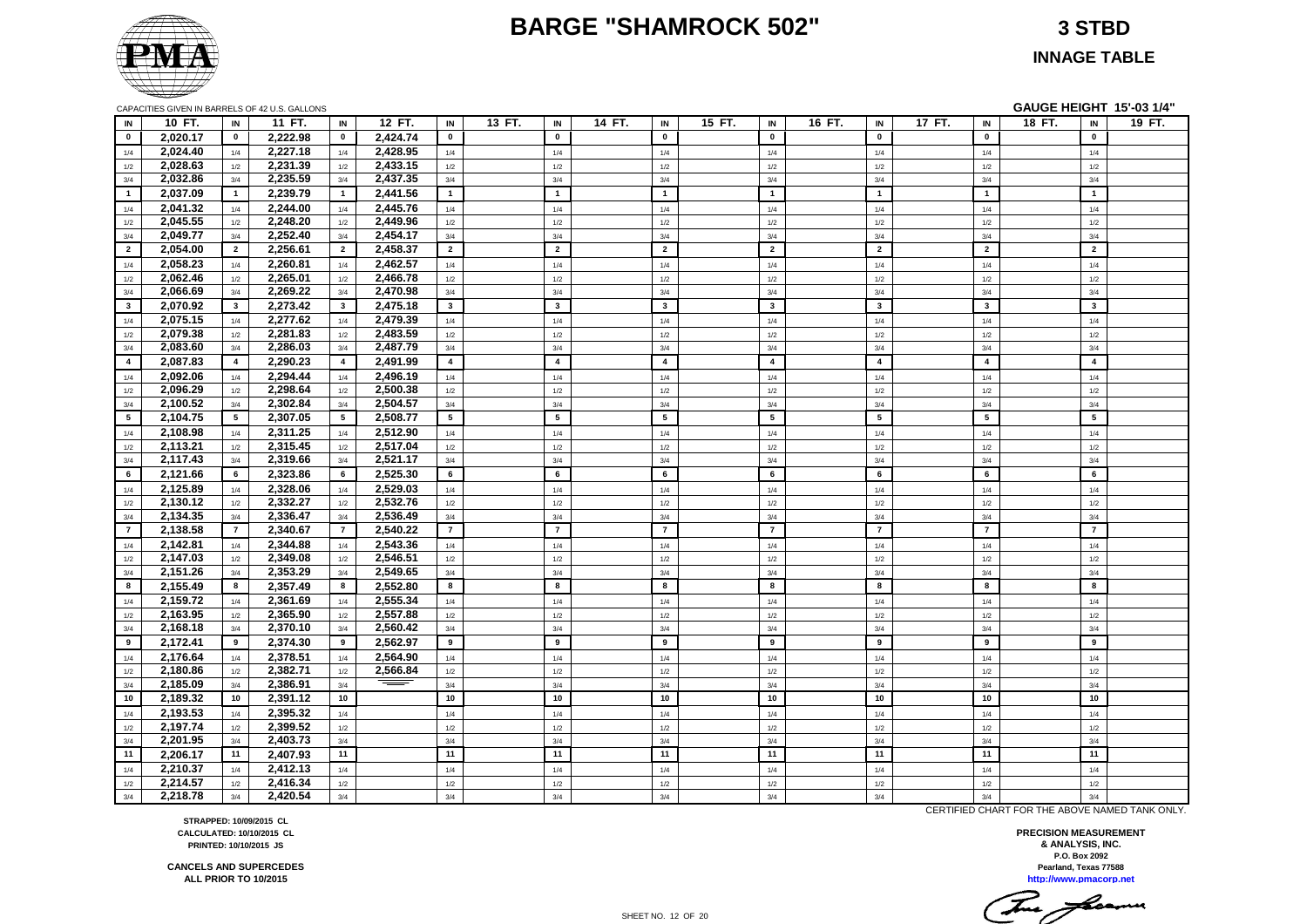# BARGE "SHAMROCK 502"

## 3 STBD

## INNAGE TABLE

CAPACITIES GIVEN IN BARRELS OF 42 U.S. GALLONS

**GAUGE HEIGHT 15'-03 1/4"**

| IN | 10 FT. | IN | 11 FT. | IN | 12 FT. | IN | 13 FT. | IN | 14 FT. | IN | 15 FT. | IN | 16 FT. | IN | 17 FT. | IN | 18 FT. | IN | 19 FT. |
|---|---|---|---|---|---|---|---|---|---|---|---|---|---|---|---|---|---|---|---|
| 0 | 2,020.17 | 0 | 2,222.98 | 0 | 2,424.74 | 0 | | 0 | | 0 | | 0 | | 0 | | 0 | | 0 | |
| 1/4 | 2,024.40 | 1/4 | 2,227.18 | 1/4 | 2,428.95 | 1/4 | | 1/4 | | 1/4 | | 1/4 | | 1/4 | | 1/4 | | 1/4 | |
| 1/2 | 2,028.63 | 1/2 | 2,231.39 | 1/2 | 2,433.15 | 1/2 | | 1/2 | | 1/2 | | 1/2 | | 1/2 | | 1/2 | | 1/2 | |
| 3/4 | 2,032.86 | 3/4 | 2,235.59 | 3/4 | 2,437.35 | 3/4 | | 3/4 | | 3/4 | | 3/4 | | 3/4 | | 3/4 | | 3/4 | |
| 1 | 2,037.09 | 1 | 2,239.79 | 1 | 2,441.56 | 1 | | 1 | | 1 | | 1 | | 1 | | 1 | | 1 | |
| 1/4 | 2,041.32 | 1/4 | 2,244.00 | 1/4 | 2,445.76 | 1/4 | | 1/4 | | 1/4 | | 1/4 | | 1/4 | | 1/4 | | 1/4 | |
| 1/2 | 2,045.55 | 1/2 | 2,248.20 | 1/2 | 2,449.96 | 1/2 | | 1/2 | | 1/2 | | 1/2 | | 1/2 | | 1/2 | | 1/2 | |
| 3/4 | 2,049.77 | 3/4 | 2,252.40 | 3/4 | 2,454.17 | 3/4 | | 3/4 | | 3/4 | | 3/4 | | 3/4 | | 3/4 | | 3/4 | |
| 2 | 2,054.00 | 2 | 2,256.61 | 2 | 2,458.37 | 2 | | 2 | | 2 | | 2 | | 2 | | 2 | | 2 | |
| 1/4 | 2,058.23 | 1/4 | 2,260.81 | 1/4 | 2,462.57 | 1/4 | | 1/4 | | 1/4 | | 1/4 | | 1/4 | | 1/4 | | 1/4 | |
| 1/2 | 2,062.46 | 1/2 | 2,265.01 | 1/2 | 2,466.78 | 1/2 | | 1/2 | | 1/2 | | 1/2 | | 1/2 | | 1/2 | | 1/2 | |
| 3/4 | 2,066.69 | 3/4 | 2,269.22 | 3/4 | 2,470.98 | 3/4 | | 3/4 | | 3/4 | | 3/4 | | 3/4 | | 3/4 | | 3/4 | |
| 3 | 2,070.92 | 3 | 2,273.42 | 3 | 2,475.18 | 3 | | 3 | | 3 | | 3 | | 3 | | 3 | | 3 | |
| 1/4 | 2,075.15 | 1/4 | 2,277.62 | 1/4 | 2,479.39 | 1/4 | | 1/4 | | 1/4 | | 1/4 | | 1/4 | | 1/4 | | 1/4 | |
| 1/2 | 2,079.38 | 1/2 | 2,281.83 | 1/2 | 2,483.59 | 1/2 | | 1/2 | | 1/2 | | 1/2 | | 1/2 | | 1/2 | | 1/2 | |
| 3/4 | 2,083.60 | 3/4 | 2,286.03 | 3/4 | 2,487.79 | 3/4 | | 3/4 | | 3/4 | | 3/4 | | 3/4 | | 3/4 | | 3/4 | |
| 4 | 2,087.83 | 4 | 2,290.23 | 4 | 2,491.99 | 4 | | 4 | | 4 | | 4 | | 4 | | 4 | | 4 | |
| 1/4 | 2,092.06 | 1/4 | 2,294.44 | 1/4 | 2,496.19 | 1/4 | | 1/4 | | 1/4 | | 1/4 | | 1/4 | | 1/4 | | 1/4 | |
| 1/2 | 2,096.29 | 1/2 | 2,298.64 | 1/2 | 2,500.38 | 1/2 | | 1/2 | | 1/2 | | 1/2 | | 1/2 | | 1/2 | | 1/2 | |
| 3/4 | 2,100.52 | 3/4 | 2,302.84 | 3/4 | 2,504.57 | 3/4 | | 3/4 | | 3/4 | | 3/4 | | 3/4 | | 3/4 | | 3/4 | |
| 5 | 2,104.75 | 5 | 2,307.05 | 5 | 2,508.77 | 5 | | 5 | | 5 | | 5 | | 5 | | 5 | | 5 | |
| 1/4 | 2,108.98 | 1/4 | 2,311.25 | 1/4 | 2,512.90 | 1/4 | | 1/4 | | 1/4 | | 1/4 | | 1/4 | | 1/4 | | 1/4 | |
| 1/2 | 2,113.21 | 1/2 | 2,315.45 | 1/2 | 2,517.04 | 1/2 | | 1/2 | | 1/2 | | 1/2 | | 1/2 | | 1/2 | | 1/2 | |
| 3/4 | 2,117.43 | 3/4 | 2,319.66 | 3/4 | 2,521.17 | 3/4 | | 3/4 | | 3/4 | | 3/4 | | 3/4 | | 3/4 | | 3/4 | |
| 6 | 2,121.66 | 6 | 2,323.86 | 6 | 2,525.30 | 6 | | 6 | | 6 | | 6 | | 6 | | 6 | | 6 | |
| 1/4 | 2,125.89 | 1/4 | 2,328.06 | 1/4 | 2,529.03 | 1/4 | | 1/4 | | 1/4 | | 1/4 | | 1/4 | | 1/4 | | 1/4 | |
| 1/2 | 2,130.12 | 1/2 | 2,332.27 | 1/2 | 2,532.76 | 1/2 | | 1/2 | | 1/2 | | 1/2 | | 1/2 | | 1/2 | | 1/2 | |
| 3/4 | 2,134.35 | 3/4 | 2,336.47 | 3/4 | 2,536.49 | 3/4 | | 3/4 | | 3/4 | | 3/4 | | 3/4 | | 3/4 | | 3/4 | |
| 7 | 2,138.58 | 7 | 2,340.67 | 7 | 2,540.22 | 7 | | 7 | | 7 | | 7 | | 7 | | 7 | | 7 | |
| 1/4 | 2,142.81 | 1/4 | 2,344.88 | 1/4 | 2,543.36 | 1/4 | | 1/4 | | 1/4 | | 1/4 | | 1/4 | | 1/4 | | 1/4 | |
| 1/2 | 2,147.03 | 1/2 | 2,349.08 | 1/2 | 2,546.51 | 1/2 | | 1/2 | | 1/2 | | 1/2 | | 1/2 | | 1/2 | | 1/2 | |
| 3/4 | 2,151.26 | 3/4 | 2,353.29 | 3/4 | 2,549.65 | 3/4 | | 3/4 | | 3/4 | | 3/4 | | 3/4 | | 3/4 | | 3/4 | |
| 8 | 2,155.49 | 8 | 2,357.49 | 8 | 2,552.80 | 8 | | 8 | | 8 | | 8 | | 8 | | 8 | | 8 | |
| 1/4 | 2,159.72 | 1/4 | 2,361.69 | 1/4 | 2,555.34 | 1/4 | | 1/4 | | 1/4 | | 1/4 | | 1/4 | | 1/4 | | 1/4 | |
| 1/2 | 2,163.95 | 1/2 | 2,365.90 | 1/2 | 2,557.88 | 1/2 | | 1/2 | | 1/2 | | 1/2 | | 1/2 | | 1/2 | | 1/2 | |
| 3/4 | 2,168.18 | 3/4 | 2,370.10 | 3/4 | 2,560.42 | 3/4 | | 3/4 | | 3/4 | | 3/4 | | 3/4 | | 3/4 | | 3/4 | |
| 9 | 2,172.41 | 9 | 2,374.30 | 9 | 2,562.97 | 9 | | 9 | | 9 | | 9 | | 9 | | 9 | | 9 | |
| 1/4 | 2,176.64 | 1/4 | 2,378.51 | 1/4 | 2,564.90 | 1/4 | | 1/4 | | 1/4 | | 1/4 | | 1/4 | | 1/4 | | 1/4 | |
| 1/2 | 2,180.86 | 1/2 | 2,382.71 | 1/2 | 2,566.84 | 1/2 | | 1/2 | | 1/2 | | 1/2 | | 1/2 | | 1/2 | | 1/2 | |
| 3/4 | 2,185.09 | 3/4 | 2,386.91 | 3/4 | | 3/4 | | 3/4 | | 3/4 | | 3/4 | | 3/4 | | 3/4 | | 3/4 | |
| 10 | 2,189.32 | 10 | 2,391.12 | 10 | | 10 | | 10 | | 10 | | 10 | | 10 | | 10 | | 10 | |
| 1/4 | 2,193.53 | 1/4 | 2,395.32 | 1/4 | | 1/4 | | 1/4 | | 1/4 | | 1/4 | | 1/4 | | 1/4 | | 1/4 | |
| 1/2 | 2,197.74 | 1/2 | 2,399.52 | 1/2 | | 1/2 | | 1/2 | | 1/2 | | 1/2 | | 1/2 | | 1/2 | | 1/2 | |
| 3/4 | 2,201.95 | 3/4 | 2,403.73 | 3/4 | | 3/4 | | 3/4 | | 3/4 | | 3/4 | | 3/4 | | 3/4 | | 3/4 | |
| 11 | 2,206.17 | 11 | 2,407.93 | 11 | | 11 | | 11 | | 11 | | 11 | | 11 | | 11 | | 11 | |
| 1/4 | 2,210.37 | 1/4 | 2,412.13 | 1/4 | | 1/4 | | 1/4 | | 1/4 | | 1/4 | | 1/4 | | 1/4 | | 1/4 | |
| 1/2 | 2,214.57 | 1/2 | 2,416.34 | 1/2 | | 1/2 | | 1/2 | | 1/2 | | 1/2 | | 1/2 | | 1/2 | | 1/2 | |
| 3/4 | 2,218.78 | 3/4 | 2,420.54 | 3/4 | | 3/4 | | 3/4 | | 3/4 | | 3/4 | | 3/4 | | 3/4 | | 3/4 | |

CERTIFIED CHART FOR THE ABOVE NAMED TANK ONLY.

**STRAPPED: 10/09/2015 CL**
**CALCULATED: 10/10/2015 CL**
**PRINTED: 10/10/2015 JS**

**CANCELS AND SUPERCEDES ALL PRIOR TO 10/2015**

**PRECISION MEASUREMENT & ANALYSIS, INC.**
**P.O. Box 2092**
**Pearland, Texas 77588**
**http://www.pmacorp.net**

SHEET NO. 12 OF 20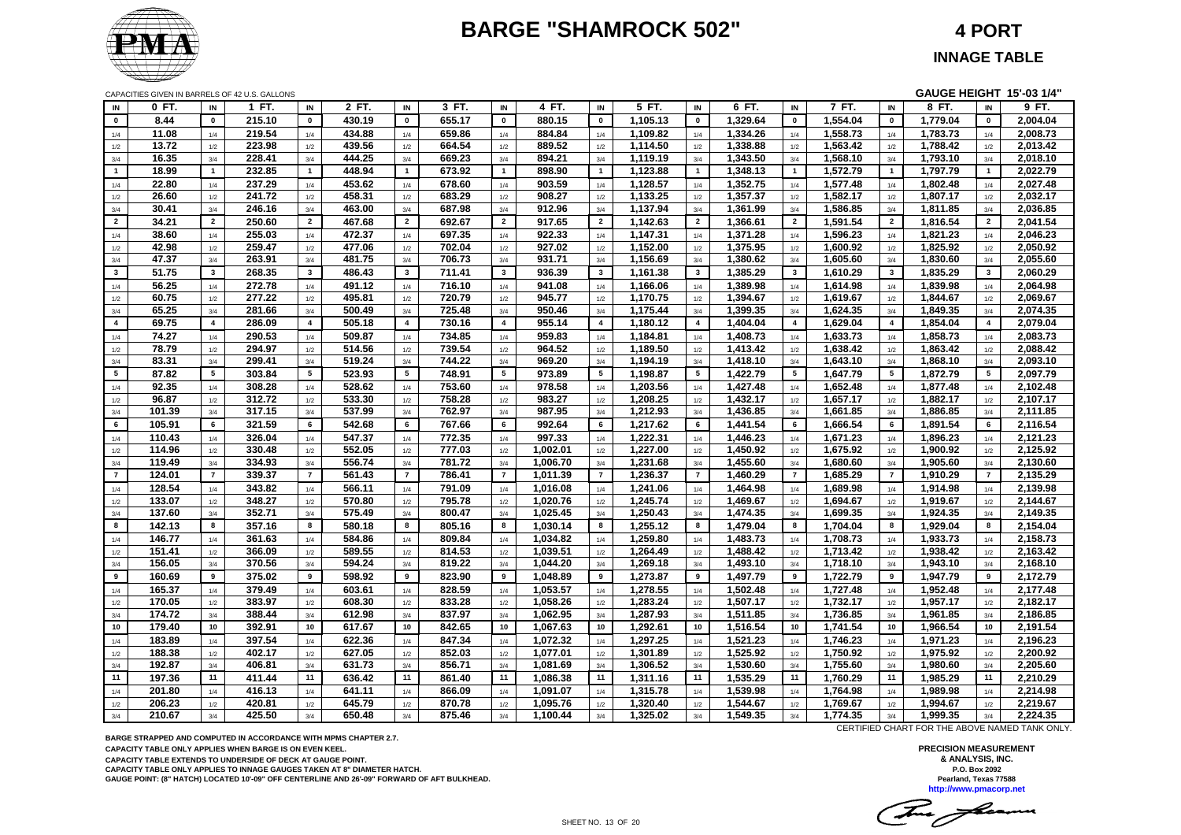# BARGE "SHAMROCK 502"

## 4 PORT

## INNAGE TABLE

CAPACITIES GIVEN IN BARRELS OF 42 U.S. GALLONS

GAUGE HEIGHT 15'-03 1/4"

| IN | 0 FT. | IN | 1 FT. | IN | 2 FT. | IN | 3 FT. | IN | 4 FT. | IN | 5 FT. | IN | 6 FT. | IN | 7 FT. | IN | 8 FT. | IN | 9 FT. |
|---|---|---|---|---|---|---|---|---|---|---|---|---|---|---|---|---|---|---|---|
| 0 | 8.44 | 0 | 215.10 | 0 | 430.19 | 0 | 655.17 | 0 | 880.15 | 0 | 1,105.13 | 0 | 1,329.64 | 0 | 1,554.04 | 0 | 1,779.04 | 0 | 2,004.04 |
| 1/4 | 11.08 | 1/4 | 219.54 | 1/4 | 434.88 | 1/4 | 659.86 | 1/4 | 884.84 | 1/4 | 1,109.82 | 1/4 | 1,334.26 | 1/4 | 1,558.73 | 1/4 | 1,783.73 | 1/4 | 2,008.73 |
| 1/2 | 13.72 | 1/2 | 223.98 | 1/2 | 439.56 | 1/2 | 664.54 | 1/2 | 889.52 | 1/2 | 1,114.50 | 1/2 | 1,338.88 | 1/2 | 1,563.42 | 1/2 | 1,788.42 | 1/2 | 2,013.42 |
| 3/4 | 16.35 | 3/4 | 228.41 | 3/4 | 444.25 | 3/4 | 669.23 | 3/4 | 894.21 | 3/4 | 1,119.19 | 3/4 | 1,343.50 | 3/4 | 1,568.10 | 3/4 | 1,793.10 | 3/4 | 2,018.10 |
| 1 | 18.99 | 1 | 232.85 | 1 | 448.94 | 1 | 673.92 | 1 | 898.90 | 1 | 1,123.88 | 1 | 1,348.13 | 1 | 1,572.79 | 1 | 1,797.79 | 1 | 2,022.79 |
| 1/4 | 22.80 | 1/4 | 237.29 | 1/4 | 453.62 | 1/4 | 678.60 | 1/4 | 903.59 | 1/4 | 1,128.57 | 1/4 | 1,352.75 | 1/4 | 1,577.48 | 1/4 | 1,802.48 | 1/4 | 2,027.48 |
| 1/2 | 26.60 | 1/2 | 241.72 | 1/2 | 458.31 | 1/2 | 683.29 | 1/2 | 908.27 | 1/2 | 1,133.25 | 1/2 | 1,357.37 | 1/2 | 1,582.17 | 1/2 | 1,807.17 | 1/2 | 2,032.17 |
| 3/4 | 30.41 | 3/4 | 246.16 | 3/4 | 463.00 | 3/4 | 687.98 | 3/4 | 912.96 | 3/4 | 1,137.94 | 3/4 | 1,361.99 | 3/4 | 1,586.85 | 3/4 | 1,811.85 | 3/4 | 2,036.85 |
| 2 | 34.21 | 2 | 250.60 | 2 | 467.68 | 2 | 692.67 | 2 | 917.65 | 2 | 1,142.63 | 2 | 1,366.61 | 2 | 1,591.54 | 2 | 1,816.54 | 2 | 2,041.54 |
| 1/4 | 38.60 | 1/4 | 255.03 | 1/4 | 472.37 | 1/4 | 697.35 | 1/4 | 922.33 | 1/4 | 1,147.31 | 1/4 | 1,371.28 | 1/4 | 1,596.23 | 1/4 | 1,821.23 | 1/4 | 2,046.23 |
| 1/2 | 42.98 | 1/2 | 259.47 | 1/2 | 477.06 | 1/2 | 702.04 | 1/2 | 927.02 | 1/2 | 1,152.00 | 1/2 | 1,375.95 | 1/2 | 1,600.92 | 1/2 | 1,825.92 | 1/2 | 2,050.92 |
| 3/4 | 47.37 | 3/4 | 263.91 | 3/4 | 481.75 | 3/4 | 706.73 | 3/4 | 931.71 | 3/4 | 1,156.69 | 3/4 | 1,380.62 | 3/4 | 1,605.60 | 3/4 | 1,830.60 | 3/4 | 2,055.60 |
| 3 | 51.75 | 3 | 268.35 | 3 | 486.43 | 3 | 711.41 | 3 | 936.39 | 3 | 1,161.38 | 3 | 1,385.29 | 3 | 1,610.29 | 3 | 1,835.29 | 3 | 2,060.29 |
| 1/4 | 56.25 | 1/4 | 272.78 | 1/4 | 491.12 | 1/4 | 716.10 | 1/4 | 941.08 | 1/4 | 1,166.06 | 1/4 | 1,389.98 | 1/4 | 1,614.98 | 1/4 | 1,839.98 | 1/4 | 2,064.98 |
| 1/2 | 60.75 | 1/2 | 277.22 | 1/2 | 495.81 | 1/2 | 720.79 | 1/2 | 945.77 | 1/2 | 1,170.75 | 1/2 | 1,394.67 | 1/2 | 1,619.67 | 1/2 | 1,844.67 | 1/2 | 2,069.67 |
| 3/4 | 65.25 | 3/4 | 281.66 | 3/4 | 500.49 | 3/4 | 725.48 | 3/4 | 950.46 | 3/4 | 1,175.44 | 3/4 | 1,399.35 | 3/4 | 1,624.35 | 3/4 | 1,849.35 | 3/4 | 2,074.35 |
| 4 | 69.75 | 4 | 286.09 | 4 | 505.18 | 4 | 730.16 | 4 | 955.14 | 4 | 1,180.12 | 4 | 1,404.04 | 4 | 1,629.04 | 4 | 1,854.04 | 4 | 2,079.04 |
| 1/4 | 74.27 | 1/4 | 290.53 | 1/4 | 509.87 | 1/4 | 734.85 | 1/4 | 959.83 | 1/4 | 1,184.81 | 1/4 | 1,408.73 | 1/4 | 1,633.73 | 1/4 | 1,858.73 | 1/4 | 2,083.73 |
| 1/2 | 78.79 | 1/2 | 294.97 | 1/2 | 514.56 | 1/2 | 739.54 | 1/2 | 964.52 | 1/2 | 1,189.50 | 1/2 | 1,413.42 | 1/2 | 1,638.42 | 1/2 | 1,863.42 | 1/2 | 2,088.42 |
| 3/4 | 83.31 | 3/4 | 299.41 | 3/4 | 519.24 | 3/4 | 744.22 | 3/4 | 969.20 | 3/4 | 1,194.19 | 3/4 | 1,418.10 | 3/4 | 1,643.10 | 3/4 | 1,868.10 | 3/4 | 2,093.10 |
| 5 | 87.82 | 5 | 303.84 | 5 | 523.93 | 5 | 748.91 | 5 | 973.89 | 5 | 1,198.87 | 5 | 1,422.79 | 5 | 1,647.79 | 5 | 1,872.79 | 5 | 2,097.79 |
| 1/4 | 92.35 | 1/4 | 308.28 | 1/4 | 528.62 | 1/4 | 753.60 | 1/4 | 978.58 | 1/4 | 1,203.56 | 1/4 | 1,427.48 | 1/4 | 1,652.48 | 1/4 | 1,877.48 | 1/4 | 2,102.48 |
| 1/2 | 96.87 | 1/2 | 312.72 | 1/2 | 533.30 | 1/2 | 758.28 | 1/2 | 983.27 | 1/2 | 1,208.25 | 1/2 | 1,432.17 | 1/2 | 1,657.17 | 1/2 | 1,882.17 | 1/2 | 2,107.17 |
| 3/4 | 101.39 | 3/4 | 317.15 | 3/4 | 537.99 | 3/4 | 762.97 | 3/4 | 987.95 | 3/4 | 1,212.93 | 3/4 | 1,436.85 | 3/4 | 1,661.85 | 3/4 | 1,886.85 | 3/4 | 2,111.85 |
| 6 | 105.91 | 6 | 321.59 | 6 | 542.68 | 6 | 767.66 | 6 | 992.64 | 6 | 1,217.62 | 6 | 1,441.54 | 6 | 1,666.54 | 6 | 1,891.54 | 6 | 2,116.54 |
| 1/4 | 110.43 | 1/4 | 326.04 | 1/4 | 547.37 | 1/4 | 772.35 | 1/4 | 997.33 | 1/4 | 1,222.31 | 1/4 | 1,446.23 | 1/4 | 1,671.23 | 1/4 | 1,896.23 | 1/4 | 2,121.23 |
| 1/2 | 114.96 | 1/2 | 330.48 | 1/2 | 552.05 | 1/2 | 777.03 | 1/2 | 1,002.01 | 1/2 | 1,227.00 | 1/2 | 1,450.92 | 1/2 | 1,675.92 | 1/2 | 1,900.92 | 1/2 | 2,125.92 |
| 3/4 | 119.49 | 3/4 | 334.93 | 3/4 | 556.74 | 3/4 | 781.72 | 3/4 | 1,006.70 | 3/4 | 1,231.68 | 3/4 | 1,455.60 | 3/4 | 1,680.60 | 3/4 | 1,905.60 | 3/4 | 2,130.60 |
| 7 | 124.01 | 7 | 339.37 | 7 | 561.43 | 7 | 786.41 | 7 | 1,011.39 | 7 | 1,236.37 | 7 | 1,460.29 | 7 | 1,685.29 | 7 | 1,910.29 | 7 | 2,135.29 |
| 1/4 | 128.54 | 1/4 | 343.82 | 1/4 | 566.11 | 1/4 | 791.09 | 1/4 | 1,016.08 | 1/4 | 1,241.06 | 1/4 | 1,464.98 | 1/4 | 1,689.98 | 1/4 | 1,914.98 | 1/4 | 2,139.98 |
| 1/2 | 133.07 | 1/2 | 348.27 | 1/2 | 570.80 | 1/2 | 795.78 | 1/2 | 1,020.76 | 1/2 | 1,245.74 | 1/2 | 1,469.67 | 1/2 | 1,694.67 | 1/2 | 1,919.67 | 1/2 | 2,144.67 |
| 3/4 | 137.60 | 3/4 | 352.71 | 3/4 | 575.49 | 3/4 | 800.47 | 3/4 | 1,025.45 | 3/4 | 1,250.43 | 3/4 | 1,474.35 | 3/4 | 1,699.35 | 3/4 | 1,924.35 | 3/4 | 2,149.35 |
| 8 | 142.13 | 8 | 357.16 | 8 | 580.18 | 8 | 805.16 | 8 | 1,030.14 | 8 | 1,255.12 | 8 | 1,479.04 | 8 | 1,704.04 | 8 | 1,929.04 | 8 | 2,154.04 |
| 1/4 | 146.77 | 1/4 | 361.63 | 1/4 | 584.86 | 1/4 | 809.84 | 1/4 | 1,034.82 | 1/4 | 1,259.80 | 1/4 | 1,483.73 | 1/4 | 1,708.73 | 1/4 | 1,933.73 | 1/4 | 2,158.73 |
| 1/2 | 151.41 | 1/2 | 366.09 | 1/2 | 589.55 | 1/2 | 814.53 | 1/2 | 1,039.51 | 1/2 | 1,264.49 | 1/2 | 1,488.42 | 1/2 | 1,713.42 | 1/2 | 1,938.42 | 1/2 | 2,163.42 |
| 3/4 | 156.05 | 3/4 | 370.56 | 3/4 | 594.24 | 3/4 | 819.22 | 3/4 | 1,044.20 | 3/4 | 1,269.18 | 3/4 | 1,493.10 | 3/4 | 1,718.10 | 3/4 | 1,943.10 | 3/4 | 2,168.10 |
| 9 | 160.69 | 9 | 375.02 | 9 | 598.92 | 9 | 823.90 | 9 | 1,048.89 | 9 | 1,273.87 | 9 | 1,497.79 | 9 | 1,722.79 | 9 | 1,947.79 | 9 | 2,172.79 |
| 1/4 | 165.37 | 1/4 | 379.49 | 1/4 | 603.61 | 1/4 | 828.59 | 1/4 | 1,053.57 | 1/4 | 1,278.55 | 1/4 | 1,502.48 | 1/4 | 1,727.48 | 1/4 | 1,952.48 | 1/4 | 2,177.48 |
| 1/2 | 170.05 | 1/2 | 383.97 | 1/2 | 608.30 | 1/2 | 833.28 | 1/2 | 1,058.26 | 1/2 | 1,283.24 | 1/2 | 1,507.17 | 1/2 | 1,732.17 | 1/2 | 1,957.17 | 1/2 | 2,182.17 |
| 3/4 | 174.72 | 3/4 | 388.44 | 3/4 | 612.98 | 3/4 | 837.97 | 3/4 | 1,062.95 | 3/4 | 1,287.93 | 3/4 | 1,511.85 | 3/4 | 1,736.85 | 3/4 | 1,961.85 | 3/4 | 2,186.85 |
| 10 | 179.40 | 10 | 392.91 | 10 | 617.67 | 10 | 842.65 | 10 | 1,067.63 | 10 | 1,292.61 | 10 | 1,516.54 | 10 | 1,741.54 | 10 | 1,966.54 | 10 | 2,191.54 |
| 1/4 | 183.89 | 1/4 | 397.54 | 1/4 | 622.36 | 1/4 | 847.34 | 1/4 | 1,072.32 | 1/4 | 1,297.25 | 1/4 | 1,521.23 | 1/4 | 1,746.23 | 1/4 | 1,971.23 | 1/4 | 2,196.23 |
| 1/2 | 188.38 | 1/2 | 402.17 | 1/2 | 627.05 | 1/2 | 852.03 | 1/2 | 1,077.01 | 1/2 | 1,301.89 | 1/2 | 1,525.92 | 1/2 | 1,750.92 | 1/2 | 1,975.92 | 1/2 | 2,200.92 |
| 3/4 | 192.87 | 3/4 | 406.81 | 3/4 | 631.73 | 3/4 | 856.71 | 3/4 | 1,081.69 | 3/4 | 1,306.52 | 3/4 | 1,530.60 | 3/4 | 1,755.60 | 3/4 | 1,980.60 | 3/4 | 2,205.60 |
| 11 | 197.36 | 11 | 411.44 | 11 | 636.42 | 11 | 861.40 | 11 | 1,086.38 | 11 | 1,311.16 | 11 | 1,535.29 | 11 | 1,760.29 | 11 | 1,985.29 | 11 | 2,210.29 |
| 1/4 | 201.80 | 1/4 | 416.13 | 1/4 | 641.11 | 1/4 | 866.09 | 1/4 | 1,091.07 | 1/4 | 1,315.78 | 1/4 | 1,539.98 | 1/4 | 1,764.98 | 1/4 | 1,989.98 | 1/4 | 2,214.98 |
| 1/2 | 206.23 | 1/2 | 420.81 | 1/2 | 645.79 | 1/2 | 870.78 | 1/2 | 1,095.76 | 1/2 | 1,320.40 | 1/2 | 1,544.67 | 1/2 | 1,769.67 | 1/2 | 1,994.67 | 1/2 | 2,219.67 |
| 3/4 | 210.67 | 3/4 | 425.50 | 3/4 | 650.48 | 3/4 | 875.46 | 3/4 | 1,100.44 | 3/4 | 1,325.02 | 3/4 | 1,549.35 | 3/4 | 1,774.35 | 3/4 | 1,999.35 | 3/4 | 2,224.35 |

CERTIFIED CHART FOR THE ABOVE NAMED TANK ONLY.

BARGE STRAPPED AND COMPUTED IN ACCORDANCE WITH MPMS CHAPTER 2.7.
CAPACITY TABLE ONLY APPLIES WHEN BARGE IS ON EVEN KEEL.
CAPACITY TABLE EXTENDS TO UNDERSIDE OF DECK AT GAUGE POINT.
CAPACITY TABLE ONLY APPLIES TO INNAGE GAUGES TAKEN AT 8" DIAMETER HATCH.
GAUGE POINT: (8" HATCH) LOCATED 10'-09" OFF CENTERLINE AND 26'-09" FORWARD OF AFT BULKHEAD.

PRECISION MEASUREMENT
& ANALYSIS, INC.
P.O. Box 2092
Pearland, Texas 77588
http://www.pmacorp.net

SHEET NO. 13 OF 20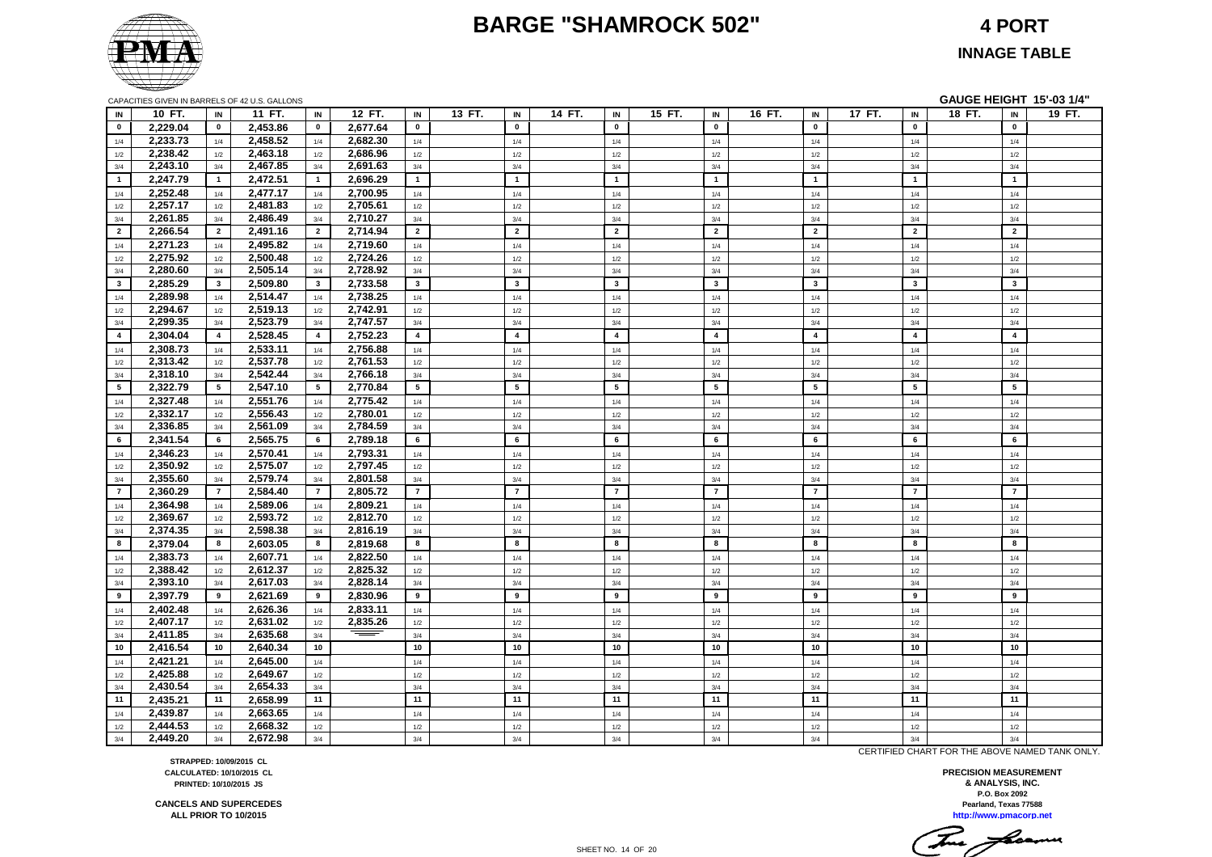# BARGE "SHAMROCK 502"

## 4 PORT

## INNAGE TABLE

CAPACITIES GIVEN IN BARRELS OF 42 U.S. GALLONS

**GAUGE HEIGHT 15'-03 1/4"**

| IN | 10 FT. | IN | 11 FT. | IN | 12 FT. | IN | 13 FT. | IN | 14 FT. | IN | 15 FT. | IN | 16 FT. | IN | 17 FT. | IN | 18 FT. | IN | 19 FT. |
|---|---|---|---|---|---|---|---|---|---|---|---|---|---|---|---|---|---|---|---|
| 0 | 2,229.04 | 0 | 2,453.86 | 0 | 2,677.64 | 0 | | 0 | | 0 | | 0 | | 0 | | 0 | | 0 | |
| 1/4 | 2,233.73 | 1/4 | 2,458.52 | 1/4 | 2,682.30 | 1/4 | | 1/4 | | 1/4 | | 1/4 | | 1/4 | | 1/4 | | 1/4 | |
| 1/2 | 2,238.42 | 1/2 | 2,463.18 | 1/2 | 2,686.96 | 1/2 | | 1/2 | | 1/2 | | 1/2 | | 1/2 | | 1/2 | | 1/2 | |
| 3/4 | 2,243.10 | 3/4 | 2,467.85 | 3/4 | 2,691.63 | 3/4 | | 3/4 | | 3/4 | | 3/4 | | 3/4 | | 3/4 | | 3/4 | |
| 1 | 2,247.79 | 1 | 2,472.51 | 1 | 2,696.29 | 1 | | 1 | | 1 | | 1 | | 1 | | 1 | | 1 | |
| 1/4 | 2,252.48 | 1/4 | 2,477.17 | 1/4 | 2,700.95 | 1/4 | | 1/4 | | 1/4 | | 1/4 | | 1/4 | | 1/4 | | 1/4 | |
| 1/2 | 2,257.17 | 1/2 | 2,481.83 | 1/2 | 2,705.61 | 1/2 | | 1/2 | | 1/2 | | 1/2 | | 1/2 | | 1/2 | | 1/2 | |
| 3/4 | 2,261.85 | 3/4 | 2,486.49 | 3/4 | 2,710.27 | 3/4 | | 3/4 | | 3/4 | | 3/4 | | 3/4 | | 3/4 | | 3/4 | |
| 2 | 2,266.54 | 2 | 2,491.16 | 2 | 2,714.94 | 2 | | 2 | | 2 | | 2 | | 2 | | 2 | | 2 | |
| 1/4 | 2,271.23 | 1/4 | 2,495.82 | 1/4 | 2,719.60 | 1/4 | | 1/4 | | 1/4 | | 1/4 | | 1/4 | | 1/4 | | 1/4 | |
| 1/2 | 2,275.92 | 1/2 | 2,500.48 | 1/2 | 2,724.26 | 1/2 | | 1/2 | | 1/2 | | 1/2 | | 1/2 | | 1/2 | | 1/2 | |
| 3/4 | 2,280.60 | 3/4 | 2,505.14 | 3/4 | 2,728.92 | 3/4 | | 3/4 | | 3/4 | | 3/4 | | 3/4 | | 3/4 | | 3/4 | |
| 3 | 2,285.29 | 3 | 2,509.80 | 3 | 2,733.58 | 3 | | 3 | | 3 | | 3 | | 3 | | 3 | | 3 | |
| 1/4 | 2,289.98 | 1/4 | 2,514.47 | 1/4 | 2,738.25 | 1/4 | | 1/4 | | 1/4 | | 1/4 | | 1/4 | | 1/4 | | 1/4 | |
| 1/2 | 2,294.67 | 1/2 | 2,519.13 | 1/2 | 2,742.91 | 1/2 | | 1/2 | | 1/2 | | 1/2 | | 1/2 | | 1/2 | | 1/2 | |
| 3/4 | 2,299.35 | 3/4 | 2,523.79 | 3/4 | 2,747.57 | 3/4 | | 3/4 | | 3/4 | | 3/4 | | 3/4 | | 3/4 | | 3/4 | |
| 4 | 2,304.04 | 4 | 2,528.45 | 4 | 2,752.23 | 4 | | 4 | | 4 | | 4 | | 4 | | 4 | | 4 | |
| 1/4 | 2,308.73 | 1/4 | 2,533.11 | 1/4 | 2,756.88 | 1/4 | | 1/4 | | 1/4 | | 1/4 | | 1/4 | | 1/4 | | 1/4 | |
| 1/2 | 2,313.42 | 1/2 | 2,537.78 | 1/2 | 2,761.53 | 1/2 | | 1/2 | | 1/2 | | 1/2 | | 1/2 | | 1/2 | | 1/2 | |
| 3/4 | 2,318.10 | 3/4 | 2,542.44 | 3/4 | 2,766.18 | 3/4 | | 3/4 | | 3/4 | | 3/4 | | 3/4 | | 3/4 | | 3/4 | |
| 5 | 2,322.79 | 5 | 2,547.10 | 5 | 2,770.84 | 5 | | 5 | | 5 | | 5 | | 5 | | 5 | | 5 | |
| 1/4 | 2,327.48 | 1/4 | 2,551.76 | 1/4 | 2,775.42 | 1/4 | | 1/4 | | 1/4 | | 1/4 | | 1/4 | | 1/4 | | 1/4 | |
| 1/2 | 2,332.17 | 1/2 | 2,556.43 | 1/2 | 2,780.01 | 1/2 | | 1/2 | | 1/2 | | 1/2 | | 1/2 | | 1/2 | | 1/2 | |
| 3/4 | 2,336.85 | 3/4 | 2,561.09 | 3/4 | 2,784.59 | 3/4 | | 3/4 | | 3/4 | | 3/4 | | 3/4 | | 3/4 | | 3/4 | |
| 6 | 2,341.54 | 6 | 2,565.75 | 6 | 2,789.18 | 6 | | 6 | | 6 | | 6 | | 6 | | 6 | | 6 | |
| 1/4 | 2,346.23 | 1/4 | 2,570.41 | 1/4 | 2,793.31 | 1/4 | | 1/4 | | 1/4 | | 1/4 | | 1/4 | | 1/4 | | 1/4 | |
| 1/2 | 2,350.92 | 1/2 | 2,575.07 | 1/2 | 2,797.45 | 1/2 | | 1/2 | | 1/2 | | 1/2 | | 1/2 | | 1/2 | | 1/2 | |
| 3/4 | 2,355.60 | 3/4 | 2,579.74 | 3/4 | 2,801.58 | 3/4 | | 3/4 | | 3/4 | | 3/4 | | 3/4 | | 3/4 | | 3/4 | |
| 7 | 2,360.29 | 7 | 2,584.40 | 7 | 2,805.72 | 7 | | 7 | | 7 | | 7 | | 7 | | 7 | | 7 | |
| 1/4 | 2,364.98 | 1/4 | 2,589.06 | 1/4 | 2,809.21 | 1/4 | | 1/4 | | 1/4 | | 1/4 | | 1/4 | | 1/4 | | 1/4 | |
| 1/2 | 2,369.67 | 1/2 | 2,593.72 | 1/2 | 2,812.70 | 1/2 | | 1/2 | | 1/2 | | 1/2 | | 1/2 | | 1/2 | | 1/2 | |
| 3/4 | 2,374.35 | 3/4 | 2,598.38 | 3/4 | 2,816.19 | 3/4 | | 3/4 | | 3/4 | | 3/4 | | 3/4 | | 3/4 | | 3/4 | |
| 8 | 2,379.04 | 8 | 2,603.05 | 8 | 2,819.68 | 8 | | 8 | | 8 | | 8 | | 8 | | 8 | | 8 | |
| 1/4 | 2,383.73 | 1/4 | 2,607.71 | 1/4 | 2,822.50 | 1/4 | | 1/4 | | 1/4 | | 1/4 | | 1/4 | | 1/4 | | 1/4 | |
| 1/2 | 2,388.42 | 1/2 | 2,612.37 | 1/2 | 2,825.32 | 1/2 | | 1/2 | | 1/2 | | 1/2 | | 1/2 | | 1/2 | | 1/2 | |
| 3/4 | 2,393.10 | 3/4 | 2,617.03 | 3/4 | 2,828.14 | 3/4 | | 3/4 | | 3/4 | | 3/4 | | 3/4 | | 3/4 | | 3/4 | |
| 9 | 2,397.79 | 9 | 2,621.69 | 9 | 2,830.96 | 9 | | 9 | | 9 | | 9 | | 9 | | 9 | | 9 | |
| 1/4 | 2,402.48 | 1/4 | 2,626.36 | 1/4 | 2,833.11 | 1/4 | | 1/4 | | 1/4 | | 1/4 | | 1/4 | | 1/4 | | 1/4 | |
| 1/2 | 2,407.17 | 1/2 | 2,631.02 | 1/2 | 2,835.26 | 1/2 | | 1/2 | | 1/2 | | 1/2 | | 1/2 | | 1/2 | | 1/2 | |
| 3/4 | 2,411.85 | 3/4 | 2,635.68 | 3/4 | | 3/4 | | 3/4 | | 3/4 | | 3/4 | | 3/4 | | 3/4 | | 3/4 | |
| 10 | 2,416.54 | 10 | 2,640.34 | 10 | | 10 | | 10 | | 10 | | 10 | | 10 | | 10 | | 10 | |
| 1/4 | 2,421.21 | 1/4 | 2,645.00 | 1/4 | | 1/4 | | 1/4 | | 1/4 | | 1/4 | | 1/4 | | 1/4 | | 1/4 | |
| 1/2 | 2,425.88 | 1/2 | 2,649.67 | 1/2 | | 1/2 | | 1/2 | | 1/2 | | 1/2 | | 1/2 | | 1/2 | | 1/2 | |
| 3/4 | 2,430.54 | 3/4 | 2,654.33 | 3/4 | | 3/4 | | 3/4 | | 3/4 | | 3/4 | | 3/4 | | 3/4 | | 3/4 | |
| 11 | 2,435.21 | 11 | 2,658.99 | 11 | | 11 | | 11 | | 11 | | 11 | | 11 | | 11 | | 11 | |
| 1/4 | 2,439.87 | 1/4 | 2,663.65 | 1/4 | | 1/4 | | 1/4 | | 1/4 | | 1/4 | | 1/4 | | 1/4 | | 1/4 | |
| 1/2 | 2,444.53 | 1/2 | 2,668.32 | 1/2 | | 1/2 | | 1/2 | | 1/2 | | 1/2 | | 1/2 | | 1/2 | | 1/2 | |
| 3/4 | 2,449.20 | 3/4 | 2,672.98 | 3/4 | | 3/4 | | 3/4 | | 3/4 | | 3/4 | | 3/4 | | 3/4 | | 3/4 | |

CERTIFIED CHART FOR THE ABOVE NAMED TANK ONLY.

**STRAPPED: 10/09/2015 CL**
**CALCULATED: 10/10/2015 CL**
**PRINTED: 10/10/2015 JS**

**CANCELS AND SUPERCEDES**
**ALL PRIOR TO 10/2015**

**PRECISION MEASUREMENT & ANALYSIS, INC.**
**P.O. Box 2092**
**Pearland, Texas 77588**
**http://www.pmacorp.net**

SHEET NO. 14 OF 20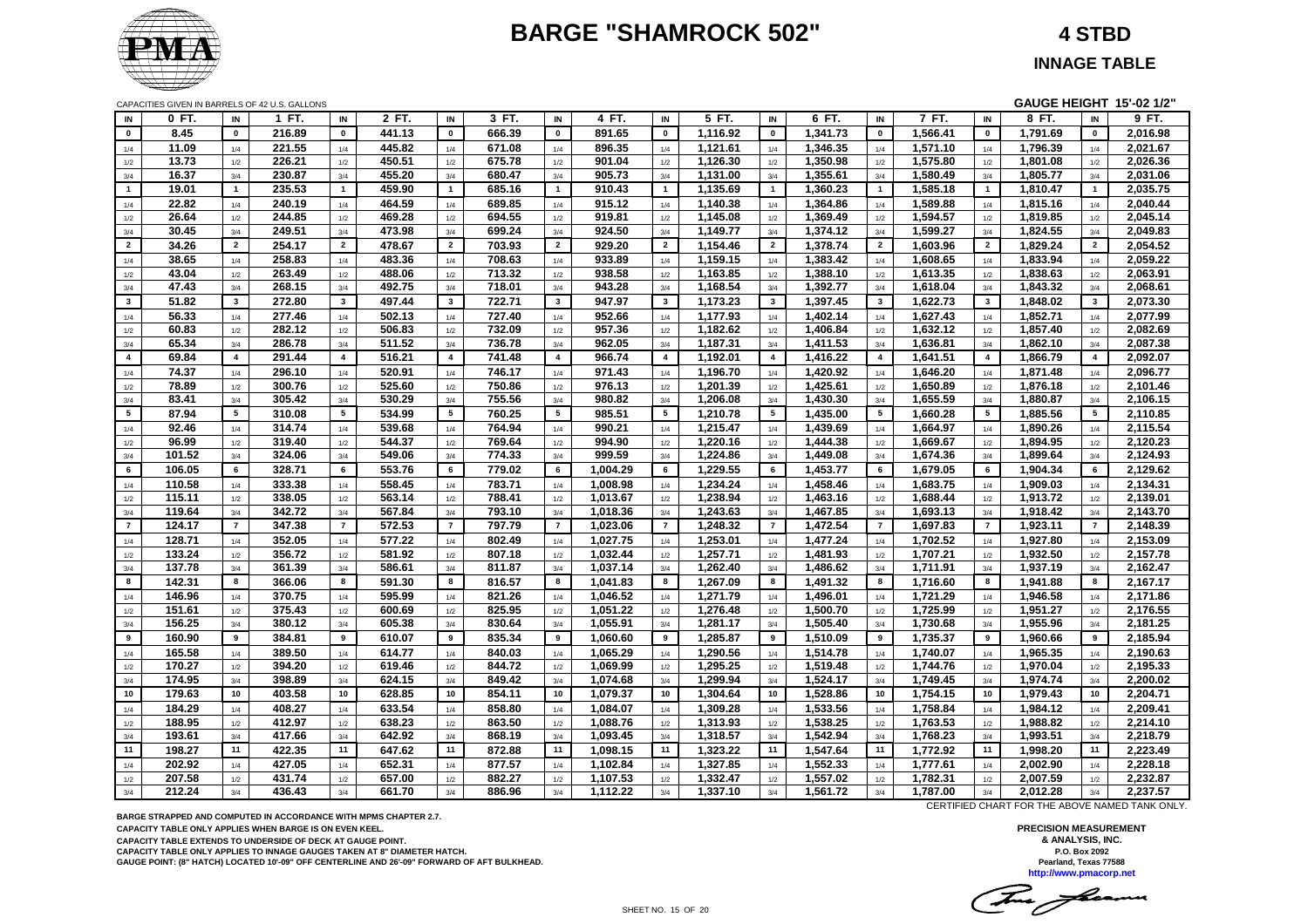# BARGE "SHAMROCK 502"

## 4 STBD

### INNAGE TABLE

CAPACITIES GIVEN IN BARRELS OF 42 U.S. GALLONS

GAUGE HEIGHT 15'-02 1/2"

| IN | 0 FT. | IN | 1 FT. | IN | 2 FT. | IN | 3 FT. | IN | 4 FT. | IN | 5 FT. | IN | 6 FT. | IN | 7 FT. | IN | 8 FT. | IN | 9 FT. |
|---|---|---|---|---|---|---|---|---|---|---|---|---|---|---|---|---|---|---|---|
| 0 | 8.45 | 0 | 216.89 | 0 | 441.13 | 0 | 666.39 | 0 | 891.65 | 0 | 1,116.92 | 0 | 1,341.73 | 0 | 1,566.41 | 0 | 1,791.69 | 0 | 2,016.98 |
| 1/4 | 11.09 | 1/4 | 221.55 | 1/4 | 445.82 | 1/4 | 671.08 | 1/4 | 896.35 | 1/4 | 1,121.61 | 1/4 | 1,346.35 | 1/4 | 1,571.10 | 1/4 | 1,796.39 | 1/4 | 2,021.67 |
| 1/2 | 13.73 | 1/2 | 226.21 | 1/2 | 450.51 | 1/2 | 675.78 | 1/2 | 901.04 | 1/2 | 1,126.30 | 1/2 | 1,350.98 | 1/2 | 1,575.80 | 1/2 | 1,801.08 | 1/2 | 2,026.36 |
| 3/4 | 16.37 | 3/4 | 230.87 | 3/4 | 455.20 | 3/4 | 680.47 | 3/4 | 905.73 | 3/4 | 1,131.00 | 3/4 | 1,355.61 | 3/4 | 1,580.49 | 3/4 | 1,805.77 | 3/4 | 2,031.06 |
| 1 | 19.01 | 1 | 235.53 | 1 | 459.90 | 1 | 685.16 | 1 | 910.43 | 1 | 1,135.69 | 1 | 1,360.23 | 1 | 1,585.18 | 1 | 1,810.47 | 1 | 2,035.75 |
| 1/4 | 22.82 | 1/4 | 240.19 | 1/4 | 464.59 | 1/4 | 689.85 | 1/4 | 915.12 | 1/4 | 1,140.38 | 1/4 | 1,364.86 | 1/4 | 1,589.88 | 1/4 | 1,815.16 | 1/4 | 2,040.44 |
| 1/2 | 26.64 | 1/2 | 244.85 | 1/2 | 469.28 | 1/2 | 694.55 | 1/2 | 919.81 | 1/2 | 1,145.08 | 1/2 | 1,369.49 | 1/2 | 1,594.57 | 1/2 | 1,819.85 | 1/2 | 2,045.14 |
| 3/4 | 30.45 | 3/4 | 249.51 | 3/4 | 473.98 | 3/4 | 699.24 | 3/4 | 924.50 | 3/4 | 1,149.77 | 3/4 | 1,374.12 | 3/4 | 1,599.27 | 3/4 | 1,824.55 | 3/4 | 2,049.83 |
| 2 | 34.26 | 2 | 254.17 | 2 | 478.67 | 2 | 703.93 | 2 | 929.20 | 2 | 1,154.46 | 2 | 1,378.74 | 2 | 1,603.96 | 2 | 1,829.24 | 2 | 2,054.52 |
| 1/4 | 38.65 | 1/4 | 258.83 | 1/4 | 483.36 | 1/4 | 708.63 | 1/4 | 933.89 | 1/4 | 1,159.15 | 1/4 | 1,383.42 | 1/4 | 1,608.65 | 1/4 | 1,833.94 | 1/4 | 2,059.22 |
| 1/2 | 43.04 | 1/2 | 263.49 | 1/2 | 488.06 | 1/2 | 713.32 | 1/2 | 938.58 | 1/2 | 1,163.85 | 1/2 | 1,388.10 | 1/2 | 1,613.35 | 1/2 | 1,838.63 | 1/2 | 2,063.91 |
| 3/4 | 47.43 | 3/4 | 268.15 | 3/4 | 492.75 | 3/4 | 718.01 | 3/4 | 943.28 | 3/4 | 1,168.54 | 3/4 | 1,392.77 | 3/4 | 1,618.04 | 3/4 | 1,843.32 | 3/4 | 2,068.61 |
| 3 | 51.82 | 3 | 272.80 | 3 | 497.44 | 3 | 722.71 | 3 | 947.97 | 3 | 1,173.23 | 3 | 1,397.45 | 3 | 1,622.73 | 3 | 1,848.02 | 3 | 2,073.30 |
| 1/4 | 56.33 | 1/4 | 277.46 | 1/4 | 502.13 | 1/4 | 727.40 | 1/4 | 952.66 | 1/4 | 1,177.93 | 1/4 | 1,402.14 | 1/4 | 1,627.43 | 1/4 | 1,852.71 | 1/4 | 2,077.99 |
| 1/2 | 60.83 | 1/2 | 282.12 | 1/2 | 506.83 | 1/2 | 732.09 | 1/2 | 957.36 | 1/2 | 1,182.62 | 1/2 | 1,406.84 | 1/2 | 1,632.12 | 1/2 | 1,857.40 | 1/2 | 2,082.69 |
| 3/4 | 65.34 | 3/4 | 286.78 | 3/4 | 511.52 | 3/4 | 736.78 | 3/4 | 962.05 | 3/4 | 1,187.31 | 3/4 | 1,411.53 | 3/4 | 1,636.81 | 3/4 | 1,862.10 | 3/4 | 2,087.38 |
| 4 | 69.84 | 4 | 291.44 | 4 | 516.21 | 4 | 741.48 | 4 | 966.74 | 4 | 1,192.01 | 4 | 1,416.22 | 4 | 1,641.51 | 4 | 1,866.79 | 4 | 2,092.07 |
| 1/4 | 74.37 | 1/4 | 296.10 | 1/4 | 520.91 | 1/4 | 746.17 | 1/4 | 971.43 | 1/4 | 1,196.70 | 1/4 | 1,420.92 | 1/4 | 1,646.20 | 1/4 | 1,871.48 | 1/4 | 2,096.77 |
| 1/2 | 78.89 | 1/2 | 300.76 | 1/2 | 525.60 | 1/2 | 750.86 | 1/2 | 976.13 | 1/2 | 1,201.39 | 1/2 | 1,425.61 | 1/2 | 1,650.89 | 1/2 | 1,876.18 | 1/2 | 2,101.46 |
| 3/4 | 83.41 | 3/4 | 305.42 | 3/4 | 530.29 | 3/4 | 755.56 | 3/4 | 980.82 | 3/4 | 1,206.08 | 3/4 | 1,430.30 | 3/4 | 1,655.59 | 3/4 | 1,880.87 | 3/4 | 2,106.15 |
| 5 | 87.94 | 5 | 310.08 | 5 | 534.99 | 5 | 760.25 | 5 | 985.51 | 5 | 1,210.78 | 5 | 1,435.00 | 5 | 1,660.28 | 5 | 1,885.56 | 5 | 2,110.85 |
| 1/4 | 92.46 | 1/4 | 314.74 | 1/4 | 539.68 | 1/4 | 764.94 | 1/4 | 990.21 | 1/4 | 1,215.47 | 1/4 | 1,439.69 | 1/4 | 1,664.97 | 1/4 | 1,890.26 | 1/4 | 2,115.54 |
| 1/2 | 96.99 | 1/2 | 319.40 | 1/2 | 544.37 | 1/2 | 769.64 | 1/2 | 994.90 | 1/2 | 1,220.16 | 1/2 | 1,444.38 | 1/2 | 1,669.67 | 1/2 | 1,894.95 | 1/2 | 2,120.23 |
| 3/4 | 101.52 | 3/4 | 324.06 | 3/4 | 549.06 | 3/4 | 774.33 | 3/4 | 999.59 | 3/4 | 1,224.86 | 3/4 | 1,449.08 | 3/4 | 1,674.36 | 3/4 | 1,899.64 | 3/4 | 2,124.93 |
| 6 | 106.05 | 6 | 328.71 | 6 | 553.76 | 6 | 779.02 | 6 | 1,004.29 | 6 | 1,229.55 | 6 | 1,453.77 | 6 | 1,679.05 | 6 | 1,904.34 | 6 | 2,129.62 |
| 1/4 | 110.58 | 1/4 | 333.38 | 1/4 | 558.45 | 1/4 | 783.71 | 1/4 | 1,008.98 | 1/4 | 1,234.24 | 1/4 | 1,458.46 | 1/4 | 1,683.75 | 1/4 | 1,909.03 | 1/4 | 2,134.31 |
| 1/2 | 115.11 | 1/2 | 338.05 | 1/2 | 563.14 | 1/2 | 788.41 | 1/2 | 1,013.67 | 1/2 | 1,238.94 | 1/2 | 1,463.16 | 1/2 | 1,688.44 | 1/2 | 1,913.72 | 1/2 | 2,139.01 |
| 3/4 | 119.64 | 3/4 | 342.72 | 3/4 | 567.84 | 3/4 | 793.10 | 3/4 | 1,018.36 | 3/4 | 1,243.63 | 3/4 | 1,467.85 | 3/4 | 1,693.13 | 3/4 | 1,918.42 | 3/4 | 2,143.70 |
| 7 | 124.17 | 7 | 347.38 | 7 | 572.53 | 7 | 797.79 | 7 | 1,023.06 | 7 | 1,248.32 | 7 | 1,472.54 | 7 | 1,697.83 | 7 | 1,923.11 | 7 | 2,148.39 |
| 1/4 | 128.71 | 1/4 | 352.05 | 1/4 | 577.22 | 1/4 | 802.49 | 1/4 | 1,027.75 | 1/4 | 1,253.01 | 1/4 | 1,477.24 | 1/4 | 1,702.52 | 1/4 | 1,927.80 | 1/4 | 2,153.09 |
| 1/2 | 133.24 | 1/2 | 356.72 | 1/2 | 581.92 | 1/2 | 807.18 | 1/2 | 1,032.44 | 1/2 | 1,257.71 | 1/2 | 1,481.93 | 1/2 | 1,707.21 | 1/2 | 1,932.50 | 1/2 | 2,157.78 |
| 3/4 | 137.78 | 3/4 | 361.39 | 3/4 | 586.61 | 3/4 | 811.87 | 3/4 | 1,037.14 | 3/4 | 1,262.40 | 3/4 | 1,486.62 | 3/4 | 1,711.91 | 3/4 | 1,937.19 | 3/4 | 2,162.47 |
| 8 | 142.31 | 8 | 366.06 | 8 | 591.30 | 8 | 816.57 | 8 | 1,041.83 | 8 | 1,267.09 | 8 | 1,491.32 | 8 | 1,716.60 | 8 | 1,941.88 | 8 | 2,167.17 |
| 1/4 | 146.96 | 1/4 | 370.75 | 1/4 | 595.99 | 1/4 | 821.26 | 1/4 | 1,046.52 | 1/4 | 1,271.79 | 1/4 | 1,496.01 | 1/4 | 1,721.29 | 1/4 | 1,946.58 | 1/4 | 2,171.86 |
| 1/2 | 151.61 | 1/2 | 375.43 | 1/2 | 600.69 | 1/2 | 825.95 | 1/2 | 1,051.22 | 1/2 | 1,276.48 | 1/2 | 1,500.70 | 1/2 | 1,725.99 | 1/2 | 1,951.27 | 1/2 | 2,176.55 |
| 3/4 | 156.25 | 3/4 | 380.12 | 3/4 | 605.38 | 3/4 | 830.64 | 3/4 | 1,055.91 | 3/4 | 1,281.17 | 3/4 | 1,505.40 | 3/4 | 1,730.68 | 3/4 | 1,955.96 | 3/4 | 2,181.25 |
| 9 | 160.90 | 9 | 384.81 | 9 | 610.07 | 9 | 835.34 | 9 | 1,060.60 | 9 | 1,285.87 | 9 | 1,510.09 | 9 | 1,735.37 | 9 | 1,960.66 | 9 | 2,185.94 |
| 1/4 | 165.58 | 1/4 | 389.50 | 1/4 | 614.77 | 1/4 | 840.03 | 1/4 | 1,065.29 | 1/4 | 1,290.56 | 1/4 | 1,514.78 | 1/4 | 1,740.07 | 1/4 | 1,965.35 | 1/4 | 2,190.63 |
| 1/2 | 170.27 | 1/2 | 394.20 | 1/2 | 619.46 | 1/2 | 844.72 | 1/2 | 1,069.99 | 1/2 | 1,295.25 | 1/2 | 1,519.48 | 1/2 | 1,744.76 | 1/2 | 1,970.04 | 1/2 | 2,195.33 |
| 3/4 | 174.95 | 3/4 | 398.89 | 3/4 | 624.15 | 3/4 | 849.42 | 3/4 | 1,074.68 | 3/4 | 1,299.94 | 3/4 | 1,524.17 | 3/4 | 1,749.45 | 3/4 | 1,974.74 | 3/4 | 2,200.02 |
| 10 | 179.63 | 10 | 403.58 | 10 | 628.85 | 10 | 854.11 | 10 | 1,079.37 | 10 | 1,304.64 | 10 | 1,528.86 | 10 | 1,754.15 | 10 | 1,979.43 | 10 | 2,204.71 |
| 1/4 | 184.29 | 1/4 | 408.27 | 1/4 | 633.54 | 1/4 | 858.80 | 1/4 | 1,084.07 | 1/4 | 1,309.28 | 1/4 | 1,533.56 | 1/4 | 1,758.84 | 1/4 | 1,984.12 | 1/4 | 2,209.41 |
| 1/2 | 188.95 | 1/2 | 412.97 | 1/2 | 638.23 | 1/2 | 863.50 | 1/2 | 1,088.76 | 1/2 | 1,313.93 | 1/2 | 1,538.25 | 1/2 | 1,763.53 | 1/2 | 1,988.82 | 1/2 | 2,214.10 |
| 3/4 | 193.61 | 3/4 | 417.66 | 3/4 | 642.92 | 3/4 | 868.19 | 3/4 | 1,093.45 | 3/4 | 1,318.57 | 3/4 | 1,542.94 | 3/4 | 1,768.23 | 3/4 | 1,993.51 | 3/4 | 2,218.79 |
| 11 | 198.27 | 11 | 422.35 | 11 | 647.62 | 11 | 872.88 | 11 | 1,098.15 | 11 | 1,323.22 | 11 | 1,547.64 | 11 | 1,772.92 | 11 | 1,998.20 | 11 | 2,223.49 |
| 1/4 | 202.92 | 1/4 | 427.05 | 1/4 | 652.31 | 1/4 | 877.57 | 1/4 | 1,102.84 | 1/4 | 1,327.85 | 1/4 | 1,552.33 | 1/4 | 1,777.61 | 1/4 | 2,002.90 | 1/4 | 2,228.18 |
| 1/2 | 207.58 | 1/2 | 431.74 | 1/2 | 657.00 | 1/2 | 882.27 | 1/2 | 1,107.53 | 1/2 | 1,332.47 | 1/2 | 1,557.02 | 1/2 | 1,782.31 | 1/2 | 2,007.59 | 1/2 | 2,232.87 |
| 3/4 | 212.24 | 3/4 | 436.43 | 3/4 | 661.70 | 3/4 | 886.96 | 3/4 | 1,112.22 | 3/4 | 1,337.10 | 3/4 | 1,561.72 | 3/4 | 1,787.00 | 3/4 | 2,012.28 | 3/4 | 2,237.57 |

CERTIFIED CHART FOR THE ABOVE NAMED TANK ONLY.

BARGE STRAPPED AND COMPUTED IN ACCORDANCE WITH MPMS CHAPTER 2.7.
CAPACITY TABLE ONLY APPLIES WHEN BARGE IS ON EVEN KEEL.
CAPACITY TABLE EXTENDS TO UNDERSIDE OF DECK AT GAUGE POINT.
CAPACITY TABLE ONLY APPLIES TO INNAGE GAUGES TAKEN AT 8" DIAMETER HATCH.
GAUGE POINT: (8" HATCH) LOCATED 10'-09" OFF CENTERLINE AND 26'-09" FORWARD OF AFT BULKHEAD.

PRECISION MEASUREMENT
& ANALYSIS, INC.
P.O. Box 2092
Pearland, Texas 77588
http://www.pmacorp.net

SHEET NO. 15 OF 20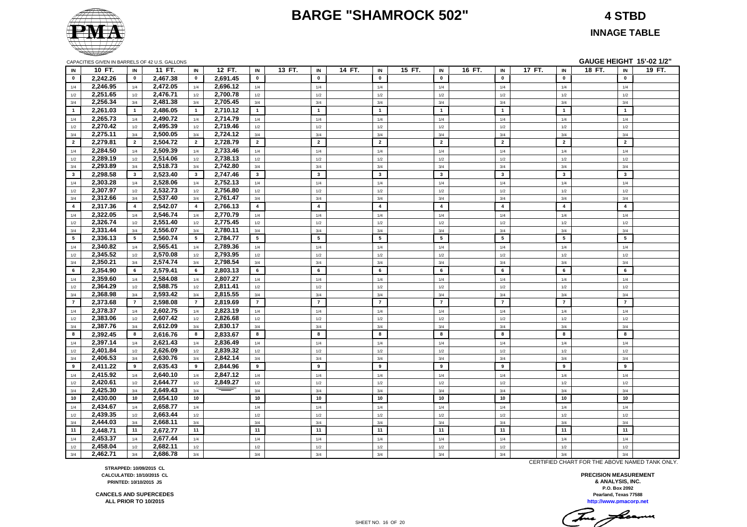# BARGE "SHAMROCK 502"

**4 STBD**

**INNAGE TABLE**

CAPACITIES GIVEN IN BARRELS OF 42 U.S. GALLONS

**GAUGE HEIGHT 15'-02 1/2"**

| IN | 10 FT. | IN | 11 FT. | IN | 12 FT. | IN | 13 FT. | IN | 14 FT. | IN | 15 FT. | IN | 16 FT. | IN | 17 FT. | IN | 18 FT. | IN | 19 FT. |
|---|---|---|---|---|---|---|---|---|---|---|---|---|---|---|---|---|---|---|---|
| 0 | 2,242.26 | 0 | 2,467.38 | 0 | 2,691.45 | 0 | | 0 | | 0 | | 0 | | 0 | | 0 | | 0 | |
| 1/4 | 2,246.95 | 1/4 | 2,472.05 | 1/4 | 2,696.12 | 1/4 | | 1/4 | | 1/4 | | 1/4 | | 1/4 | | 1/4 | | 1/4 | |
| 1/2 | 2,251.65 | 1/2 | 2,476.71 | 1/2 | 2,700.78 | 1/2 | | 1/2 | | 1/2 | | 1/2 | | 1/2 | | 1/2 | | 1/2 | |
| 3/4 | 2,256.34 | 3/4 | 2,481.38 | 3/4 | 2,705.45 | 3/4 | | 3/4 | | 3/4 | | 3/4 | | 3/4 | | 3/4 | | 3/4 | |
| 1 | 2,261.03 | 1 | 2,486.05 | 1 | 2,710.12 | 1 | | 1 | | 1 | | 1 | | 1 | | 1 | | 1 | |
| 1/4 | 2,265.73 | 1/4 | 2,490.72 | 1/4 | 2,714.79 | 1/4 | | 1/4 | | 1/4 | | 1/4 | | 1/4 | | 1/4 | | 1/4 | |
| 1/2 | 2,270.42 | 1/2 | 2,495.39 | 1/2 | 2,719.46 | 1/2 | | 1/2 | | 1/2 | | 1/2 | | 1/2 | | 1/2 | | 1/2 | |
| 3/4 | 2,275.11 | 3/4 | 2,500.05 | 3/4 | 2,724.12 | 3/4 | | 3/4 | | 3/4 | | 3/4 | | 3/4 | | 3/4 | | 3/4 | |
| 2 | 2,279.81 | 2 | 2,504.72 | 2 | 2,728.79 | 2 | | 2 | | 2 | | 2 | | 2 | | 2 | | 2 | |
| 1/4 | 2,284.50 | 1/4 | 2,509.39 | 1/4 | 2,733.46 | 1/4 | | 1/4 | | 1/4 | | 1/4 | | 1/4 | | 1/4 | | 1/4 | |
| 1/2 | 2,289.19 | 1/2 | 2,514.06 | 1/2 | 2,738.13 | 1/2 | | 1/2 | | 1/2 | | 1/2 | | 1/2 | | 1/2 | | 1/2 | |
| 3/4 | 2,293.89 | 3/4 | 2,518.73 | 3/4 | 2,742.80 | 3/4 | | 3/4 | | 3/4 | | 3/4 | | 3/4 | | 3/4 | | 3/4 | |
| 3 | 2,298.58 | 3 | 2,523.40 | 3 | 2,747.46 | 3 | | 3 | | 3 | | 3 | | 3 | | 3 | | 3 | |
| 1/4 | 2,303.28 | 1/4 | 2,528.06 | 1/4 | 2,752.13 | 1/4 | | 1/4 | | 1/4 | | 1/4 | | 1/4 | | 1/4 | | 1/4 | |
| 1/2 | 2,307.97 | 1/2 | 2,532.73 | 1/2 | 2,756.80 | 1/2 | | 1/2 | | 1/2 | | 1/2 | | 1/2 | | 1/2 | | 1/2 | |
| 3/4 | 2,312.66 | 3/4 | 2,537.40 | 3/4 | 2,761.47 | 3/4 | | 3/4 | | 3/4 | | 3/4 | | 3/4 | | 3/4 | | 3/4 | |
| 4 | 2,317.36 | 4 | 2,542.07 | 4 | 2,766.13 | 4 | | 4 | | 4 | | 4 | | 4 | | 4 | | 4 | |
| 1/4 | 2,322.05 | 1/4 | 2,546.74 | 1/4 | 2,770.79 | 1/4 | | 1/4 | | 1/4 | | 1/4 | | 1/4 | | 1/4 | | 1/4 | |
| 1/2 | 2,326.74 | 1/2 | 2,551.40 | 1/2 | 2,775.45 | 1/2 | | 1/2 | | 1/2 | | 1/2 | | 1/2 | | 1/2 | | 1/2 | |
| 3/4 | 2,331.44 | 3/4 | 2,556.07 | 3/4 | 2,780.11 | 3/4 | | 3/4 | | 3/4 | | 3/4 | | 3/4 | | 3/4 | | 3/4 | |
| 5 | 2,336.13 | 5 | 2,560.74 | 5 | 2,784.77 | 5 | | 5 | | 5 | | 5 | | 5 | | 5 | | 5 | |
| 1/4 | 2,340.82 | 1/4 | 2,565.41 | 1/4 | 2,789.36 | 1/4 | | 1/4 | | 1/4 | | 1/4 | | 1/4 | | 1/4 | | 1/4 | |
| 1/2 | 2,345.52 | 1/2 | 2,570.08 | 1/2 | 2,793.95 | 1/2 | | 1/2 | | 1/2 | | 1/2 | | 1/2 | | 1/2 | | 1/2 | |
| 3/4 | 2,350.21 | 3/4 | 2,574.74 | 3/4 | 2,798.54 | 3/4 | | 3/4 | | 3/4 | | 3/4 | | 3/4 | | 3/4 | | 3/4 | |
| 6 | 2,354.90 | 6 | 2,579.41 | 6 | 2,803.13 | 6 | | 6 | | 6 | | 6 | | 6 | | 6 | | 6 | |
| 1/4 | 2,359.60 | 1/4 | 2,584.08 | 1/4 | 2,807.27 | 1/4 | | 1/4 | | 1/4 | | 1/4 | | 1/4 | | 1/4 | | 1/4 | |
| 1/2 | 2,364.29 | 1/2 | 2,588.75 | 1/2 | 2,811.41 | 1/2 | | 1/2 | | 1/2 | | 1/2 | | 1/2 | | 1/2 | | 1/2 | |
| 3/4 | 2,368.98 | 3/4 | 2,593.42 | 3/4 | 2,815.55 | 3/4 | | 3/4 | | 3/4 | | 3/4 | | 3/4 | | 3/4 | | 3/4 | |
| 7 | 2,373.68 | 7 | 2,598.08 | 7 | 2,819.69 | 7 | | 7 | | 7 | | 7 | | 7 | | 7 | | 7 | |
| 1/4 | 2,378.37 | 1/4 | 2,602.75 | 1/4 | 2,823.19 | 1/4 | | 1/4 | | 1/4 | | 1/4 | | 1/4 | | 1/4 | | 1/4 | |
| 1/2 | 2,383.06 | 1/2 | 2,607.42 | 1/2 | 2,826.68 | 1/2 | | 1/2 | | 1/2 | | 1/2 | | 1/2 | | 1/2 | | 1/2 | |
| 3/4 | 2,387.76 | 3/4 | 2,612.09 | 3/4 | 2,830.17 | 3/4 | | 3/4 | | 3/4 | | 3/4 | | 3/4 | | 3/4 | | 3/4 | |
| 8 | 2,392.45 | 8 | 2,616.76 | 8 | 2,833.67 | 8 | | 8 | | 8 | | 8 | | 8 | | 8 | | 8 | |
| 1/4 | 2,397.14 | 1/4 | 2,621.43 | 1/4 | 2,836.49 | 1/4 | | 1/4 | | 1/4 | | 1/4 | | 1/4 | | 1/4 | | 1/4 | |
| 1/2 | 2,401.84 | 1/2 | 2,626.09 | 1/2 | 2,839.32 | 1/2 | | 1/2 | | 1/2 | | 1/2 | | 1/2 | | 1/2 | | 1/2 | |
| 3/4 | 2,406.53 | 3/4 | 2,630.76 | 3/4 | 2,842.14 | 3/4 | | 3/4 | | 3/4 | | 3/4 | | 3/4 | | 3/4 | | 3/4 | |
| 9 | 2,411.22 | 9 | 2,635.43 | 9 | 2,844.96 | 9 | | 9 | | 9 | | 9 | | 9 | | 9 | | 9 | |
| 1/4 | 2,415.92 | 1/4 | 2,640.10 | 1/4 | 2,847.12 | 1/4 | | 1/4 | | 1/4 | | 1/4 | | 1/4 | | 1/4 | | 1/4 | |
| 1/2 | 2,420.61 | 1/2 | 2,644.77 | 1/2 | 2,849.27 | 1/2 | | 1/2 | | 1/2 | | 1/2 | | 1/2 | | 1/2 | | 1/2 | |
| 3/4 | 2,425.30 | 3/4 | 2,649.43 | 3/4 | | 3/4 | | 3/4 | | 3/4 | | 3/4 | | 3/4 | | 3/4 | | 3/4 | |
| 10 | 2,430.00 | 10 | 2,654.10 | 10 | | 10 | | 10 | | 10 | | 10 | | 10 | | 10 | | 10 | |
| 1/4 | 2,434.67 | 1/4 | 2,658.77 | 1/4 | | 1/4 | | 1/4 | | 1/4 | | 1/4 | | 1/4 | | 1/4 | | 1/4 | |
| 1/2 | 2,439.35 | 1/2 | 2,663.44 | 1/2 | | 1/2 | | 1/2 | | 1/2 | | 1/2 | | 1/2 | | 1/2 | | 1/2 | |
| 3/4 | 2,444.03 | 3/4 | 2,668.11 | 3/4 | | 3/4 | | 3/4 | | 3/4 | | 3/4 | | 3/4 | | 3/4 | | 3/4 | |
| 11 | 2,448.71 | 11 | 2,672.77 | 11 | | 11 | | 11 | | 11 | | 11 | | 11 | | 11 | | 11 | |
| 1/4 | 2,453.37 | 1/4 | 2,677.44 | 1/4 | | 1/4 | | 1/4 | | 1/4 | | 1/4 | | 1/4 | | 1/4 | | 1/4 | |
| 1/2 | 2,458.04 | 1/2 | 2,682.11 | 1/2 | | 1/2 | | 1/2 | | 1/2 | | 1/2 | | 1/2 | | 1/2 | | 1/2 | |
| 3/4 | 2,462.71 | 3/4 | 2,686.78 | 3/4 | | 3/4 | | 3/4 | | 3/4 | | 3/4 | | 3/4 | | 3/4 | | 3/4 | |

CERTIFIED CHART FOR THE ABOVE NAMED TANK ONLY.

**STRAPPED: 10/09/2015 CL**
**CALCULATED: 10/10/2015 CL**
**PRINTED: 10/10/2015 JS**

**CANCELS AND SUPERCEDES**
**ALL PRIOR TO 10/2015**

SHEET NO. 16 OF 20

**PRECISION MEASUREMENT**
**& ANALYSIS, INC.**
**P.O. Box 2092**
**Pearland, Texas 77588**
**http://www.pmacorp.net**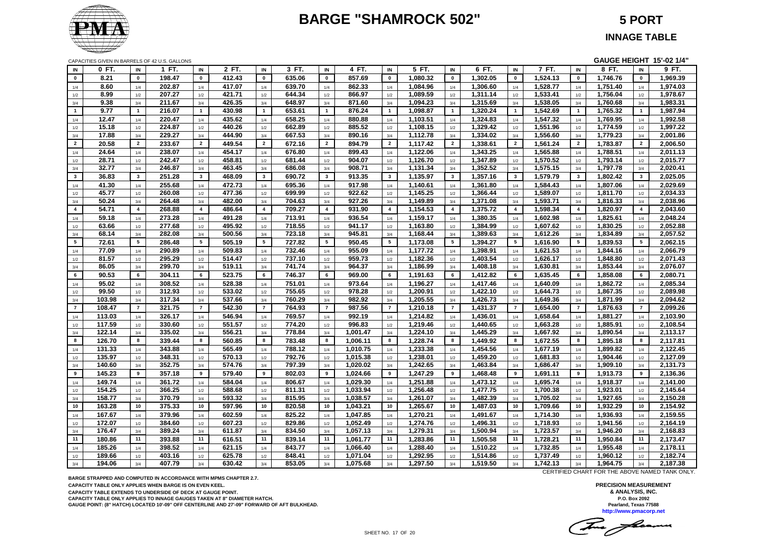# BARGE "SHAMROCK 502"

## 5 PORT

## INNAGE TABLE

CAPACITIES GIVEN IN BARRELS OF 42 U.S. GALLONS

GAUGE HEIGHT 15'-02 1/4"

| IN | 0 FT. | IN | 1 FT. | IN | 2 FT. | IN | 3 FT. | IN | 4 FT. | IN | 5 FT. | IN | 6 FT. | IN | 7 FT. | IN | 8 FT. | IN | 9 FT. |
|---|---|---|---|---|---|---|---|---|---|---|---|---|---|---|---|---|---|---|---|
| 0 | 8.21 | 0 | 198.47 | 0 | 412.43 | 0 | 635.06 | 0 | 857.69 | 0 | 1,080.32 | 0 | 1,302.05 | 0 | 1,524.13 | 0 | 1,746.76 | 0 | 1,969.39 |
| 1/4 | 8.60 | 1/4 | 202.87 | 1/4 | 417.07 | 1/4 | 639.70 | 1/4 | 862.33 | 1/4 | 1,084.96 | 1/4 | 1,306.60 | 1/4 | 1,528.77 | 1/4 | 1,751.40 | 1/4 | 1,974.03 |
| 1/2 | 8.99 | 1/2 | 207.27 | 1/2 | 421.71 | 1/2 | 644.34 | 1/2 | 866.97 | 1/2 | 1,089.59 | 1/2 | 1,311.14 | 1/2 | 1,533.41 | 1/2 | 1,756.04 | 1/2 | 1,978.67 |
| 3/4 | 9.38 | 3/4 | 211.67 | 3/4 | 426.35 | 3/4 | 648.97 | 3/4 | 871.60 | 3/4 | 1,094.23 | 3/4 | 1,315.69 | 3/4 | 1,538.05 | 3/4 | 1,760.68 | 3/4 | 1,983.31 |
| 1 | 9.77 | 1 | 216.07 | 1 | 430.98 | 1 | 653.61 | 1 | 876.24 | 1 | 1,098.87 | 1 | 1,320.24 | 1 | 1,542.69 | 1 | 1,765.32 | 1 | 1,987.94 |
| 1/4 | 12.47 | 1/4 | 220.47 | 1/4 | 435.62 | 1/4 | 658.25 | 1/4 | 880.88 | 1/4 | 1,103.51 | 1/4 | 1,324.83 | 1/4 | 1,547.32 | 1/4 | 1,769.95 | 1/4 | 1,992.58 |
| 1/2 | 15.18 | 1/2 | 224.87 | 1/2 | 440.26 | 1/2 | 662.89 | 1/2 | 885.52 | 1/2 | 1,108.15 | 1/2 | 1,329.42 | 1/2 | 1,551.96 | 1/2 | 1,774.59 | 1/2 | 1,997.22 |
| 3/4 | 17.88 | 3/4 | 229.27 | 3/4 | 444.90 | 3/4 | 667.53 | 3/4 | 890.16 | 3/4 | 1,112.78 | 3/4 | 1,334.02 | 3/4 | 1,556.60 | 3/4 | 1,779.23 | 3/4 | 2,001.86 |
| 2 | 20.58 | 2 | 233.67 | 2 | 449.54 | 2 | 672.16 | 2 | 894.79 | 2 | 1,117.42 | 2 | 1,338.61 | 2 | 1,561.24 | 2 | 1,783.87 | 2 | 2,006.50 |
| 1/4 | 24.64 | 1/4 | 238.07 | 1/4 | 454.17 | 1/4 | 676.80 | 1/4 | 899.43 | 1/4 | 1,122.06 | 1/4 | 1,343.25 | 1/4 | 1,565.88 | 1/4 | 1,788.51 | 1/4 | 2,011.13 |
| 1/2 | 28.71 | 1/2 | 242.47 | 1/2 | 458.81 | 1/2 | 681.44 | 1/2 | 904.07 | 1/2 | 1,126.70 | 1/2 | 1,347.89 | 1/2 | 1,570.52 | 1/2 | 1,793.14 | 1/2 | 2,015.77 |
| 3/4 | 32.77 | 3/4 | 246.87 | 3/4 | 463.45 | 3/4 | 686.08 | 3/4 | 908.71 | 3/4 | 1,131.34 | 3/4 | 1,352.52 | 3/4 | 1,575.15 | 3/4 | 1,797.78 | 3/4 | 2,020.41 |
| 3 | 36.83 | 3 | 251.28 | 3 | 468.09 | 3 | 690.72 | 3 | 913.35 | 3 | 1,135.97 | 3 | 1,357.16 | 3 | 1,579.79 | 3 | 1,802.42 | 3 | 2,025.05 |
| 1/4 | 41.30 | 1/4 | 255.68 | 1/4 | 472.73 | 1/4 | 695.36 | 1/4 | 917.98 | 1/4 | 1,140.61 | 1/4 | 1,361.80 | 1/4 | 1,584.43 | 1/4 | 1,807.06 | 1/4 | 2,029.69 |
| 1/2 | 45.77 | 1/2 | 260.08 | 1/2 | 477.36 | 1/2 | 699.99 | 1/2 | 922.62 | 1/2 | 1,145.25 | 1/2 | 1,366.44 | 1/2 | 1,589.07 | 1/2 | 1,811.70 | 1/2 | 2,034.33 |
| 3/4 | 50.24 | 3/4 | 264.48 | 3/4 | 482.00 | 3/4 | 704.63 | 3/4 | 927.26 | 3/4 | 1,149.89 | 3/4 | 1,371.08 | 3/4 | 1,593.71 | 3/4 | 1,816.33 | 3/4 | 2,038.96 |
| 4 | 54.71 | 4 | 268.88 | 4 | 486.64 | 4 | 709.27 | 4 | 931.90 | 4 | 1,154.53 | 4 | 1,375.72 | 4 | 1,598.34 | 4 | 1,820.97 | 4 | 2,043.60 |
| 1/4 | 59.18 | 1/4 | 273.28 | 1/4 | 491.28 | 1/4 | 713.91 | 1/4 | 936.54 | 1/4 | 1,159.17 | 1/4 | 1,380.35 | 1/4 | 1,602.98 | 1/4 | 1,825.61 | 1/4 | 2,048.24 |
| 1/2 | 63.66 | 1/2 | 277.68 | 1/2 | 495.92 | 1/2 | 718.55 | 1/2 | 941.17 | 1/2 | 1,163.80 | 1/2 | 1,384.99 | 1/2 | 1,607.62 | 1/2 | 1,830.25 | 1/2 | 2,052.88 |
| 3/4 | 68.14 | 3/4 | 282.08 | 3/4 | 500.56 | 3/4 | 723.18 | 3/4 | 945.81 | 3/4 | 1,168.44 | 3/4 | 1,389.63 | 3/4 | 1,612.26 | 3/4 | 1,834.89 | 3/4 | 2,057.52 |
| 5 | 72.61 | 5 | 286.48 | 5 | 505.19 | 5 | 727.82 | 5 | 950.45 | 5 | 1,173.08 | 5 | 1,394.27 | 5 | 1,616.90 | 5 | 1,839.53 | 5 | 2,062.15 |
| 1/4 | 77.09 | 1/4 | 290.89 | 1/4 | 509.83 | 1/4 | 732.46 | 1/4 | 955.09 | 1/4 | 1,177.72 | 1/4 | 1,398.91 | 1/4 | 1,621.53 | 1/4 | 1,844.16 | 1/4 | 2,066.79 |
| 1/2 | 81.57 | 1/2 | 295.29 | 1/2 | 514.47 | 1/2 | 737.10 | 1/2 | 959.73 | 1/2 | 1,182.36 | 1/2 | 1,403.54 | 1/2 | 1,626.17 | 1/2 | 1,848.80 | 1/2 | 2,071.43 |
| 3/4 | 86.05 | 3/4 | 299.70 | 3/4 | 519.11 | 3/4 | 741.74 | 3/4 | 964.37 | 3/4 | 1,186.99 | 3/4 | 1,408.18 | 3/4 | 1,630.81 | 3/4 | 1,853.44 | 3/4 | 2,076.07 |
| 6 | 90.53 | 6 | 304.11 | 6 | 523.75 | 6 | 746.37 | 6 | 969.00 | 6 | 1,191.63 | 6 | 1,412.82 | 6 | 1,635.45 | 6 | 1,858.08 | 6 | 2,080.71 |
| 1/4 | 95.02 | 1/4 | 308.52 | 1/4 | 528.38 | 1/4 | 751.01 | 1/4 | 973.64 | 1/4 | 1,196.27 | 1/4 | 1,417.46 | 1/4 | 1,640.09 | 1/4 | 1,862.72 | 1/4 | 2,085.34 |
| 1/2 | 99.50 | 1/2 | 312.93 | 1/2 | 533.02 | 1/2 | 755.65 | 1/2 | 978.28 | 1/2 | 1,200.91 | 1/2 | 1,422.10 | 1/2 | 1,644.73 | 1/2 | 1,867.35 | 1/2 | 2,089.98 |
| 3/4 | 103.98 | 3/4 | 317.34 | 3/4 | 537.66 | 3/4 | 760.29 | 3/4 | 982.92 | 3/4 | 1,205.55 | 3/4 | 1,426.73 | 3/4 | 1,649.36 | 3/4 | 1,871.99 | 3/4 | 2,094.62 |
| 7 | 108.47 | 7 | 321.75 | 7 | 542.30 | 7 | 764.93 | 7 | 987.56 | 7 | 1,210.18 | 7 | 1,431.37 | 7 | 1,654.00 | 7 | 1,876.63 | 7 | 2,099.26 |
| 1/4 | 113.03 | 1/4 | 326.17 | 1/4 | 546.94 | 1/4 | 769.57 | 1/4 | 992.19 | 1/4 | 1,214.82 | 1/4 | 1,436.01 | 1/4 | 1,658.64 | 1/4 | 1,881.27 | 1/4 | 2,103.90 |
| 1/2 | 117.59 | 1/2 | 330.60 | 1/2 | 551.57 | 1/2 | 774.20 | 1/2 | 996.83 | 1/2 | 1,219.46 | 1/2 | 1,440.65 | 1/2 | 1,663.28 | 1/2 | 1,885.91 | 1/2 | 2,108.54 |
| 3/4 | 122.14 | 3/4 | 335.02 | 3/4 | 556.21 | 3/4 | 778.84 | 3/4 | 1,001.47 | 3/4 | 1,224.10 | 3/4 | 1,445.29 | 3/4 | 1,667.92 | 3/4 | 1,890.54 | 3/4 | 2,113.17 |
| 8 | 126.70 | 8 | 339.44 | 8 | 560.85 | 8 | 783.48 | 8 | 1,006.11 | 8 | 1,228.74 | 8 | 1,449.92 | 8 | 1,672.55 | 8 | 1,895.18 | 8 | 2,117.81 |
| 1/4 | 131.33 | 1/4 | 343.88 | 1/4 | 565.49 | 1/4 | 788.12 | 1/4 | 1,010.75 | 1/4 | 1,233.38 | 1/4 | 1,454.56 | 1/4 | 1,677.19 | 1/4 | 1,899.82 | 1/4 | 2,122.45 |
| 1/2 | 135.97 | 1/2 | 348.31 | 1/2 | 570.13 | 1/2 | 792.76 | 1/2 | 1,015.38 | 1/2 | 1,238.01 | 1/2 | 1,459.20 | 1/2 | 1,681.83 | 1/2 | 1,904.46 | 1/2 | 2,127.09 |
| 3/4 | 140.60 | 3/4 | 352.75 | 3/4 | 574.76 | 3/4 | 797.39 | 3/4 | 1,020.02 | 3/4 | 1,242.65 | 3/4 | 1,463.84 | 3/4 | 1,686.47 | 3/4 | 1,909.10 | 3/4 | 2,131.73 |
| 9 | 145.23 | 9 | 357.18 | 9 | 579.40 | 9 | 802.03 | 9 | 1,024.66 | 9 | 1,247.29 | 9 | 1,468.48 | 9 | 1,691.11 | 9 | 1,913.73 | 9 | 2,136.36 |
| 1/4 | 149.74 | 1/4 | 361.72 | 1/4 | 584.04 | 1/4 | 806.67 | 1/4 | 1,029.30 | 1/4 | 1,251.88 | 1/4 | 1,473.12 | 1/4 | 1,695.74 | 1/4 | 1,918.37 | 1/4 | 2,141.00 |
| 1/2 | 154.25 | 1/2 | 366.25 | 1/2 | 588.68 | 1/2 | 811.31 | 1/2 | 1,033.94 | 1/2 | 1,256.48 | 1/2 | 1,477.75 | 1/2 | 1,700.38 | 1/2 | 1,923.01 | 1/2 | 2,145.64 |
| 3/4 | 158.77 | 3/4 | 370.79 | 3/4 | 593.32 | 3/4 | 815.95 | 3/4 | 1,038.57 | 3/4 | 1,261.07 | 3/4 | 1,482.39 | 3/4 | 1,705.02 | 3/4 | 1,927.65 | 3/4 | 2,150.28 |
| 10 | 163.28 | 10 | 375.33 | 10 | 597.96 | 10 | 820.58 | 10 | 1,043.21 | 10 | 1,265.67 | 10 | 1,487.03 | 10 | 1,709.66 | 10 | 1,932.29 | 10 | 2,154.92 |
| 1/4 | 167.67 | 1/4 | 379.96 | 1/4 | 602.59 | 1/4 | 825.22 | 1/4 | 1,047.85 | 1/4 | 1,270.21 | 1/4 | 1,491.67 | 1/4 | 1,714.30 | 1/4 | 1,936.93 | 1/4 | 2,159.55 |
| 1/2 | 172.07 | 1/2 | 384.60 | 1/2 | 607.23 | 1/2 | 829.86 | 1/2 | 1,052.49 | 1/2 | 1,274.76 | 1/2 | 1,496.31 | 1/2 | 1,718.93 | 1/2 | 1,941.56 | 1/2 | 2,164.19 |
| 3/4 | 176.47 | 3/4 | 389.24 | 3/4 | 611.87 | 3/4 | 834.50 | 3/4 | 1,057.13 | 3/4 | 1,279.31 | 3/4 | 1,500.94 | 3/4 | 1,723.57 | 3/4 | 1,946.20 | 3/4 | 2,168.83 |
| 11 | 180.86 | 11 | 393.88 | 11 | 616.51 | 11 | 839.14 | 11 | 1,061.77 | 11 | 1,283.86 | 11 | 1,505.58 | 11 | 1,728.21 | 11 | 1,950.84 | 11 | 2,173.47 |
| 1/4 | 185.26 | 1/4 | 398.52 | 1/4 | 621.15 | 1/4 | 843.77 | 1/4 | 1,066.40 | 1/4 | 1,288.40 | 1/4 | 1,510.22 | 1/4 | 1,732.85 | 1/4 | 1,955.48 | 1/4 | 2,178.11 |
| 1/2 | 189.66 | 1/2 | 403.16 | 1/2 | 625.78 | 1/2 | 848.41 | 1/2 | 1,071.04 | 1/2 | 1,292.95 | 1/2 | 1,514.86 | 1/2 | 1,737.49 | 1/2 | 1,960.12 | 1/2 | 2,182.74 |
| 3/4 | 194.06 | 3/4 | 407.79 | 3/4 | 630.42 | 3/4 | 853.05 | 3/4 | 1,075.68 | 3/4 | 1,297.50 | 3/4 | 1,519.50 | 3/4 | 1,742.13 | 3/4 | 1,964.75 | 3/4 | 2,187.38 |

CERTIFIED CHART FOR THE ABOVE NAMED TANK ONLY.

BARGE STRAPPED AND COMPUTED IN ACCORDANCE WITH MPMS CHAPTER 2.7.
CAPACITY TABLE ONLY APPLIES WHEN BARGE IS ON EVEN KEEL.
CAPACITY TABLE EXTENDS TO UNDERSIDE OF DECK AT GAUGE POINT.
CAPACITY TABLE ONLY APPLIES TO INNAGE GAUGES TAKEN AT 8" DIAMETER HATCH.
GAUGE POINT: (8" HATCH) LOCATED 10'-09" OFF CENTERLINE AND 27'-09" FORWARD OF AFT BULKHEAD.

PRECISION MEASUREMENT
& ANALYSIS, INC.
P.O. Box 2092
Pearland, Texas 77588
http://www.pmacorp.net

SHEET NO. 17 OF 20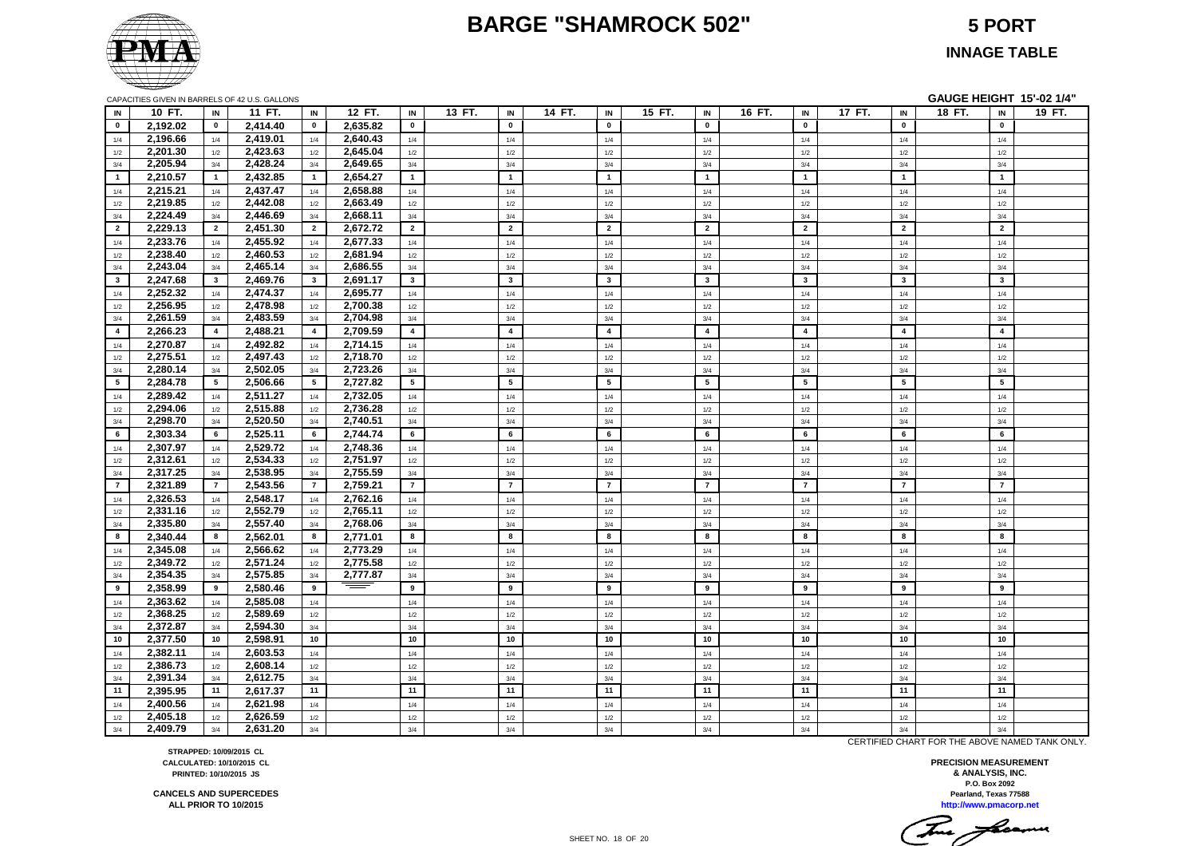# BARGE "SHAMROCK 502"

## 5 PORT

### INNAGE TABLE

CAPACITIES GIVEN IN BARRELS OF 42 U.S. GALLONS

**GAUGE HEIGHT 15'-02 1/4"**

| IN | 10 FT. | IN | 11 FT. | IN | 12 FT. | IN | 13 FT. | IN | 14 FT. | IN | 15 FT. | IN | 16 FT. | IN | 17 FT. | IN | 18 FT. | IN | 19 FT. |
|---|---|---|---|---|---|---|---|---|---|---|---|---|---|---|---|---|---|---|---|
| 0 | 2,192.02 | 0 | 2,414.40 | 0 | 2,635.82 | 0 | | 0 | | 0 | | 0 | | 0 | | 0 | | 0 | |
| 1/4 | 2,196.66 | 1/4 | 2,419.01 | 1/4 | 2,640.43 | 1/4 | | 1/4 | | 1/4 | | 1/4 | | 1/4 | | 1/4 | | 1/4 | |
| 1/2 | 2,201.30 | 1/2 | 2,423.63 | 1/2 | 2,645.04 | 1/2 | | 1/2 | | 1/2 | | 1/2 | | 1/2 | | 1/2 | | 1/2 | |
| 3/4 | 2,205.94 | 3/4 | 2,428.24 | 3/4 | 2,649.65 | 3/4 | | 3/4 | | 3/4 | | 3/4 | | 3/4 | | 3/4 | | 3/4 | |
| 1 | 2,210.57 | 1 | 2,432.85 | 1 | 2,654.27 | 1 | | 1 | | 1 | | 1 | | 1 | | 1 | | 1 | |
| 1/4 | 2,215.21 | 1/4 | 2,437.47 | 1/4 | 2,658.88 | 1/4 | | 1/4 | | 1/4 | | 1/4 | | 1/4 | | 1/4 | | 1/4 | |
| 1/2 | 2,219.85 | 1/2 | 2,442.08 | 1/2 | 2,663.49 | 1/2 | | 1/2 | | 1/2 | | 1/2 | | 1/2 | | 1/2 | | 1/2 | |
| 3/4 | 2,224.49 | 3/4 | 2,446.69 | 3/4 | 2,668.11 | 3/4 | | 3/4 | | 3/4 | | 3/4 | | 3/4 | | 3/4 | | 3/4 | |
| 2 | 2,229.13 | 2 | 2,451.30 | 2 | 2,672.72 | 2 | | 2 | | 2 | | 2 | | 2 | | 2 | | 2 | |
| 1/4 | 2,233.76 | 1/4 | 2,455.92 | 1/4 | 2,677.33 | 1/4 | | 1/4 | | 1/4 | | 1/4 | | 1/4 | | 1/4 | | 1/4 | |
| 1/2 | 2,238.40 | 1/2 | 2,460.53 | 1/2 | 2,681.94 | 1/2 | | 1/2 | | 1/2 | | 1/2 | | 1/2 | | 1/2 | | 1/2 | |
| 3/4 | 2,243.04 | 3/4 | 2,465.14 | 3/4 | 2,686.55 | 3/4 | | 3/4 | | 3/4 | | 3/4 | | 3/4 | | 3/4 | | 3/4 | |
| 3 | 2,247.68 | 3 | 2,469.76 | 3 | 2,691.17 | 3 | | 3 | | 3 | | 3 | | 3 | | 3 | | 3 | |
| 1/4 | 2,252.32 | 1/4 | 2,474.37 | 1/4 | 2,695.77 | 1/4 | | 1/4 | | 1/4 | | 1/4 | | 1/4 | | 1/4 | | 1/4 | |
| 1/2 | 2,256.95 | 1/2 | 2,478.98 | 1/2 | 2,700.38 | 1/2 | | 1/2 | | 1/2 | | 1/2 | | 1/2 | | 1/2 | | 1/2 | |
| 3/4 | 2,261.59 | 3/4 | 2,483.59 | 3/4 | 2,704.98 | 3/4 | | 3/4 | | 3/4 | | 3/4 | | 3/4 | | 3/4 | | 3/4 | |
| 4 | 2,266.23 | 4 | 2,488.21 | 4 | 2,709.59 | 4 | | 4 | | 4 | | 4 | | 4 | | 4 | | 4 | |
| 1/4 | 2,270.87 | 1/4 | 2,492.82 | 1/4 | 2,714.15 | 1/4 | | 1/4 | | 1/4 | | 1/4 | | 1/4 | | 1/4 | | 1/4 | |
| 1/2 | 2,275.51 | 1/2 | 2,497.43 | 1/2 | 2,718.70 | 1/2 | | 1/2 | | 1/2 | | 1/2 | | 1/2 | | 1/2 | | 1/2 | |
| 3/4 | 2,280.14 | 3/4 | 2,502.05 | 3/4 | 2,723.26 | 3/4 | | 3/4 | | 3/4 | | 3/4 | | 3/4 | | 3/4 | | 3/4 | |
| 5 | 2,284.78 | 5 | 2,506.66 | 5 | 2,727.82 | 5 | | 5 | | 5 | | 5 | | 5 | | 5 | | 5 | |
| 1/4 | 2,289.42 | 1/4 | 2,511.27 | 1/4 | 2,732.05 | 1/4 | | 1/4 | | 1/4 | | 1/4 | | 1/4 | | 1/4 | | 1/4 | |
| 1/2 | 2,294.06 | 1/2 | 2,515.88 | 1/2 | 2,736.28 | 1/2 | | 1/2 | | 1/2 | | 1/2 | | 1/2 | | 1/2 | | 1/2 | |
| 3/4 | 2,298.70 | 3/4 | 2,520.50 | 3/4 | 2,740.51 | 3/4 | | 3/4 | | 3/4 | | 3/4 | | 3/4 | | 3/4 | | 3/4 | |
| 6 | 2,303.34 | 6 | 2,525.11 | 6 | 2,744.74 | 6 | | 6 | | 6 | | 6 | | 6 | | 6 | | 6 | |
| 1/4 | 2,307.97 | 1/4 | 2,529.72 | 1/4 | 2,748.36 | 1/4 | | 1/4 | | 1/4 | | 1/4 | | 1/4 | | 1/4 | | 1/4 | |
| 1/2 | 2,312.61 | 1/2 | 2,534.33 | 1/2 | 2,751.97 | 1/2 | | 1/2 | | 1/2 | | 1/2 | | 1/2 | | 1/2 | | 1/2 | |
| 3/4 | 2,317.25 | 3/4 | 2,538.95 | 3/4 | 2,755.59 | 3/4 | | 3/4 | | 3/4 | | 3/4 | | 3/4 | | 3/4 | | 3/4 | |
| 7 | 2,321.89 | 7 | 2,543.56 | 7 | 2,759.21 | 7 | | 7 | | 7 | | 7 | | 7 | | 7 | | 7 | |
| 1/4 | 2,326.53 | 1/4 | 2,548.17 | 1/4 | 2,762.16 | 1/4 | | 1/4 | | 1/4 | | 1/4 | | 1/4 | | 1/4 | | 1/4 | |
| 1/2 | 2,331.16 | 1/2 | 2,552.79 | 1/2 | 2,765.11 | 1/2 | | 1/2 | | 1/2 | | 1/2 | | 1/2 | | 1/2 | | 1/2 | |
| 3/4 | 2,335.80 | 3/4 | 2,557.40 | 3/4 | 2,768.06 | 3/4 | | 3/4 | | 3/4 | | 3/4 | | 3/4 | | 3/4 | | 3/4 | |
| 8 | 2,340.44 | 8 | 2,562.01 | 8 | 2,771.01 | 8 | | 8 | | 8 | | 8 | | 8 | | 8 | | 8 | |
| 1/4 | 2,345.08 | 1/4 | 2,566.62 | 1/4 | 2,773.29 | 1/4 | | 1/4 | | 1/4 | | 1/4 | | 1/4 | | 1/4 | | 1/4 | |
| 1/2 | 2,349.72 | 1/2 | 2,571.24 | 1/2 | 2,775.58 | 1/2 | | 1/2 | | 1/2 | | 1/2 | | 1/2 | | 1/2 | | 1/2 | |
| 3/4 | 2,354.35 | 3/4 | 2,575.85 | 3/4 | 2,777.87 | 3/4 | | 3/4 | | 3/4 | | 3/4 | | 3/4 | | 3/4 | | 3/4 | |
| 9 | 2,358.99 | 9 | 2,580.46 | 9 | | 9 | | 9 | | 9 | | 9 | | 9 | | 9 | | 9 | |
| 1/4 | 2,363.62 | 1/4 | 2,585.08 | 1/4 | | 1/4 | | 1/4 | | 1/4 | | 1/4 | | 1/4 | | 1/4 | | 1/4 | |
| 1/2 | 2,368.25 | 1/2 | 2,589.69 | 1/2 | | 1/2 | | 1/2 | | 1/2 | | 1/2 | | 1/2 | | 1/2 | | 1/2 | |
| 3/4 | 2,372.87 | 3/4 | 2,594.30 | 3/4 | | 3/4 | | 3/4 | | 3/4 | | 3/4 | | 3/4 | | 3/4 | | 3/4 | |
| 10 | 2,377.50 | 10 | 2,598.91 | 10 | | 10 | | 10 | | 10 | | 10 | | 10 | | 10 | | 10 | |
| 1/4 | 2,382.11 | 1/4 | 2,603.53 | 1/4 | | 1/4 | | 1/4 | | 1/4 | | 1/4 | | 1/4 | | 1/4 | | 1/4 | |
| 1/2 | 2,386.73 | 1/2 | 2,608.14 | 1/2 | | 1/2 | | 1/2 | | 1/2 | | 1/2 | | 1/2 | | 1/2 | | 1/2 | |
| 3/4 | 2,391.34 | 3/4 | 2,612.75 | 3/4 | | 3/4 | | 3/4 | | 3/4 | | 3/4 | | 3/4 | | 3/4 | | 3/4 | |
| 11 | 2,395.95 | 11 | 2,617.37 | 11 | | 11 | | 11 | | 11 | | 11 | | 11 | | 11 | | 11 | |
| 1/4 | 2,400.56 | 1/4 | 2,621.98 | 1/4 | | 1/4 | | 1/4 | | 1/4 | | 1/4 | | 1/4 | | 1/4 | | 1/4 | |
| 1/2 | 2,405.18 | 1/2 | 2,626.59 | 1/2 | | 1/2 | | 1/2 | | 1/2 | | 1/2 | | 1/2 | | 1/2 | | 1/2 | |
| 3/4 | 2,409.79 | 3/4 | 2,631.20 | 3/4 | | 3/4 | | 3/4 | | 3/4 | | 3/4 | | 3/4 | | 3/4 | | 3/4 | |

CERTIFIED CHART FOR THE ABOVE NAMED TANK ONLY.

**STRAPPED: 10/09/2015 CL**
**CALCULATED: 10/10/2015 CL**
**PRINTED: 10/10/2015 JS**

**CANCELS AND SUPERCEDES**
**ALL PRIOR TO 10/2015**

**PRECISION MEASUREMENT**
**& ANALYSIS, INC.**
**P.O. Box 2092**
**Pearland, Texas 77588**
**http://www.pmacorp.net**

SHEET NO. 18 OF 20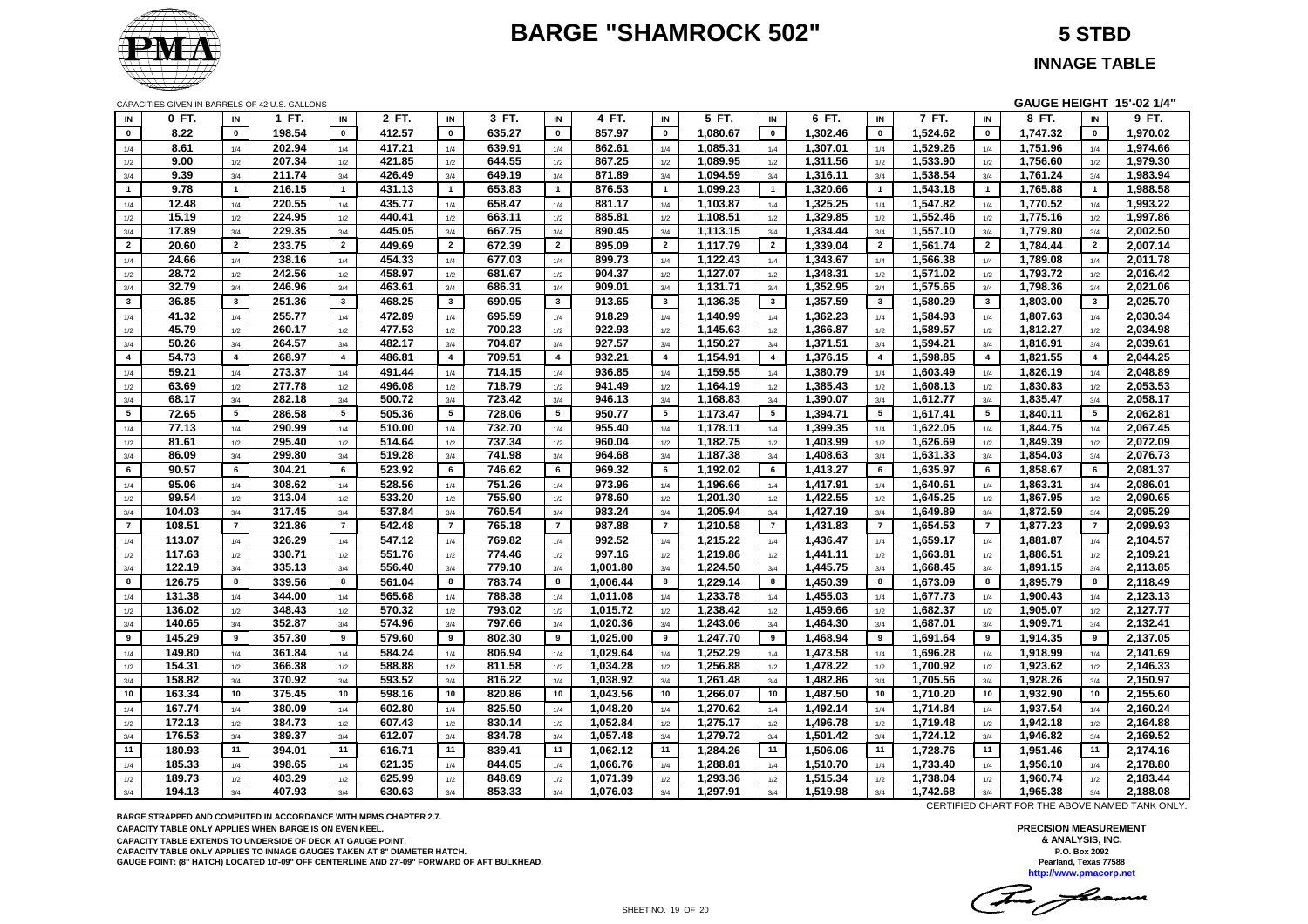# BARGE "SHAMROCK 502"

## 5 STBD

## INNAGE TABLE

CAPACITIES GIVEN IN BARRELS OF 42 U.S. GALLONS

**GAUGE HEIGHT 15'-02 1/4"**

| IN | 0 FT. | IN | 1 FT. | IN | 2 FT. | IN | 3 FT. | IN | 4 FT. | IN | 5 FT. | IN | 6 FT. | IN | 7 FT. | IN | 8 FT. | IN | 9 FT. |
|---|---|---|---|---|---|---|---|---|---|---|---|---|---|---|---|---|---|---|---|
| 0 | 8.22 | 0 | 198.54 | 0 | 412.57 | 0 | 635.27 | 0 | 857.97 | 0 | 1,080.67 | 0 | 1,302.46 | 0 | 1,524.62 | 0 | 1,747.32 | 0 | 1,970.02 |
| 1/4 | 8.61 | 1/4 | 202.94 | 1/4 | 417.21 | 1/4 | 639.91 | 1/4 | 862.61 | 1/4 | 1,085.31 | 1/4 | 1,307.01 | 1/4 | 1,529.26 | 1/4 | 1,751.96 | 1/4 | 1,974.66 |
| 1/2 | 9.00 | 1/2 | 207.34 | 1/2 | 421.85 | 1/2 | 644.55 | 1/2 | 867.25 | 1/2 | 1,089.95 | 1/2 | 1,311.56 | 1/2 | 1,533.90 | 1/2 | 1,756.60 | 1/2 | 1,979.30 |
| 3/4 | 9.39 | 3/4 | 211.74 | 3/4 | 426.49 | 3/4 | 649.19 | 3/4 | 871.89 | 3/4 | 1,094.59 | 3/4 | 1,316.11 | 3/4 | 1,538.54 | 3/4 | 1,761.24 | 3/4 | 1,983.94 |
| 1 | 9.78 | 1 | 216.15 | 1 | 431.13 | 1 | 653.83 | 1 | 876.53 | 1 | 1,099.23 | 1 | 1,320.66 | 1 | 1,543.18 | 1 | 1,765.88 | 1 | 1,988.58 |
| 1/4 | 12.48 | 1/4 | 220.55 | 1/4 | 435.77 | 1/4 | 658.47 | 1/4 | 881.17 | 1/4 | 1,103.87 | 1/4 | 1,325.25 | 1/4 | 1,547.82 | 1/4 | 1,770.52 | 1/4 | 1,993.22 |
| 1/2 | 15.19 | 1/2 | 224.95 | 1/2 | 440.41 | 1/2 | 663.11 | 1/2 | 885.81 | 1/2 | 1,108.51 | 1/2 | 1,329.85 | 1/2 | 1,552.46 | 1/2 | 1,775.16 | 1/2 | 1,997.86 |
| 3/4 | 17.89 | 3/4 | 229.35 | 3/4 | 445.05 | 3/4 | 667.75 | 3/4 | 890.45 | 3/4 | 1,113.15 | 3/4 | 1,334.44 | 3/4 | 1,557.10 | 3/4 | 1,779.80 | 3/4 | 2,002.50 |
| 2 | 20.60 | 2 | 233.75 | 2 | 449.69 | 2 | 672.39 | 2 | 895.09 | 2 | 1,117.79 | 2 | 1,339.04 | 2 | 1,561.74 | 2 | 1,784.44 | 2 | 2,007.14 |
| 1/4 | 24.66 | 1/4 | 238.16 | 1/4 | 454.33 | 1/4 | 677.03 | 1/4 | 899.73 | 1/4 | 1,122.43 | 1/4 | 1,343.67 | 1/4 | 1,566.38 | 1/4 | 1,789.08 | 1/4 | 2,011.78 |
| 1/2 | 28.72 | 1/2 | 242.56 | 1/2 | 458.97 | 1/2 | 681.67 | 1/2 | 904.37 | 1/2 | 1,127.07 | 1/2 | 1,348.31 | 1/2 | 1,571.02 | 1/2 | 1,793.72 | 1/2 | 2,016.42 |
| 3/4 | 32.79 | 3/4 | 246.96 | 3/4 | 463.61 | 3/4 | 686.31 | 3/4 | 909.01 | 3/4 | 1,131.71 | 3/4 | 1,352.95 | 3/4 | 1,575.65 | 3/4 | 1,798.36 | 3/4 | 2,021.06 |
| 3 | 36.85 | 3 | 251.36 | 3 | 468.25 | 3 | 690.95 | 3 | 913.65 | 3 | 1,136.35 | 3 | 1,357.59 | 3 | 1,580.29 | 3 | 1,803.00 | 3 | 2,025.70 |
| 1/4 | 41.32 | 1/4 | 255.77 | 1/4 | 472.89 | 1/4 | 695.59 | 1/4 | 918.29 | 1/4 | 1,140.99 | 1/4 | 1,362.23 | 1/4 | 1,584.93 | 1/4 | 1,807.63 | 1/4 | 2,030.34 |
| 1/2 | 45.79 | 1/2 | 260.17 | 1/2 | 477.53 | 1/2 | 700.23 | 1/2 | 922.93 | 1/2 | 1,145.63 | 1/2 | 1,366.87 | 1/2 | 1,589.57 | 1/2 | 1,812.27 | 1/2 | 2,034.98 |
| 3/4 | 50.26 | 3/4 | 264.57 | 3/4 | 482.17 | 3/4 | 704.87 | 3/4 | 927.57 | 3/4 | 1,150.27 | 3/4 | 1,371.51 | 3/4 | 1,594.21 | 3/4 | 1,816.91 | 3/4 | 2,039.61 |
| 4 | 54.73 | 4 | 268.97 | 4 | 486.81 | 4 | 709.51 | 4 | 932.21 | 4 | 1,154.91 | 4 | 1,376.15 | 4 | 1,598.85 | 4 | 1,821.55 | 4 | 2,044.25 |
| 1/4 | 59.21 | 1/4 | 273.37 | 1/4 | 491.44 | 1/4 | 714.15 | 1/4 | 936.85 | 1/4 | 1,159.55 | 1/4 | 1,380.79 | 1/4 | 1,603.49 | 1/4 | 1,826.19 | 1/4 | 2,048.89 |
| 1/2 | 63.69 | 1/2 | 277.78 | 1/2 | 496.08 | 1/2 | 718.79 | 1/2 | 941.49 | 1/2 | 1,164.19 | 1/2 | 1,385.43 | 1/2 | 1,608.13 | 1/2 | 1,830.83 | 1/2 | 2,053.53 |
| 3/4 | 68.17 | 3/4 | 282.18 | 3/4 | 500.72 | 3/4 | 723.42 | 3/4 | 946.13 | 3/4 | 1,168.83 | 3/4 | 1,390.07 | 3/4 | 1,612.77 | 3/4 | 1,835.47 | 3/4 | 2,058.17 |
| 5 | 72.65 | 5 | 286.58 | 5 | 505.36 | 5 | 728.06 | 5 | 950.77 | 5 | 1,173.47 | 5 | 1,394.71 | 5 | 1,617.41 | 5 | 1,840.11 | 5 | 2,062.81 |
| 1/4 | 77.13 | 1/4 | 290.99 | 1/4 | 510.00 | 1/4 | 732.70 | 1/4 | 955.40 | 1/4 | 1,178.11 | 1/4 | 1,399.35 | 1/4 | 1,622.05 | 1/4 | 1,844.75 | 1/4 | 2,067.45 |
| 1/2 | 81.61 | 1/2 | 295.40 | 1/2 | 514.64 | 1/2 | 737.34 | 1/2 | 960.04 | 1/2 | 1,182.75 | 1/2 | 1,403.99 | 1/2 | 1,626.69 | 1/2 | 1,849.39 | 1/2 | 2,072.09 |
| 3/4 | 86.09 | 3/4 | 299.80 | 3/4 | 519.28 | 3/4 | 741.98 | 3/4 | 964.68 | 3/4 | 1,187.38 | 3/4 | 1,408.63 | 3/4 | 1,631.33 | 3/4 | 1,854.03 | 3/4 | 2,076.73 |
| 6 | 90.57 | 6 | 304.21 | 6 | 523.92 | 6 | 746.62 | 6 | 969.32 | 6 | 1,192.02 | 6 | 1,413.27 | 6 | 1,635.97 | 6 | 1,858.67 | 6 | 2,081.37 |
| 1/4 | 95.06 | 1/4 | 308.62 | 1/4 | 528.56 | 1/4 | 751.26 | 1/4 | 973.96 | 1/4 | 1,196.66 | 1/4 | 1,417.91 | 1/4 | 1,640.61 | 1/4 | 1,863.31 | 1/4 | 2,086.01 |
| 1/2 | 99.54 | 1/2 | 313.04 | 1/2 | 533.20 | 1/2 | 755.90 | 1/2 | 978.60 | 1/2 | 1,201.30 | 1/2 | 1,422.55 | 1/2 | 1,645.25 | 1/2 | 1,867.95 | 1/2 | 2,090.65 |
| 3/4 | 104.03 | 3/4 | 317.45 | 3/4 | 537.84 | 3/4 | 760.54 | 3/4 | 983.24 | 3/4 | 1,205.94 | 3/4 | 1,427.19 | 3/4 | 1,649.89 | 3/4 | 1,872.59 | 3/4 | 2,095.29 |
| 7 | 108.51 | 7 | 321.86 | 7 | 542.48 | 7 | 765.18 | 7 | 987.88 | 7 | 1,210.58 | 7 | 1,431.83 | 7 | 1,654.53 | 7 | 1,877.23 | 7 | 2,099.93 |
| 1/4 | 113.07 | 1/4 | 326.29 | 1/4 | 547.12 | 1/4 | 769.82 | 1/4 | 992.52 | 1/4 | 1,215.22 | 1/4 | 1,436.47 | 1/4 | 1,659.17 | 1/4 | 1,881.87 | 1/4 | 2,104.57 |
| 1/2 | 117.63 | 1/2 | 330.71 | 1/2 | 551.76 | 1/2 | 774.46 | 1/2 | 997.16 | 1/2 | 1,219.86 | 1/2 | 1,441.11 | 1/2 | 1,663.81 | 1/2 | 1,886.51 | 1/2 | 2,109.21 |
| 3/4 | 122.19 | 3/4 | 335.13 | 3/4 | 556.40 | 3/4 | 779.10 | 3/4 | 1,001.80 | 3/4 | 1,224.50 | 3/4 | 1,445.75 | 3/4 | 1,668.45 | 3/4 | 1,891.15 | 3/4 | 2,113.85 |
| 8 | 126.75 | 8 | 339.56 | 8 | 561.04 | 8 | 783.74 | 8 | 1,006.44 | 8 | 1,229.14 | 8 | 1,450.39 | 8 | 1,673.09 | 8 | 1,895.79 | 8 | 2,118.49 |
| 1/4 | 131.38 | 1/4 | 344.00 | 1/4 | 565.68 | 1/4 | 788.38 | 1/4 | 1,011.08 | 1/4 | 1,233.78 | 1/4 | 1,455.03 | 1/4 | 1,677.73 | 1/4 | 1,900.43 | 1/4 | 2,123.13 |
| 1/2 | 136.02 | 1/2 | 348.43 | 1/2 | 570.32 | 1/2 | 793.02 | 1/2 | 1,015.72 | 1/2 | 1,238.42 | 1/2 | 1,459.66 | 1/2 | 1,682.37 | 1/2 | 1,905.07 | 1/2 | 2,127.77 |
| 3/4 | 140.65 | 3/4 | 352.87 | 3/4 | 574.96 | 3/4 | 797.66 | 3/4 | 1,020.36 | 3/4 | 1,243.06 | 3/4 | 1,464.30 | 3/4 | 1,687.01 | 3/4 | 1,909.71 | 3/4 | 2,132.41 |
| 9 | 145.29 | 9 | 357.30 | 9 | 579.60 | 9 | 802.30 | 9 | 1,025.00 | 9 | 1,247.70 | 9 | 1,468.94 | 9 | 1,691.64 | 9 | 1,914.35 | 9 | 2,137.05 |
| 1/4 | 149.80 | 1/4 | 361.84 | 1/4 | 584.24 | 1/4 | 806.94 | 1/4 | 1,029.64 | 1/4 | 1,252.29 | 1/4 | 1,473.58 | 1/4 | 1,696.28 | 1/4 | 1,918.99 | 1/4 | 2,141.69 |
| 1/2 | 154.31 | 1/2 | 366.38 | 1/2 | 588.88 | 1/2 | 811.58 | 1/2 | 1,034.28 | 1/2 | 1,256.88 | 1/2 | 1,478.22 | 1/2 | 1,700.92 | 1/2 | 1,923.62 | 1/2 | 2,146.33 |
| 3/4 | 158.82 | 3/4 | 370.92 | 3/4 | 593.52 | 3/4 | 816.22 | 3/4 | 1,038.92 | 3/4 | 1,261.48 | 3/4 | 1,482.86 | 3/4 | 1,705.56 | 3/4 | 1,928.26 | 3/4 | 2,150.97 |
| 10 | 163.34 | 10 | 375.45 | 10 | 598.16 | 10 | 820.86 | 10 | 1,043.56 | 10 | 1,266.07 | 10 | 1,487.50 | 10 | 1,710.20 | 10 | 1,932.90 | 10 | 2,155.60 |
| 1/4 | 167.74 | 1/4 | 380.09 | 1/4 | 602.80 | 1/4 | 825.50 | 1/4 | 1,048.20 | 1/4 | 1,270.62 | 1/4 | 1,492.14 | 1/4 | 1,714.84 | 1/4 | 1,937.54 | 1/4 | 2,160.24 |
| 1/2 | 172.13 | 1/2 | 384.73 | 1/2 | 607.43 | 1/2 | 830.14 | 1/2 | 1,052.84 | 1/2 | 1,275.17 | 1/2 | 1,496.78 | 1/2 | 1,719.48 | 1/2 | 1,942.18 | 1/2 | 2,164.88 |
| 3/4 | 176.53 | 3/4 | 389.37 | 3/4 | 612.07 | 3/4 | 834.78 | 3/4 | 1,057.48 | 3/4 | 1,279.72 | 3/4 | 1,501.42 | 3/4 | 1,724.12 | 3/4 | 1,946.82 | 3/4 | 2,169.52 |
| 11 | 180.93 | 11 | 394.01 | 11 | 616.71 | 11 | 839.41 | 11 | 1,062.12 | 11 | 1,284.26 | 11 | 1,506.06 | 11 | 1,728.76 | 11 | 1,951.46 | 11 | 2,174.16 |
| 1/4 | 185.33 | 1/4 | 398.65 | 1/4 | 621.35 | 1/4 | 844.05 | 1/4 | 1,066.76 | 1/4 | 1,288.81 | 1/4 | 1,510.70 | 1/4 | 1,733.40 | 1/4 | 1,956.10 | 1/4 | 2,178.80 |
| 1/2 | 189.73 | 1/2 | 403.29 | 1/2 | 625.99 | 1/2 | 848.69 | 1/2 | 1,071.39 | 1/2 | 1,293.36 | 1/2 | 1,515.34 | 1/2 | 1,738.04 | 1/2 | 1,960.74 | 1/2 | 2,183.44 |
| 3/4 | 194.13 | 3/4 | 407.93 | 3/4 | 630.63 | 3/4 | 853.33 | 3/4 | 1,076.03 | 3/4 | 1,297.91 | 3/4 | 1,519.98 | 3/4 | 1,742.68 | 3/4 | 1,965.38 | 3/4 | 2,188.08 |

CERTIFIED CHART FOR THE ABOVE NAMED TANK ONLY.

**BARGE STRAPPED AND COMPUTED IN ACCORDANCE WITH MPMS CHAPTER 2.7.**
**CAPACITY TABLE ONLY APPLIES WHEN BARGE IS ON EVEN KEEL.**
**CAPACITY TABLE EXTENDS TO UNDERSIDE OF DECK AT GAUGE POINT.**
**CAPACITY TABLE ONLY APPLIES TO INNAGE GAUGES TAKEN AT 8" DIAMETER HATCH.**
**GAUGE POINT: (8" HATCH) LOCATED 10'-09" OFF CENTERLINE AND 27'-09" FORWARD OF AFT BULKHEAD.**

**PRECISION MEASUREMENT & ANALYSIS, INC.**
**P.O. Box 2092**
**Pearland, Texas 77588**
**http://www.pmacorp.net**

SHEET NO. 19 OF 20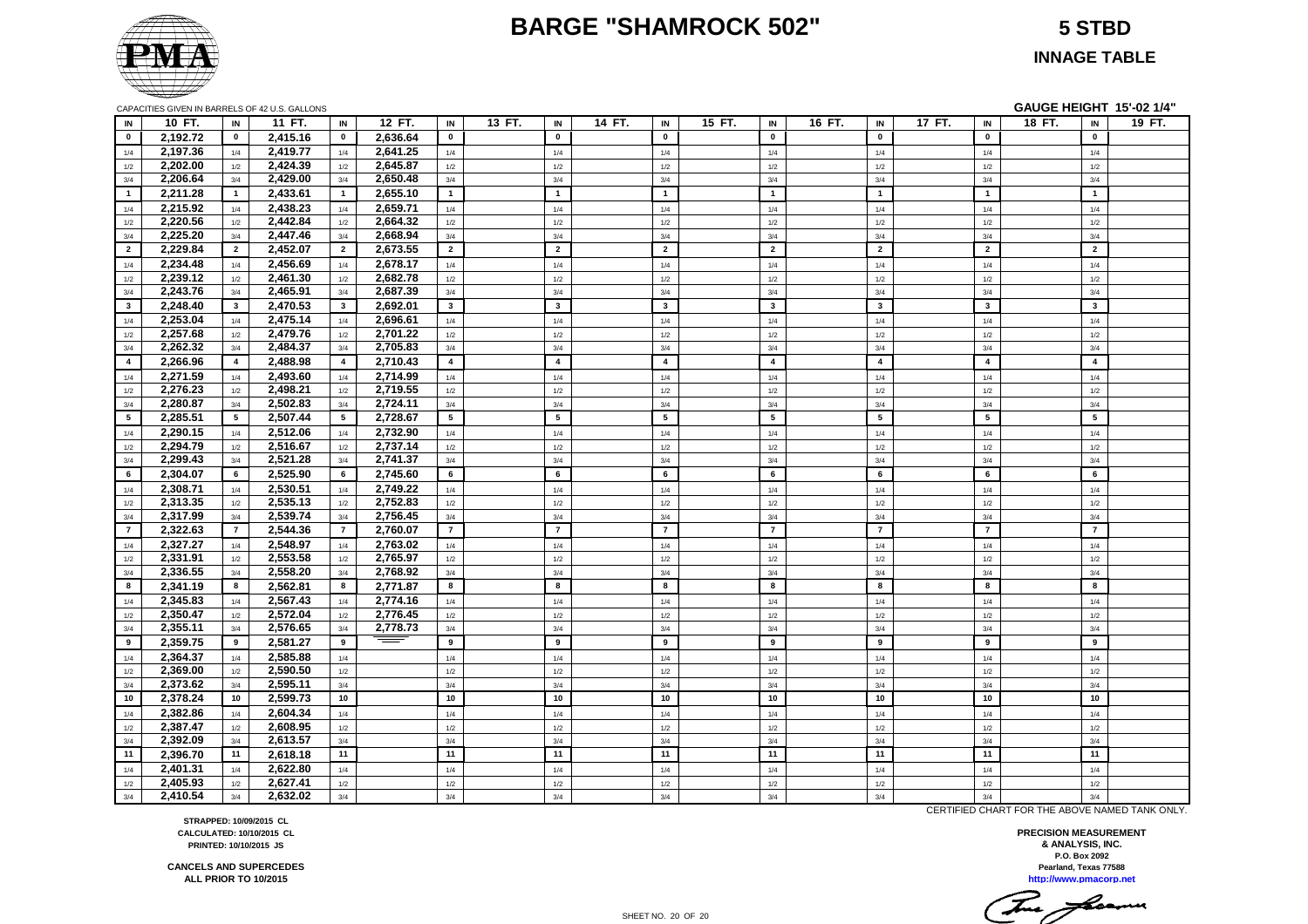# BARGE "SHAMROCK 502"

**5 STBD**

**INNAGE TABLE**

CAPACITIES GIVEN IN BARRELS OF 42 U.S. GALLONS

**GAUGE HEIGHT 15'-02 1/4"**

| IN | 10 FT. | IN | 11 FT. | IN | 12 FT. | IN | 13 FT. | IN | 14 FT. | IN | 15 FT. | IN | 16 FT. | IN | 17 FT. | IN | 18 FT. | IN | 19 FT. |
|---|---|---|---|---|---|---|---|---|---|---|---|---|---|---|---|---|---|---|---|
| 0 | 2,192.72 | 0 | 2,415.16 | 0 | 2,636.64 | 0 | | 0 | | 0 | | 0 | | 0 | | 0 | | 0 | |
| 1/4 | 2,197.36 | 1/4 | 2,419.77 | 1/4 | 2,641.25 | 1/4 | | 1/4 | | 1/4 | | 1/4 | | 1/4 | | 1/4 | | 1/4 | |
| 1/2 | 2,202.00 | 1/2 | 2,424.39 | 1/2 | 2,645.87 | 1/2 | | 1/2 | | 1/2 | | 1/2 | | 1/2 | | 1/2 | | 1/2 | |
| 3/4 | 2,206.64 | 3/4 | 2,429.00 | 3/4 | 2,650.48 | 3/4 | | 3/4 | | 3/4 | | 3/4 | | 3/4 | | 3/4 | | 3/4 | |
| 1 | 2,211.28 | 1 | 2,433.61 | 1 | 2,655.10 | 1 | | 1 | | 1 | | 1 | | 1 | | 1 | | 1 | |
| 1/4 | 2,215.92 | 1/4 | 2,438.23 | 1/4 | 2,659.71 | 1/4 | | 1/4 | | 1/4 | | 1/4 | | 1/4 | | 1/4 | | 1/4 | |
| 1/2 | 2,220.56 | 1/2 | 2,442.84 | 1/2 | 2,664.32 | 1/2 | | 1/2 | | 1/2 | | 1/2 | | 1/2 | | 1/2 | | 1/2 | |
| 3/4 | 2,225.20 | 3/4 | 2,447.46 | 3/4 | 2,668.94 | 3/4 | | 3/4 | | 3/4 | | 3/4 | | 3/4 | | 3/4 | | 3/4 | |
| 2 | 2,229.84 | 2 | 2,452.07 | 2 | 2,673.55 | 2 | | 2 | | 2 | | 2 | | 2 | | 2 | | 2 | |
| 1/4 | 2,234.48 | 1/4 | 2,456.69 | 1/4 | 2,678.17 | 1/4 | | 1/4 | | 1/4 | | 1/4 | | 1/4 | | 1/4 | | 1/4 | |
| 1/2 | 2,239.12 | 1/2 | 2,461.30 | 1/2 | 2,682.78 | 1/2 | | 1/2 | | 1/2 | | 1/2 | | 1/2 | | 1/2 | | 1/2 | |
| 3/4 | 2,243.76 | 3/4 | 2,465.91 | 3/4 | 2,687.39 | 3/4 | | 3/4 | | 3/4 | | 3/4 | | 3/4 | | 3/4 | | 3/4 | |
| 3 | 2,248.40 | 3 | 2,470.53 | 3 | 2,692.01 | 3 | | 3 | | 3 | | 3 | | 3 | | 3 | | 3 | |
| 1/4 | 2,253.04 | 1/4 | 2,475.14 | 1/4 | 2,696.61 | 1/4 | | 1/4 | | 1/4 | | 1/4 | | 1/4 | | 1/4 | | 1/4 | |
| 1/2 | 2,257.68 | 1/2 | 2,479.76 | 1/2 | 2,701.22 | 1/2 | | 1/2 | | 1/2 | | 1/2 | | 1/2 | | 1/2 | | 1/2 | |
| 3/4 | 2,262.32 | 3/4 | 2,484.37 | 3/4 | 2,705.83 | 3/4 | | 3/4 | | 3/4 | | 3/4 | | 3/4 | | 3/4 | | 3/4 | |
| 4 | 2,266.96 | 4 | 2,488.98 | 4 | 2,710.43 | 4 | | 4 | | 4 | | 4 | | 4 | | 4 | | 4 | |
| 1/4 | 2,271.59 | 1/4 | 2,493.60 | 1/4 | 2,714.99 | 1/4 | | 1/4 | | 1/4 | | 1/4 | | 1/4 | | 1/4 | | 1/4 | |
| 1/2 | 2,276.23 | 1/2 | 2,498.21 | 1/2 | 2,719.55 | 1/2 | | 1/2 | | 1/2 | | 1/2 | | 1/2 | | 1/2 | | 1/2 | |
| 3/4 | 2,280.87 | 3/4 | 2,502.83 | 3/4 | 2,724.11 | 3/4 | | 3/4 | | 3/4 | | 3/4 | | 3/4 | | 3/4 | | 3/4 | |
| 5 | 2,285.51 | 5 | 2,507.44 | 5 | 2,728.67 | 5 | | 5 | | 5 | | 5 | | 5 | | 5 | | 5 | |
| 1/4 | 2,290.15 | 1/4 | 2,512.06 | 1/4 | 2,732.90 | 1/4 | | 1/4 | | 1/4 | | 1/4 | | 1/4 | | 1/4 | | 1/4 | |
| 1/2 | 2,294.79 | 1/2 | 2,516.67 | 1/2 | 2,737.14 | 1/2 | | 1/2 | | 1/2 | | 1/2 | | 1/2 | | 1/2 | | 1/2 | |
| 3/4 | 2,299.43 | 3/4 | 2,521.28 | 3/4 | 2,741.37 | 3/4 | | 3/4 | | 3/4 | | 3/4 | | 3/4 | | 3/4 | | 3/4 | |
| 6 | 2,304.07 | 6 | 2,525.90 | 6 | 2,745.60 | 6 | | 6 | | 6 | | 6 | | 6 | | 6 | | 6 | |
| 1/4 | 2,308.71 | 1/4 | 2,530.51 | 1/4 | 2,749.22 | 1/4 | | 1/4 | | 1/4 | | 1/4 | | 1/4 | | 1/4 | | 1/4 | |
| 1/2 | 2,313.35 | 1/2 | 2,535.13 | 1/2 | 2,752.83 | 1/2 | | 1/2 | | 1/2 | | 1/2 | | 1/2 | | 1/2 | | 1/2 | |
| 3/4 | 2,317.99 | 3/4 | 2,539.74 | 3/4 | 2,756.45 | 3/4 | | 3/4 | | 3/4 | | 3/4 | | 3/4 | | 3/4 | | 3/4 | |
| 7 | 2,322.63 | 7 | 2,544.36 | 7 | 2,760.07 | 7 | | 7 | | 7 | | 7 | | 7 | | 7 | | 7 | |
| 1/4 | 2,327.27 | 1/4 | 2,548.97 | 1/4 | 2,763.02 | 1/4 | | 1/4 | | 1/4 | | 1/4 | | 1/4 | | 1/4 | | 1/4 | |
| 1/2 | 2,331.91 | 1/2 | 2,553.58 | 1/2 | 2,765.97 | 1/2 | | 1/2 | | 1/2 | | 1/2 | | 1/2 | | 1/2 | | 1/2 | |
| 3/4 | 2,336.55 | 3/4 | 2,558.20 | 3/4 | 2,768.92 | 3/4 | | 3/4 | | 3/4 | | 3/4 | | 3/4 | | 3/4 | | 3/4 | |
| 8 | 2,341.19 | 8 | 2,562.81 | 8 | 2,771.87 | 8 | | 8 | | 8 | | 8 | | 8 | | 8 | | 8 | |
| 1/4 | 2,345.83 | 1/4 | 2,567.43 | 1/4 | 2,774.16 | 1/4 | | 1/4 | | 1/4 | | 1/4 | | 1/4 | | 1/4 | | 1/4 | |
| 1/2 | 2,350.47 | 1/2 | 2,572.04 | 1/2 | 2,776.45 | 1/2 | | 1/2 | | 1/2 | | 1/2 | | 1/2 | | 1/2 | | 1/2 | |
| 3/4 | 2,355.11 | 3/4 | 2,576.65 | 3/4 | 2,778.73 | 3/4 | | 3/4 | | 3/4 | | 3/4 | | 3/4 | | 3/4 | | 3/4 | |
| 9 | 2,359.75 | 9 | 2,581.27 | 9 | | 9 | | 9 | | 9 | | 9 | | 9 | | 9 | | 9 | |
| 1/4 | 2,364.37 | 1/4 | 2,585.88 | 1/4 | | 1/4 | | 1/4 | | 1/4 | | 1/4 | | 1/4 | | 1/4 | | 1/4 | |
| 1/2 | 2,369.00 | 1/2 | 2,590.50 | 1/2 | | 1/2 | | 1/2 | | 1/2 | | 1/2 | | 1/2 | | 1/2 | | 1/2 | |
| 3/4 | 2,373.62 | 3/4 | 2,595.11 | 3/4 | | 3/4 | | 3/4 | | 3/4 | | 3/4 | | 3/4 | | 3/4 | | 3/4 | |
| 10 | 2,378.24 | 10 | 2,599.73 | 10 | | 10 | | 10 | | 10 | | 10 | | 10 | | 10 | | 10 | |
| 1/4 | 2,382.86 | 1/4 | 2,604.34 | 1/4 | | 1/4 | | 1/4 | | 1/4 | | 1/4 | | 1/4 | | 1/4 | | 1/4 | |
| 1/2 | 2,387.47 | 1/2 | 2,608.95 | 1/2 | | 1/2 | | 1/2 | | 1/2 | | 1/2 | | 1/2 | | 1/2 | | 1/2 | |
| 3/4 | 2,392.09 | 3/4 | 2,613.57 | 3/4 | | 3/4 | | 3/4 | | 3/4 | | 3/4 | | 3/4 | | 3/4 | | 3/4 | |
| 11 | 2,396.70 | 11 | 2,618.18 | 11 | | 11 | | 11 | | 11 | | 11 | | 11 | | 11 | | 11 | |
| 1/4 | 2,401.31 | 1/4 | 2,622.80 | 1/4 | | 1/4 | | 1/4 | | 1/4 | | 1/4 | | 1/4 | | 1/4 | | 1/4 | |
| 1/2 | 2,405.93 | 1/2 | 2,627.41 | 1/2 | | 1/2 | | 1/2 | | 1/2 | | 1/2 | | 1/2 | | 1/2 | | 1/2 | |
| 3/4 | 2,410.54 | 3/4 | 2,632.02 | 3/4 | | 3/4 | | 3/4 | | 3/4 | | 3/4 | | 3/4 | | 3/4 | | 3/4 | |

CERTIFIED CHART FOR THE ABOVE NAMED TANK ONLY.

**STRAPPED: 10/09/2015 CL**
**CALCULATED: 10/10/2015 CL**
**PRINTED: 10/10/2015 JS**

**CANCELS AND SUPERCEDES**
**ALL PRIOR TO 10/2015**

**PRECISION MEASUREMENT**
**& ANALYSIS, INC.**
**P.O. Box 2092**
**Pearland, Texas 77588**
**http://www.pmacorp.net**

SHEET NO. 20 OF 20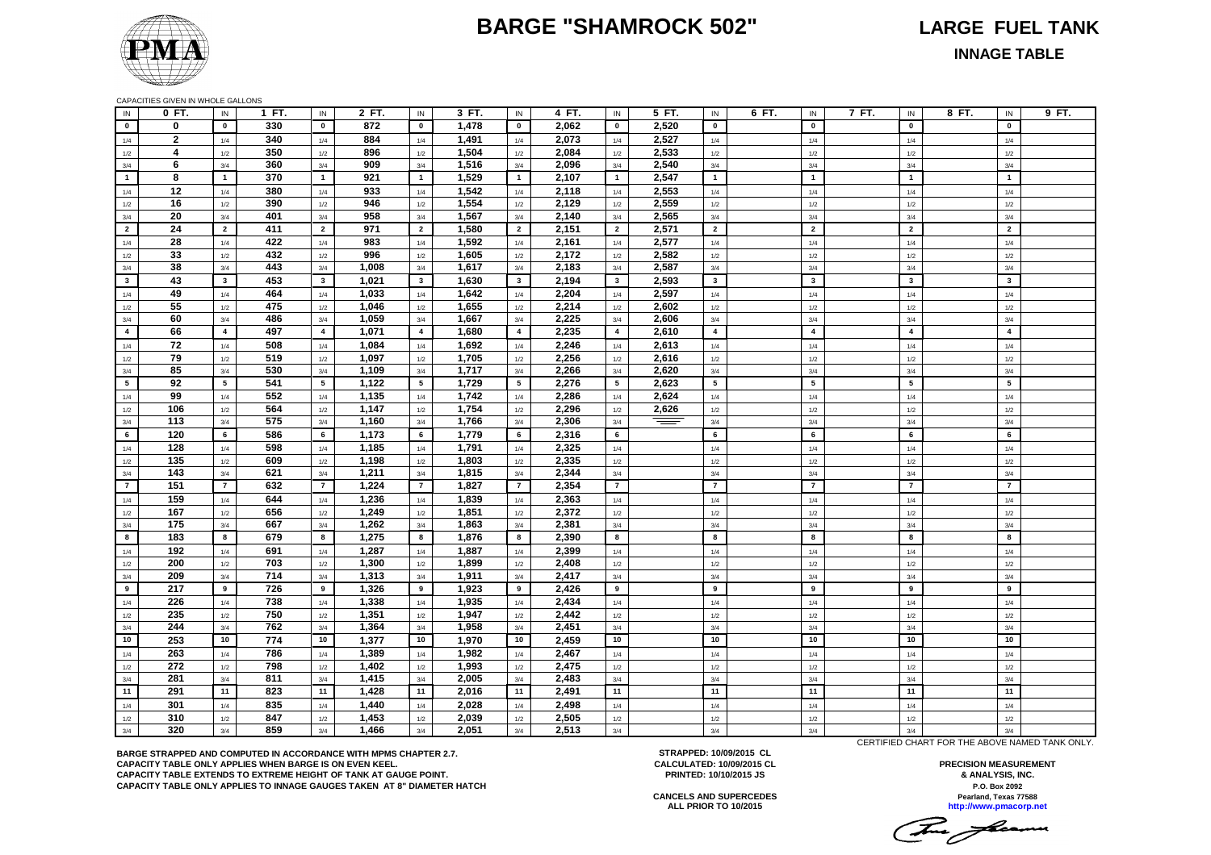# BARGE "SHAMROCK 502"

## LARGE FUEL TANK

### INNAGE TABLE

CAPACITIES GIVEN IN WHOLE GALLONS

| IN | 0 FT. | IN | 1 FT. | IN | 2 FT. | IN | 3 FT. | IN | 4 FT. | IN | 5 FT. | IN | 6 FT. | IN | 7 FT. | IN | 8 FT. | IN | 9 FT. |
|---|---|---|---|---|---|---|---|---|---|---|---|---|---|---|---|---|---|---|---|
| 0 | 0 | 0 | 330 | 0 | 872 | 0 | 1,478 | 0 | 2,062 | 0 | 2,520 | 0 | | 0 | | 0 | | 0 | |
| 1/4 | 2 | 1/4 | 340 | 1/4 | 884 | 1/4 | 1,491 | 1/4 | 2,073 | 1/4 | 2,527 | 1/4 | | 1/4 | | 1/4 | | 1/4 | |
| 1/2 | 4 | 1/2 | 350 | 1/2 | 896 | 1/2 | 1,504 | 1/2 | 2,084 | 1/2 | 2,533 | 1/2 | | 1/2 | | 1/2 | | 1/2 | |
| 3/4 | 6 | 3/4 | 360 | 3/4 | 909 | 3/4 | 1,516 | 3/4 | 2,096 | 3/4 | 2,540 | 3/4 | | 3/4 | | 3/4 | | 3/4 | |
| 1 | 8 | 1 | 370 | 1 | 921 | 1 | 1,529 | 1 | 2,107 | 1 | 2,547 | 1 | | 1 | | 1 | | 1 | |
| 1/4 | 12 | 1/4 | 380 | 1/4 | 933 | 1/4 | 1,542 | 1/4 | 2,118 | 1/4 | 2,553 | 1/4 | | 1/4 | | 1/4 | | 1/4 | |
| 1/2 | 16 | 1/2 | 390 | 1/2 | 946 | 1/2 | 1,554 | 1/2 | 2,129 | 1/2 | 2,559 | 1/2 | | 1/2 | | 1/2 | | 1/2 | |
| 3/4 | 20 | 3/4 | 401 | 3/4 | 958 | 3/4 | 1,567 | 3/4 | 2,140 | 3/4 | 2,565 | 3/4 | | 3/4 | | 3/4 | | 3/4 | |
| 2 | 24 | 2 | 411 | 2 | 971 | 2 | 1,580 | 2 | 2,151 | 2 | 2,571 | 2 | | 2 | | 2 | | 2 | |
| 1/4 | 28 | 1/4 | 422 | 1/4 | 983 | 1/4 | 1,592 | 1/4 | 2,161 | 1/4 | 2,577 | 1/4 | | 1/4 | | 1/4 | | 1/4 | |
| 1/2 | 33 | 1/2 | 432 | 1/2 | 996 | 1/2 | 1,605 | 1/2 | 2,172 | 1/2 | 2,582 | 1/2 | | 1/2 | | 1/2 | | 1/2 | |
| 3/4 | 38 | 3/4 | 443 | 3/4 | 1,008 | 3/4 | 1,617 | 3/4 | 2,183 | 3/4 | 2,587 | 3/4 | | 3/4 | | 3/4 | | 3/4 | |
| 3 | 43 | 3 | 453 | 3 | 1,021 | 3 | 1,630 | 3 | 2,194 | 3 | 2,593 | 3 | | 3 | | 3 | | 3 | |
| 1/4 | 49 | 1/4 | 464 | 1/4 | 1,033 | 1/4 | 1,642 | 1/4 | 2,204 | 1/4 | 2,597 | 1/4 | | 1/4 | | 1/4 | | 1/4 | |
| 1/2 | 55 | 1/2 | 475 | 1/2 | 1,046 | 1/2 | 1,655 | 1/2 | 2,214 | 1/2 | 2,602 | 1/2 | | 1/2 | | 1/2 | | 1/2 | |
| 3/4 | 60 | 3/4 | 486 | 3/4 | 1,059 | 3/4 | 1,667 | 3/4 | 2,225 | 3/4 | 2,606 | 3/4 | | 3/4 | | 3/4 | | 3/4 | |
| 4 | 66 | 4 | 497 | 4 | 1,071 | 4 | 1,680 | 4 | 2,235 | 4 | 2,610 | 4 | | 4 | | 4 | | 4 | |
| 1/4 | 72 | 1/4 | 508 | 1/4 | 1,084 | 1/4 | 1,692 | 1/4 | 2,246 | 1/4 | 2,613 | 1/4 | | 1/4 | | 1/4 | | 1/4 | |
| 1/2 | 79 | 1/2 | 519 | 1/2 | 1,097 | 1/2 | 1,705 | 1/2 | 2,256 | 1/2 | 2,616 | 1/2 | | 1/2 | | 1/2 | | 1/2 | |
| 3/4 | 85 | 3/4 | 530 | 3/4 | 1,109 | 3/4 | 1,717 | 3/4 | 2,266 | 3/4 | 2,620 | 3/4 | | 3/4 | | 3/4 | | 3/4 | |
| 5 | 92 | 5 | 541 | 5 | 1,122 | 5 | 1,729 | 5 | 2,276 | 5 | 2,623 | 5 | | 5 | | 5 | | 5 | |
| 1/4 | 99 | 1/4 | 552 | 1/4 | 1,135 | 1/4 | 1,742 | 1/4 | 2,286 | 1/4 | 2,624 | 1/4 | | 1/4 | | 1/4 | | 1/4 | |
| 1/2 | 106 | 1/2 | 564 | 1/2 | 1,147 | 1/2 | 1,754 | 1/2 | 2,296 | 1/2 | 2,626 | 1/2 | | 1/2 | | 1/2 | | 1/2 | |
| 3/4 | 113 | 3/4 | 575 | 3/4 | 1,160 | 3/4 | 1,766 | 3/4 | 2,306 | 3/4 | | 3/4 | | 3/4 | | 3/4 | | 3/4 | |
| 6 | 120 | 6 | 586 | 6 | 1,173 | 6 | 1,779 | 6 | 2,316 | 6 | | 6 | | 6 | | 6 | | 6 | |
| 1/4 | 128 | 1/4 | 598 | 1/4 | 1,185 | 1/4 | 1,791 | 1/4 | 2,325 | 1/4 | | 1/4 | | 1/4 | | 1/4 | | 1/4 | |
| 1/2 | 135 | 1/2 | 609 | 1/2 | 1,198 | 1/2 | 1,803 | 1/2 | 2,335 | 1/2 | | 1/2 | | 1/2 | | 1/2 | | 1/2 | |
| 3/4 | 143 | 3/4 | 621 | 3/4 | 1,211 | 3/4 | 1,815 | 3/4 | 2,344 | 3/4 | | 3/4 | | 3/4 | | 3/4 | | 3/4 | |
| 7 | 151 | 7 | 632 | 7 | 1,224 | 7 | 1,827 | 7 | 2,354 | 7 | | 7 | | 7 | | 7 | | 7 | |
| 1/4 | 159 | 1/4 | 644 | 1/4 | 1,236 | 1/4 | 1,839 | 1/4 | 2,363 | 1/4 | | 1/4 | | 1/4 | | 1/4 | | 1/4 | |
| 1/2 | 167 | 1/2 | 656 | 1/2 | 1,249 | 1/2 | 1,851 | 1/2 | 2,372 | 1/2 | | 1/2 | | 1/2 | | 1/2 | | 1/2 | |
| 3/4 | 175 | 3/4 | 667 | 3/4 | 1,262 | 3/4 | 1,863 | 3/4 | 2,381 | 3/4 | | 3/4 | | 3/4 | | 3/4 | | 3/4 | |
| 8 | 183 | 8 | 679 | 8 | 1,275 | 8 | 1,876 | 8 | 2,390 | 8 | | 8 | | 8 | | 8 | | 8 | |
| 1/4 | 192 | 1/4 | 691 | 1/4 | 1,287 | 1/4 | 1,887 | 1/4 | 2,399 | 1/4 | | 1/4 | | 1/4 | | 1/4 | | 1/4 | |
| 1/2 | 200 | 1/2 | 703 | 1/2 | 1,300 | 1/2 | 1,899 | 1/2 | 2,408 | 1/2 | | 1/2 | | 1/2 | | 1/2 | | 1/2 | |
| 3/4 | 209 | 3/4 | 714 | 3/4 | 1,313 | 3/4 | 1,911 | 3/4 | 2,417 | 3/4 | | 3/4 | | 3/4 | | 3/4 | | 3/4 | |
| 9 | 217 | 9 | 726 | 9 | 1,326 | 9 | 1,923 | 9 | 2,426 | 9 | | 9 | | 9 | | 9 | | 9 | |
| 1/4 | 226 | 1/4 | 738 | 1/4 | 1,338 | 1/4 | 1,935 | 1/4 | 2,434 | 1/4 | | 1/4 | | 1/4 | | 1/4 | | 1/4 | |
| 1/2 | 235 | 1/2 | 750 | 1/2 | 1,351 | 1/2 | 1,947 | 1/2 | 2,442 | 1/2 | | 1/2 | | 1/2 | | 1/2 | | 1/2 | |
| 3/4 | 244 | 3/4 | 762 | 3/4 | 1,364 | 3/4 | 1,958 | 3/4 | 2,451 | 3/4 | | 3/4 | | 3/4 | | 3/4 | | 3/4 | |
| 10 | 253 | 10 | 774 | 10 | 1,377 | 10 | 1,970 | 10 | 2,459 | 10 | | 10 | | 10 | | 10 | | 10 | |
| 1/4 | 263 | 1/4 | 786 | 1/4 | 1,389 | 1/4 | 1,982 | 1/4 | 2,467 | 1/4 | | 1/4 | | 1/4 | | 1/4 | | 1/4 | |
| 1/2 | 272 | 1/2 | 798 | 1/2 | 1,402 | 1/2 | 1,993 | 1/2 | 2,475 | 1/2 | | 1/2 | | 1/2 | | 1/2 | | 1/2 | |
| 3/4 | 281 | 3/4 | 811 | 3/4 | 1,415 | 3/4 | 2,005 | 3/4 | 2,483 | 3/4 | | 3/4 | | 3/4 | | 3/4 | | 3/4 | |
| 11 | 291 | 11 | 823 | 11 | 1,428 | 11 | 2,016 | 11 | 2,491 | 11 | | 11 | | 11 | | 11 | | 11 | |
| 1/4 | 301 | 1/4 | 835 | 1/4 | 1,440 | 1/4 | 2,028 | 1/4 | 2,498 | 1/4 | | 1/4 | | 1/4 | | 1/4 | | 1/4 | |
| 1/2 | 310 | 1/2 | 847 | 1/2 | 1,453 | 1/2 | 2,039 | 1/2 | 2,505 | 1/2 | | 1/2 | | 1/2 | | 1/2 | | 1/2 | |
| 3/4 | 320 | 3/4 | 859 | 3/4 | 1,466 | 3/4 | 2,051 | 3/4 | 2,513 | 3/4 | | 3/4 | | 3/4 | | 3/4 | | 3/4 | |

CERTIFIED CHART FOR THE ABOVE NAMED TANK ONLY.

**BARGE STRAPPED AND COMPUTED IN ACCORDANCE WITH MPMS CHAPTER 2.7.**
**CAPACITY TABLE ONLY APPLIES WHEN BARGE IS ON EVEN KEEL.**
**CAPACITY TABLE EXTENDS TO EXTREME HEIGHT OF TANK AT GAUGE POINT.**
**CAPACITY TABLE ONLY APPLIES TO INNAGE GAUGES TAKEN AT 8" DIAMETER HATCH**

**STRAPPED: 10/09/2015 CL**
**CALCULATED: 10/09/2015 CL**
**PRINTED: 10/10/2015 JS**

**CANCELS AND SUPERCEDES**
**ALL PRIOR TO 10/2015**

**PRECISION MEASUREMENT & ANALYSIS, INC.**
P.O. Box 2092
Pearland, Texas 77588
http://www.pmacorp.net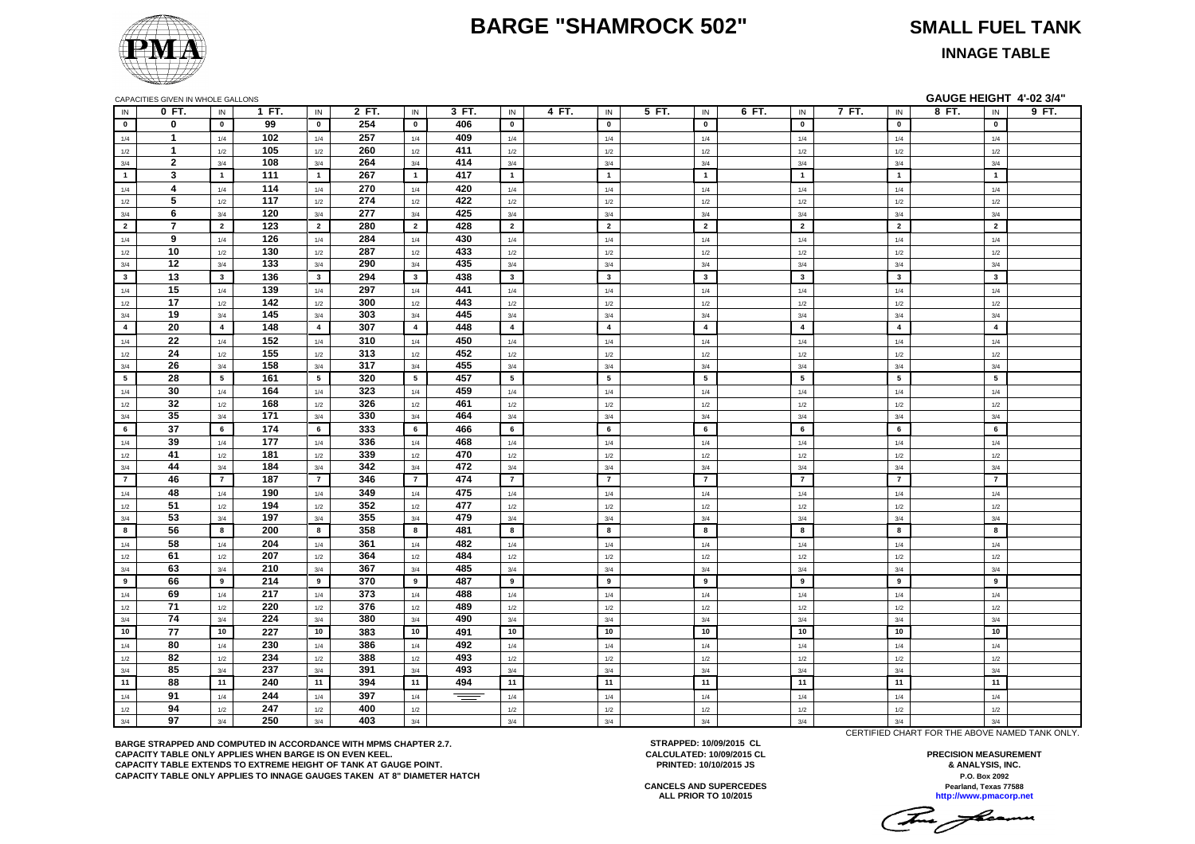# BARGE "SHAMROCK 502"

## SMALL FUEL TANK

### INNAGE TABLE

CAPACITIES GIVEN IN WHOLE GALLONS

**GAUGE HEIGHT 4'-02 3/4"**

| IN | 0 FT. | IN | 1 FT. | IN | 2 FT. | IN | 3 FT. | IN | 4 FT. | IN | 5 FT. | IN | 6 FT. | IN | 7 FT. | IN | 8 FT. | IN | 9 FT. |
|---|---|---|---|---|---|---|---|---|---|---|---|---|---|---|---|---|---|---|---|
| 0 | 0 | 0 | 99 | 0 | 254 | 0 | 406 | 0 | | 0 | | 0 | | 0 | | 0 | | 0 | |
| 1/4 | 1 | 1/4 | 102 | 1/4 | 257 | 1/4 | 409 | 1/4 | | 1/4 | | 1/4 | | 1/4 | | 1/4 | | 1/4 | |
| 1/2 | 1 | 1/2 | 105 | 1/2 | 260 | 1/2 | 411 | 1/2 | | 1/2 | | 1/2 | | 1/2 | | 1/2 | | 1/2 | |
| 3/4 | 2 | 3/4 | 108 | 3/4 | 264 | 3/4 | 414 | 3/4 | | 3/4 | | 3/4 | | 3/4 | | 3/4 | | 3/4 | |
| 1 | 3 | 1 | 111 | 1 | 267 | 1 | 417 | 1 | | 1 | | 1 | | 1 | | 1 | | 1 | |
| 1/4 | 4 | 1/4 | 114 | 1/4 | 270 | 1/4 | 420 | 1/4 | | 1/4 | | 1/4 | | 1/4 | | 1/4 | | 1/4 | |
| 1/2 | 5 | 1/2 | 117 | 1/2 | 274 | 1/2 | 422 | 1/2 | | 1/2 | | 1/2 | | 1/2 | | 1/2 | | 1/2 | |
| 3/4 | 6 | 3/4 | 120 | 3/4 | 277 | 3/4 | 425 | 3/4 | | 3/4 | | 3/4 | | 3/4 | | 3/4 | | 3/4 | |
| 2 | 7 | 2 | 123 | 2 | 280 | 2 | 428 | 2 | | 2 | | 2 | | 2 | | 2 | | 2 | |
| 1/4 | 9 | 1/4 | 126 | 1/4 | 284 | 1/4 | 430 | 1/4 | | 1/4 | | 1/4 | | 1/4 | | 1/4 | | 1/4 | |
| 1/2 | 10 | 1/2 | 130 | 1/2 | 287 | 1/2 | 433 | 1/2 | | 1/2 | | 1/2 | | 1/2 | | 1/2 | | 1/2 | |
| 3/4 | 12 | 3/4 | 133 | 3/4 | 290 | 3/4 | 435 | 3/4 | | 3/4 | | 3/4 | | 3/4 | | 3/4 | | 3/4 | |
| 3 | 13 | 3 | 136 | 3 | 294 | 3 | 438 | 3 | | 3 | | 3 | | 3 | | 3 | | 3 | |
| 1/4 | 15 | 1/4 | 139 | 1/4 | 297 | 1/4 | 441 | 1/4 | | 1/4 | | 1/4 | | 1/4 | | 1/4 | | 1/4 | |
| 1/2 | 17 | 1/2 | 142 | 1/2 | 300 | 1/2 | 443 | 1/2 | | 1/2 | | 1/2 | | 1/2 | | 1/2 | | 1/2 | |
| 3/4 | 19 | 3/4 | 145 | 3/4 | 303 | 3/4 | 445 | 3/4 | | 3/4 | | 3/4 | | 3/4 | | 3/4 | | 3/4 | |
| 4 | 20 | 4 | 148 | 4 | 307 | 4 | 448 | 4 | | 4 | | 4 | | 4 | | 4 | | 4 | |
| 1/4 | 22 | 1/4 | 152 | 1/4 | 310 | 1/4 | 450 | 1/4 | | 1/4 | | 1/4 | | 1/4 | | 1/4 | | 1/4 | |
| 1/2 | 24 | 1/2 | 155 | 1/2 | 313 | 1/2 | 452 | 1/2 | | 1/2 | | 1/2 | | 1/2 | | 1/2 | | 1/2 | |
| 3/4 | 26 | 3/4 | 158 | 3/4 | 317 | 3/4 | 455 | 3/4 | | 3/4 | | 3/4 | | 3/4 | | 3/4 | | 3/4 | |
| 5 | 28 | 5 | 161 | 5 | 320 | 5 | 457 | 5 | | 5 | | 5 | | 5 | | 5 | | 5 | |
| 1/4 | 30 | 1/4 | 164 | 1/4 | 323 | 1/4 | 459 | 1/4 | | 1/4 | | 1/4 | | 1/4 | | 1/4 | | 1/4 | |
| 1/2 | 32 | 1/2 | 168 | 1/2 | 326 | 1/2 | 461 | 1/2 | | 1/2 | | 1/2 | | 1/2 | | 1/2 | | 1/2 | |
| 3/4 | 35 | 3/4 | 171 | 3/4 | 330 | 3/4 | 464 | 3/4 | | 3/4 | | 3/4 | | 3/4 | | 3/4 | | 3/4 | |
| 6 | 37 | 6 | 174 | 6 | 333 | 6 | 466 | 6 | | 6 | | 6 | | 6 | | 6 | | 6 | |
| 1/4 | 39 | 1/4 | 177 | 1/4 | 336 | 1/4 | 468 | 1/4 | | 1/4 | | 1/4 | | 1/4 | | 1/4 | | 1/4 | |
| 1/2 | 41 | 1/2 | 181 | 1/2 | 339 | 1/2 | 470 | 1/2 | | 1/2 | | 1/2 | | 1/2 | | 1/2 | | 1/2 | |
| 3/4 | 44 | 3/4 | 184 | 3/4 | 342 | 3/4 | 472 | 3/4 | | 3/4 | | 3/4 | | 3/4 | | 3/4 | | 3/4 | |
| 7 | 46 | 7 | 187 | 7 | 346 | 7 | 474 | 7 | | 7 | | 7 | | 7 | | 7 | | 7 | |
| 1/4 | 48 | 1/4 | 190 | 1/4 | 349 | 1/4 | 475 | 1/4 | | 1/4 | | 1/4 | | 1/4 | | 1/4 | | 1/4 | |
| 1/2 | 51 | 1/2 | 194 | 1/2 | 352 | 1/2 | 477 | 1/2 | | 1/2 | | 1/2 | | 1/2 | | 1/2 | | 1/2 | |
| 3/4 | 53 | 3/4 | 197 | 3/4 | 355 | 3/4 | 479 | 3/4 | | 3/4 | | 3/4 | | 3/4 | | 3/4 | | 3/4 | |
| 8 | 56 | 8 | 200 | 8 | 358 | 8 | 481 | 8 | | 8 | | 8 | | 8 | | 8 | | 8 | |
| 1/4 | 58 | 1/4 | 204 | 1/4 | 361 | 1/4 | 482 | 1/4 | | 1/4 | | 1/4 | | 1/4 | | 1/4 | | 1/4 | |
| 1/2 | 61 | 1/2 | 207 | 1/2 | 364 | 1/2 | 484 | 1/2 | | 1/2 | | 1/2 | | 1/2 | | 1/2 | | 1/2 | |
| 3/4 | 63 | 3/4 | 210 | 3/4 | 367 | 3/4 | 485 | 3/4 | | 3/4 | | 3/4 | | 3/4 | | 3/4 | | 3/4 | |
| 9 | 66 | 9 | 214 | 9 | 370 | 9 | 487 | 9 | | 9 | | 9 | | 9 | | 9 | | 9 | |
| 1/4 | 69 | 1/4 | 217 | 1/4 | 373 | 1/4 | 488 | 1/4 | | 1/4 | | 1/4 | | 1/4 | | 1/4 | | 1/4 | |
| 1/2 | 71 | 1/2 | 220 | 1/2 | 376 | 1/2 | 489 | 1/2 | | 1/2 | | 1/2 | | 1/2 | | 1/2 | | 1/2 | |
| 3/4 | 74 | 3/4 | 224 | 3/4 | 380 | 3/4 | 490 | 3/4 | | 3/4 | | 3/4 | | 3/4 | | 3/4 | | 3/4 | |
| 10 | 77 | 10 | 227 | 10 | 383 | 10 | 491 | 10 | | 10 | | 10 | | 10 | | 10 | | 10 | |
| 1/4 | 80 | 1/4 | 230 | 1/4 | 386 | 1/4 | 492 | 1/4 | | 1/4 | | 1/4 | | 1/4 | | 1/4 | | 1/4 | |
| 1/2 | 82 | 1/2 | 234 | 1/2 | 388 | 1/2 | 493 | 1/2 | | 1/2 | | 1/2 | | 1/2 | | 1/2 | | 1/2 | |
| 3/4 | 85 | 3/4 | 237 | 3/4 | 391 | 3/4 | 493 | 3/4 | | 3/4 | | 3/4 | | 3/4 | | 3/4 | | 3/4 | |
| 11 | 88 | 11 | 240 | 11 | 394 | 11 | 494 | 11 | | 11 | | 11 | | 11 | | 11 | | 11 | |
| 1/4 | 91 | 1/4 | 244 | 1/4 | 397 | 1/4 | | 1/4 | | 1/4 | | 1/4 | | 1/4 | | 1/4 | | 1/4 | |
| 1/2 | 94 | 1/2 | 247 | 1/2 | 400 | 1/2 | | 1/2 | | 1/2 | | 1/2 | | 1/2 | | 1/2 | | 1/2 | |
| 3/4 | 97 | 3/4 | 250 | 3/4 | 403 | 3/4 | | 3/4 | | 3/4 | | 3/4 | | 3/4 | | 3/4 | | 3/4 | |

CERTIFIED CHART FOR THE ABOVE NAMED TANK ONLY.

**BARGE STRAPPED AND COMPUTED IN ACCORDANCE WITH MPMS CHAPTER 2.7.**
**CAPACITY TABLE ONLY APPLIES WHEN BARGE IS ON EVEN KEEL.**
**CAPACITY TABLE EXTENDS TO EXTREME HEIGHT OF TANK AT GAUGE POINT.**
**CAPACITY TABLE ONLY APPLIES TO INNAGE GAUGES TAKEN AT 8" DIAMETER HATCH**

**STRAPPED: 10/09/2015 CL**
**CALCULATED: 10/09/2015 CL**
**PRINTED: 10/10/2015 JS**

**CANCELS AND SUPERCEDES**
**ALL PRIOR TO 10/2015**

**PRECISION MEASUREMENT & ANALYSIS, INC.**
**P.O. Box 2092**
**Pearland, Texas 77588**
**http://www.pmacorp.net**